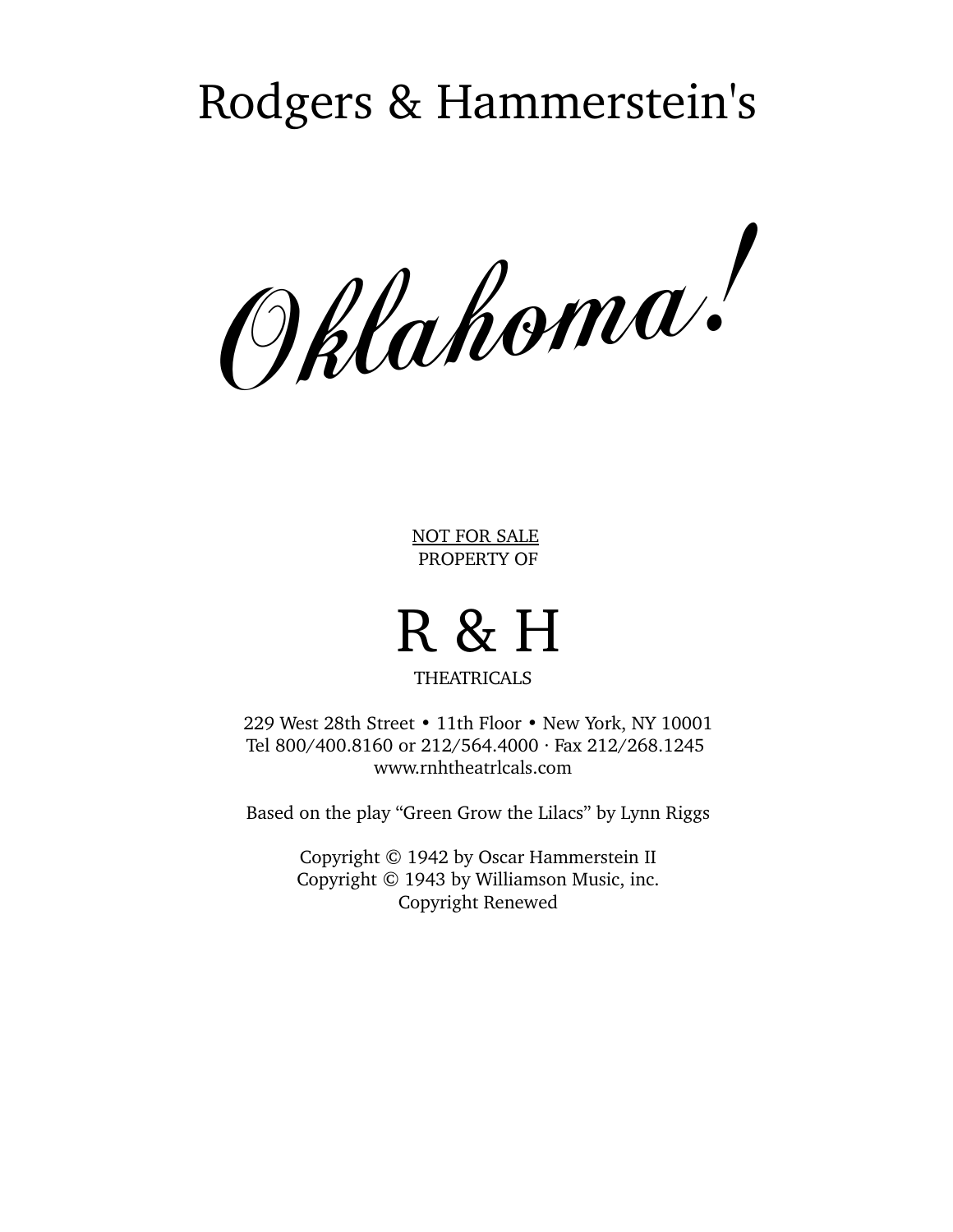# Rodgers & Hammerstein's

# *Oklahoma!*

NOT FOR SALE
PROPERTY OF

# R & H

THEATRICALS

229 West 28th Street • 11th Floor • New York, NY 10001
Tel 800/400.8160 or 212/564.4000 · Fax 212/268.1245
www.rnhtheatrlcals.com

Based on the play "Green Grow the Lilacs" by Lynn Riggs

Copyright © 1942 by Oscar Hammerstein II
Copyright © 1943 by Williamson Music, inc.
Copyright Renewed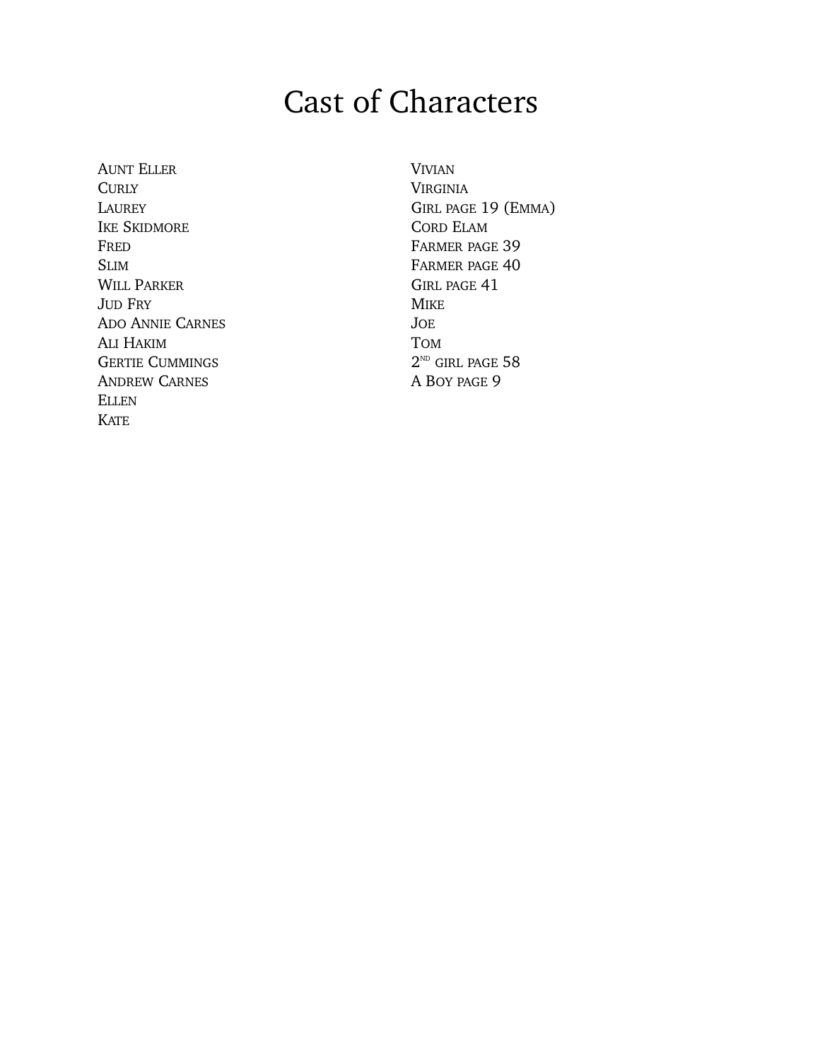# Cast of Characters

AUNT ELLER
CURLY
LAUREY
IKE SKIDMORE
FRED
SLIM
WILL PARKER
JUD FRY
ADO ANNIE CARNES
ALI HAKIM
GERTIE CUMMINGS
ANDREW CARNES
ELLEN
KATE
VIVIAN
VIRGINIA
GIRL PAGE 19 (EMMA)
CORD ELAM
FARMER PAGE 39
FARMER PAGE 40
GIRL PAGE 41
MIKE
JOE
TOM
2ND GIRL PAGE 58
A BOY PAGE 9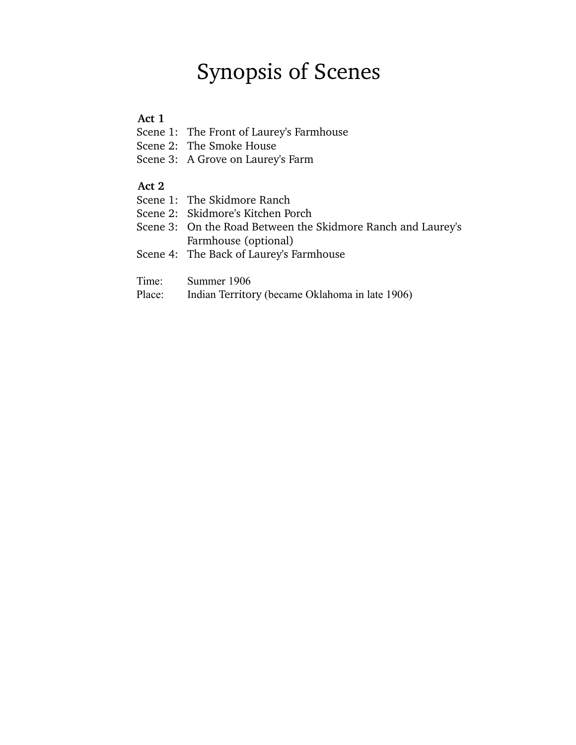# Synopsis of Scenes

**Act 1**

Scene 1: The Front of Laurey's Farmhouse
Scene 2: The Smoke House
Scene 3: A Grove on Laurey's Farm

**Act 2**

Scene 1: The Skidmore Ranch
Scene 2: Skidmore's Kitchen Porch
Scene 3: On the Road Between the Skidmore Ranch and Laurey's Farmhouse (optional)
Scene 4: The Back of Laurey's Farmhouse

Time: Summer 1906
Place: Indian Territory (became Oklahoma in late 1906)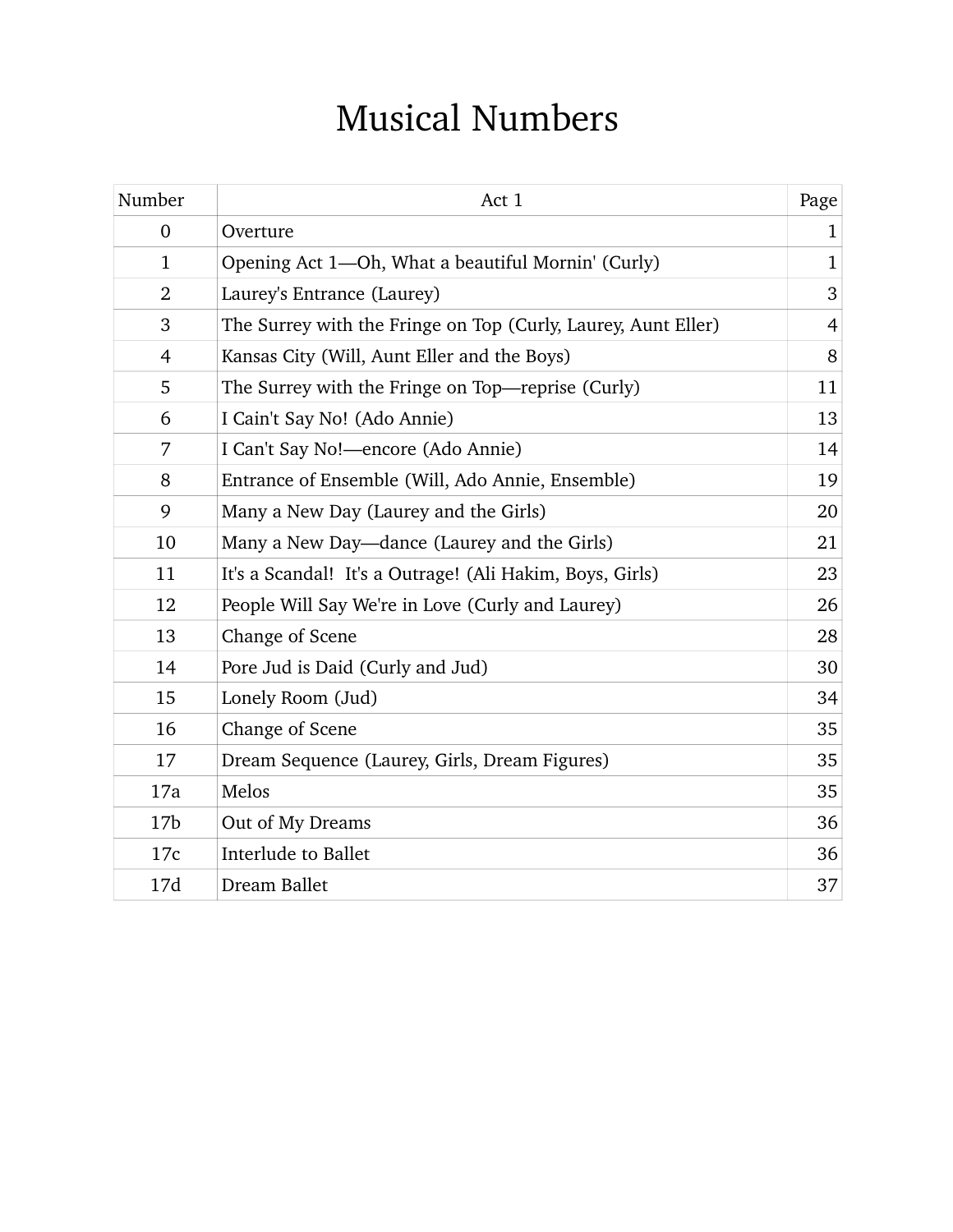# Musical Numbers

| Number | Act 1 | Page |
|---|---|---|
| 0 | Overture | 1 |
| 1 | Opening Act 1—Oh, What a beautiful Mornin' (Curly) | 1 |
| 2 | Laurey's Entrance (Laurey) | 3 |
| 3 | The Surrey with the Fringe on Top (Curly, Laurey, Aunt Eller) | 4 |
| 4 | Kansas City (Will, Aunt Eller and the Boys) | 8 |
| 5 | The Surrey with the Fringe on Top—reprise (Curly) | 11 |
| 6 | I Cain't Say No! (Ado Annie) | 13 |
| 7 | I Can't Say No!—encore (Ado Annie) | 14 |
| 8 | Entrance of Ensemble (Will, Ado Annie, Ensemble) | 19 |
| 9 | Many a New Day (Laurey and the Girls) | 20 |
| 10 | Many a New Day—dance (Laurey and the Girls) | 21 |
| 11 | It's a Scandal! It's a Outrage! (Ali Hakim, Boys, Girls) | 23 |
| 12 | People Will Say We're in Love (Curly and Laurey) | 26 |
| 13 | Change of Scene | 28 |
| 14 | Pore Jud is Daid (Curly and Jud) | 30 |
| 15 | Lonely Room (Jud) | 34 |
| 16 | Change of Scene | 35 |
| 17 | Dream Sequence (Laurey, Girls, Dream Figures) | 35 |
| 17a | Melos | 35 |
| 17b | Out of My Dreams | 36 |
| 17c | Interlude to Ballet | 36 |
| 17d | Dream Ballet | 37 |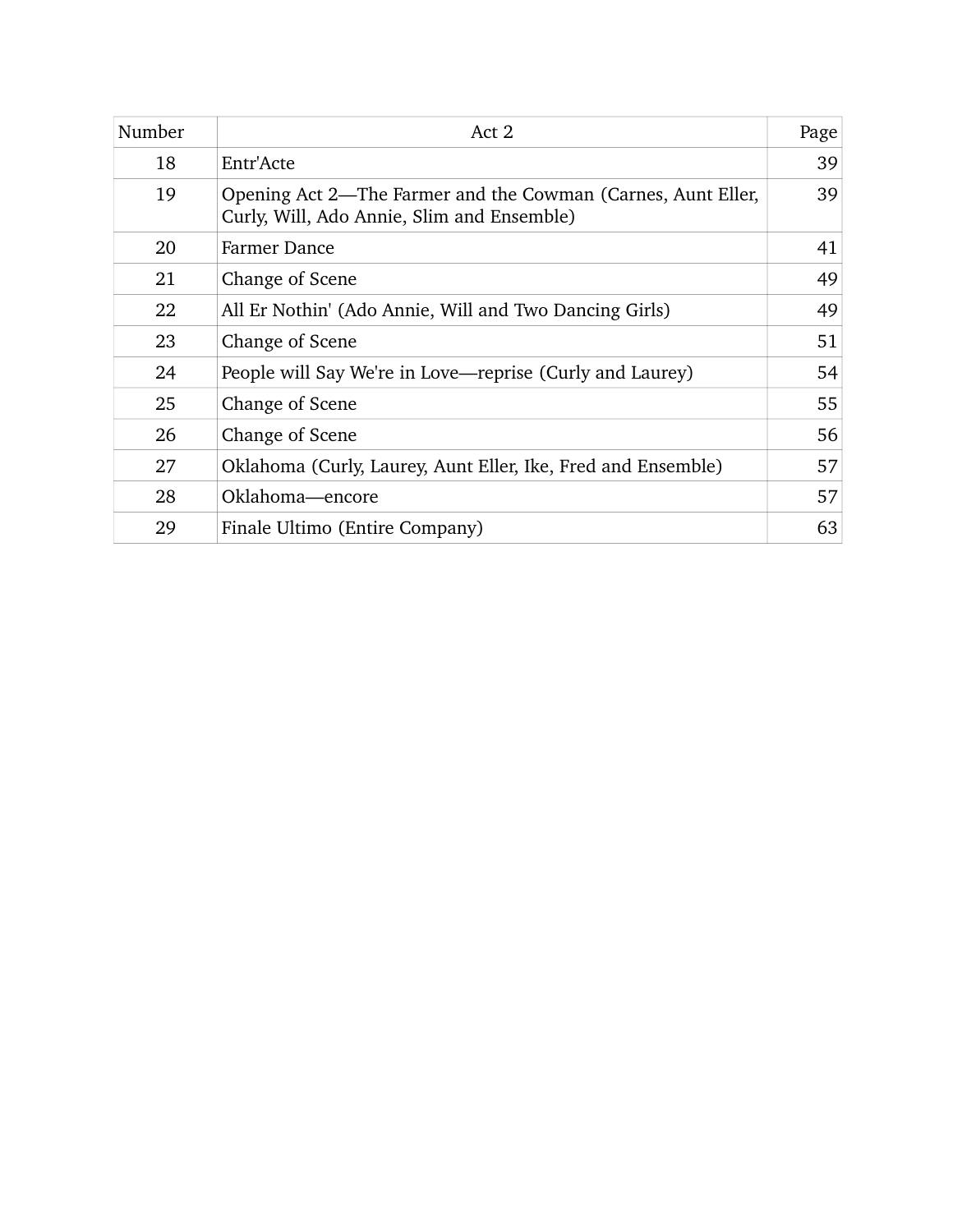| Number | Act 2 | Page |
| --- | --- | --- |
| 18 | Entr'Acte | 39 |
| 19 | Opening Act 2—The Farmer and the Cowman (Carnes, Aunt Eller, Curly, Will, Ado Annie, Slim and Ensemble) | 39 |
| 20 | Farmer Dance | 41 |
| 21 | Change of Scene | 49 |
| 22 | All Er Nothin' (Ado Annie, Will and Two Dancing Girls) | 49 |
| 23 | Change of Scene | 51 |
| 24 | People will Say We're in Love—reprise (Curly and Laurey) | 54 |
| 25 | Change of Scene | 55 |
| 26 | Change of Scene | 56 |
| 27 | Oklahoma (Curly, Laurey, Aunt Eller, Ike, Fred and Ensemble) | 57 |
| 28 | Oklahoma—encore | 57 |
| 29 | Finale Ultimo (Entire Company) | 63 |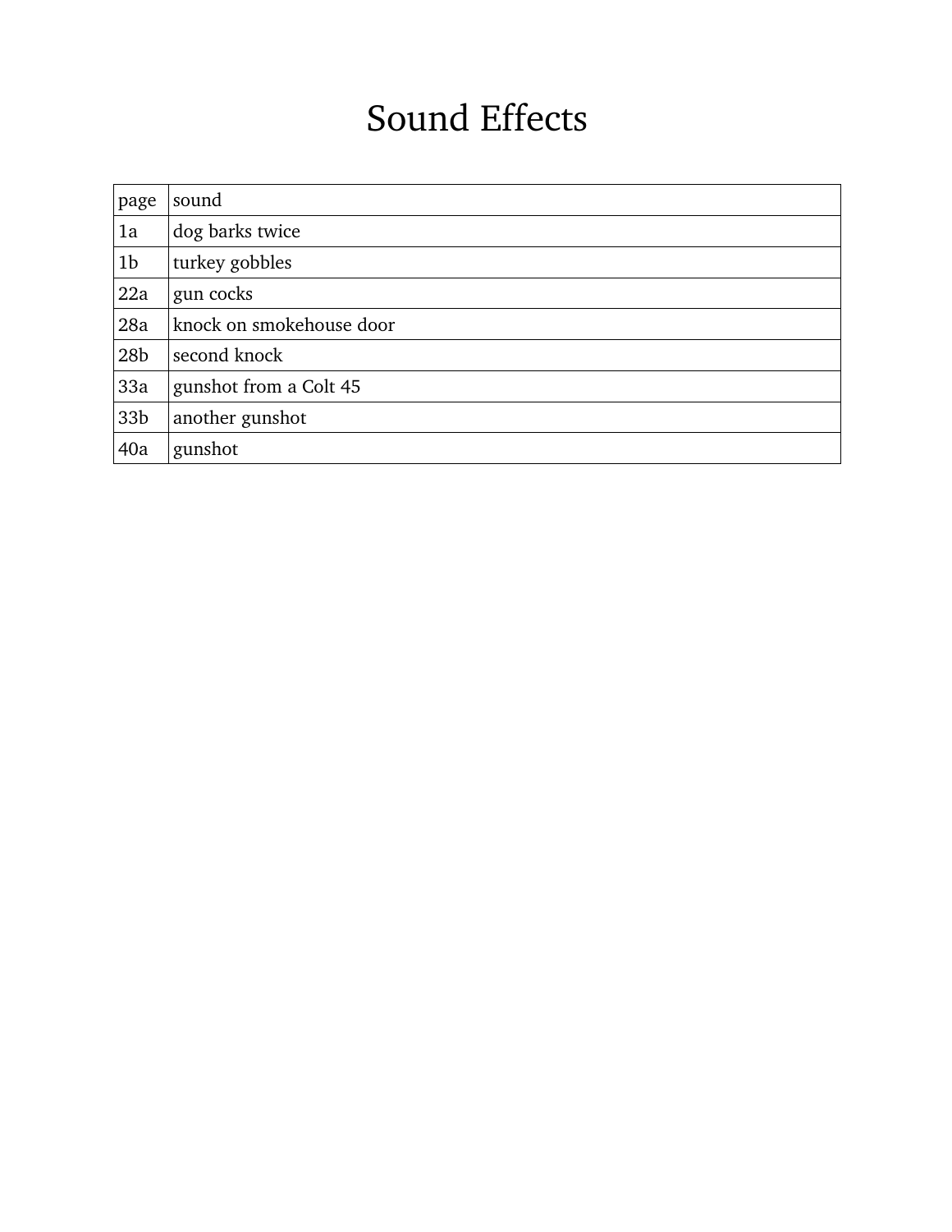# Sound Effects

| page | sound |
| --- | --- |
| 1a | dog barks twice |
| 1b | turkey gobbles |
| 22a | gun cocks |
| 28a | knock on smokehouse door |
| 28b | second knock |
| 33a | gunshot from a Colt 45 |
| 33b | another gunshot |
| 40a | gunshot |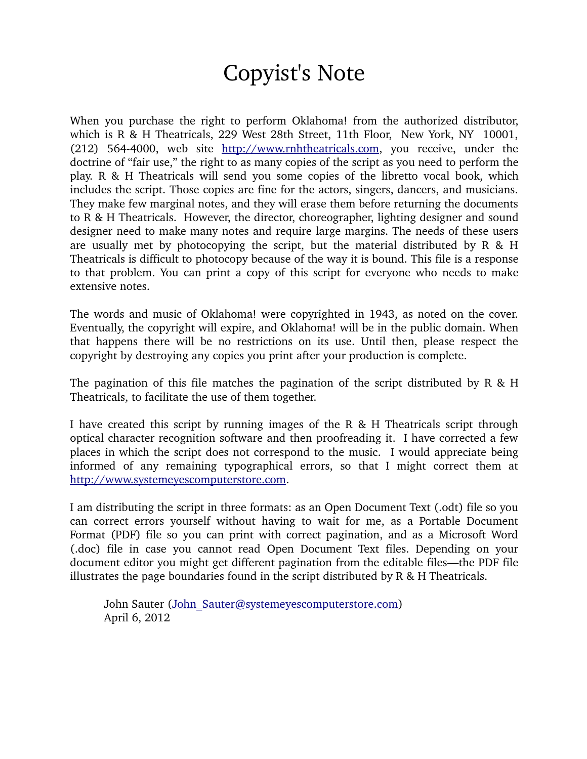# Copyist's Note

When you purchase the right to perform Oklahoma! from the authorized distributor, which is R & H Theatricals, 229 West 28th Street, 11th Floor, New York, NY 10001, (212) 564-4000, web site http://www.rnhtheatricals.com, you receive, under the doctrine of "fair use," the right to as many copies of the script as you need to perform the play. R & H Theatricals will send you some copies of the libretto vocal book, which includes the script. Those copies are fine for the actors, singers, dancers, and musicians. They make few marginal notes, and they will erase them before returning the documents to R & H Theatricals. However, the director, choreographer, lighting designer and sound designer need to make many notes and require large margins. The needs of these users are usually met by photocopying the script, but the material distributed by R & H Theatricals is difficult to photocopy because of the way it is bound. This file is a response to that problem. You can print a copy of this script for everyone who needs to make extensive notes.

The words and music of Oklahoma! were copyrighted in 1943, as noted on the cover. Eventually, the copyright will expire, and Oklahoma! will be in the public domain. When that happens there will be no restrictions on its use. Until then, please respect the copyright by destroying any copies you print after your production is complete.

The pagination of this file matches the pagination of the script distributed by R & H Theatricals, to facilitate the use of them together.

I have created this script by running images of the R & H Theatricals script through optical character recognition software and then proofreading it. I have corrected a few places in which the script does not correspond to the music. I would appreciate being informed of any remaining typographical errors, so that I might correct them at http://www.systemeyescomputerstore.com.

I am distributing the script in three formats: as an Open Document Text (.odt) file so you can correct errors yourself without having to wait for me, as a Portable Document Format (PDF) file so you can print with correct pagination, and as a Microsoft Word (.doc) file in case you cannot read Open Document Text files. Depending on your document editor you might get different pagination from the editable files—the PDF file illustrates the page boundaries found in the script distributed by R & H Theatricals.

John Sauter (John_Sauter@systemeyescomputerstore.com)
April 6, 2012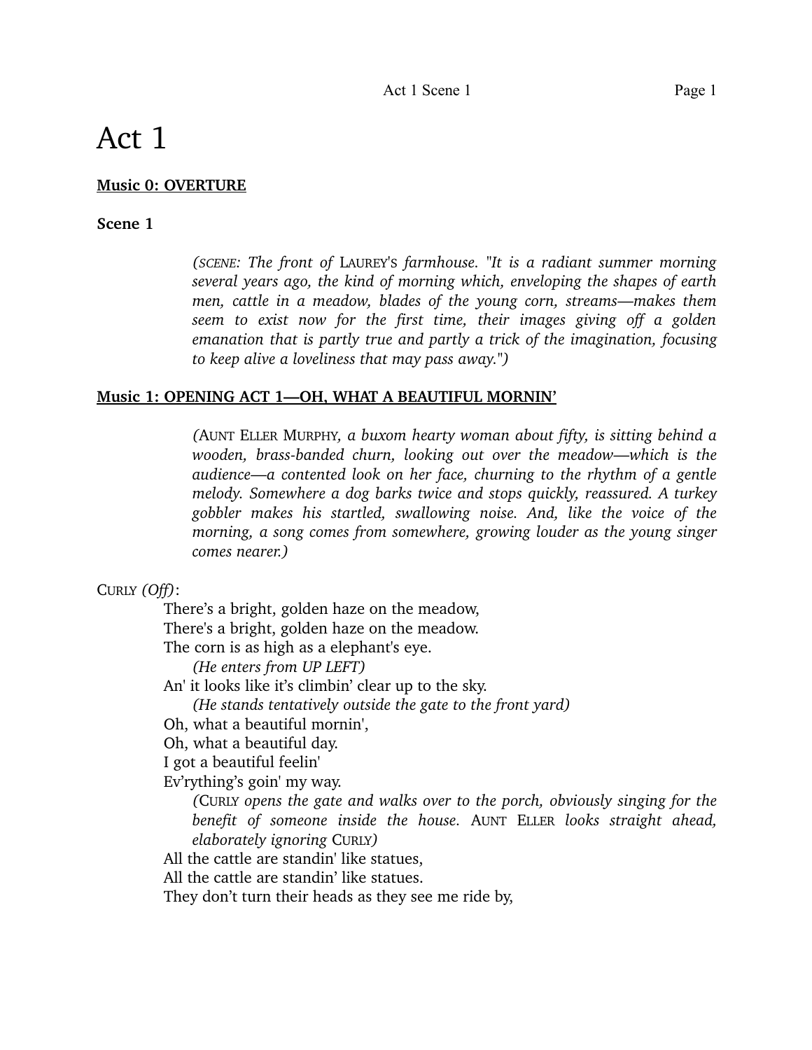# Act 1

**<u>Music 0: OVERTURE</u>**

**Scene 1**

*(SCENE: The front of* LAUREY'S *farmhouse. "It is a radiant summer morning several years ago, the kind of morning which, enveloping the shapes of earth men, cattle in a meadow, blades of the young corn, streams—makes them seem to exist now for the first time, their images giving off a golden emanation that is partly true and partly a trick of the imagination, focusing to keep alive a loveliness that may pass away.")*

**<u>Music 1: OPENING ACT 1—OH, WHAT A BEAUTIFUL MORNIN'</u>**

*(*AUNT ELLER MURPHY*, a buxom hearty woman about fifty, is sitting behind a wooden, brass-banded churn, looking out over the meadow—which is the audience—a contented look on her face, churning to the rhythm of a gentle melody. Somewhere a dog barks twice and stops quickly, reassured. A turkey gobbler makes his startled, swallowing noise. And, like the voice of the morning, a song comes from somewhere, growing louder as the young singer comes nearer.)*

CURLY *(Off)*:

There's a bright, golden haze on the meadow,
There's a bright, golden haze on the meadow.
The corn is as high as a elephant's eye.
*(He enters from UP LEFT)*
An' it looks like it's climbin' clear up to the sky.
*(He stands tentatively outside the gate to the front yard)*
Oh, what a beautiful mornin',
Oh, what a beautiful day.
I got a beautiful feelin'
Ev'rything's goin' my way.
*(*CURLY *opens the gate and walks over to the porch, obviously singing for the benefit of someone inside the house.* AUNT ELLER *looks straight ahead, elaborately ignoring* CURLY*)*
All the cattle are standin' like statues,
All the cattle are standin' like statues.
They don't turn their heads as they see me ride by,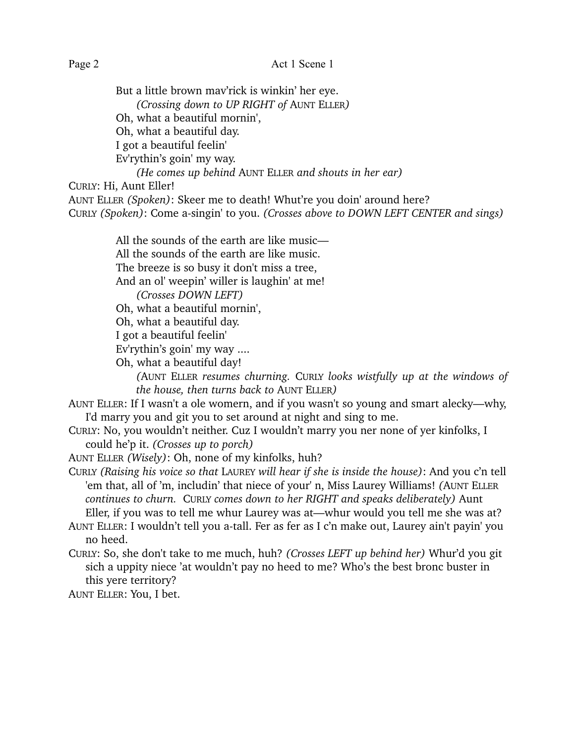But a little brown mav'rick is winkin' her eye.

*(Crossing down to UP RIGHT of* AUNT ELLER*)*

Oh, what a beautiful mornin',
Oh, what a beautiful day.
I got a beautiful feelin'
Ev'rythin's goin' my way.

*(He comes up behind* AUNT ELLER *and shouts in her ear)*

CURLY: Hi, Aunt Eller!

AUNT ELLER *(Spoken)*: Skeer me to death! Whut're you doin' around here?

CURLY *(Spoken)*: Come a-singin' to you. *(Crosses above to DOWN LEFT CENTER and sings)*

All the sounds of the earth are like music—
All the sounds of the earth are like music.
The breeze is so busy it don't miss a tree,
And an ol' weepin' willer is laughin' at me!

*(Crosses DOWN LEFT)*

Oh, what a beautiful mornin',
Oh, what a beautiful day.
I got a beautiful feelin'
Ev'rythin's goin' my way ....
Oh, what a beautiful day!

*(*AUNT ELLER *resumes churning.* CURLY *looks wistfully up at the windows of the house, then turns back to* AUNT ELLER*)*

AUNT ELLER: If I wasn't a ole womern, and if you wasn't so young and smart alecky—why, I'd marry you and git you to set around at night and sing to me.

CURLY: No, you wouldn't neither. Cuz I wouldn't marry you ner none of yer kinfolks, I could he'p it. *(Crosses up to porch)*

AUNT ELLER *(Wisely)*: Oh, none of my kinfolks, huh?

CURLY *(Raising his voice so that* LAUREY *will hear if she is inside the house)*: And you c'n tell 'em that, all of 'm, includin' that niece of your' n, Miss Laurey Williams! *(*AUNT ELLER *continues to churn.* CURLY *comes down to her RIGHT and speaks deliberately)* Aunt Eller, if you was to tell me whur Laurey was at—whur would you tell me she was at?

AUNT ELLER: I wouldn't tell you a-tall. Fer as fer as I c'n make out, Laurey ain't payin' you no heed.

CURLY: So, she don't take to me much, huh? *(Crosses LEFT up behind her)* Whur'd you git sich a uppity niece 'at wouldn't pay no heed to me? Who's the best bronc buster in this yere territory?

AUNT ELLER: You, I bet.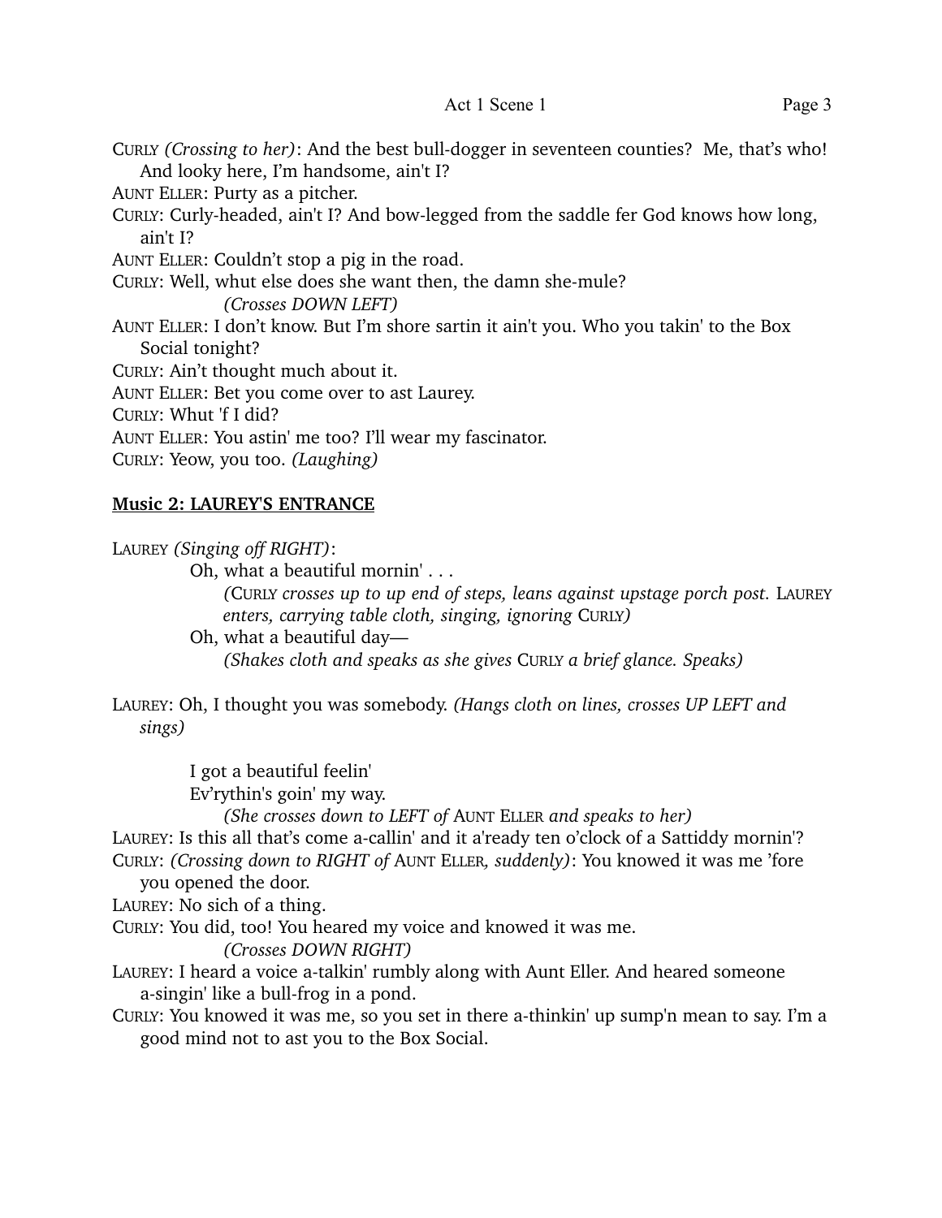CURLY *(Crossing to her)*: And the best bull-dogger in seventeen counties? Me, that's who! And looky here, I'm handsome, ain't I?

AUNT ELLER: Purty as a pitcher.

CURLY: Curly-headed, ain't I? And bow-legged from the saddle fer God knows how long, ain't I?

AUNT ELLER: Couldn't stop a pig in the road.

CURLY: Well, whut else does she want then, the damn she-mule?

*(Crosses DOWN LEFT)*

AUNT ELLER: I don't know. But I'm shore sartin it ain't you. Who you takin' to the Box Social tonight?

CURLY: Ain't thought much about it.

AUNT ELLER: Bet you come over to ast Laurey.

CURLY: Whut 'f I did?

AUNT ELLER: You astin' me too? I'll wear my fascinator.

CURLY: Yeow, you too. *(Laughing)*

**Music 2: LAUREY'S ENTRANCE**

LAUREY *(Singing off RIGHT)*:

Oh, what a beautiful mornin' . . .

*(CURLY crosses up to up end of steps, leans against upstage porch post. LAUREY enters, carrying table cloth, singing, ignoring CURLY)*

Oh, what a beautiful day—

*(Shakes cloth and speaks as she gives CURLY a brief glance. Speaks)*

LAUREY: Oh, I thought you was somebody. *(Hangs cloth on lines, crosses UP LEFT and sings)*

I got a beautiful feelin'
Ev'rythin's goin' my way.

*(She crosses down to LEFT of AUNT ELLER and speaks to her)*

LAUREY: Is this all that's come a-callin' and it a'ready ten o'clock of a Sattiddy mornin'?

CURLY: *(Crossing down to RIGHT of AUNT ELLER, suddenly)*: You knowed it was me 'fore you opened the door.

LAUREY: No sich of a thing.

CURLY: You did, too! You heared my voice and knowed it was me.

*(Crosses DOWN RIGHT)*

LAUREY: I heard a voice a-talkin' rumbly along with Aunt Eller. And heared someone a-singin' like a bull-frog in a pond.

CURLY: You knowed it was me, so you set in there a-thinkin' up sump'n mean to say. I'm a good mind not to ast you to the Box Social.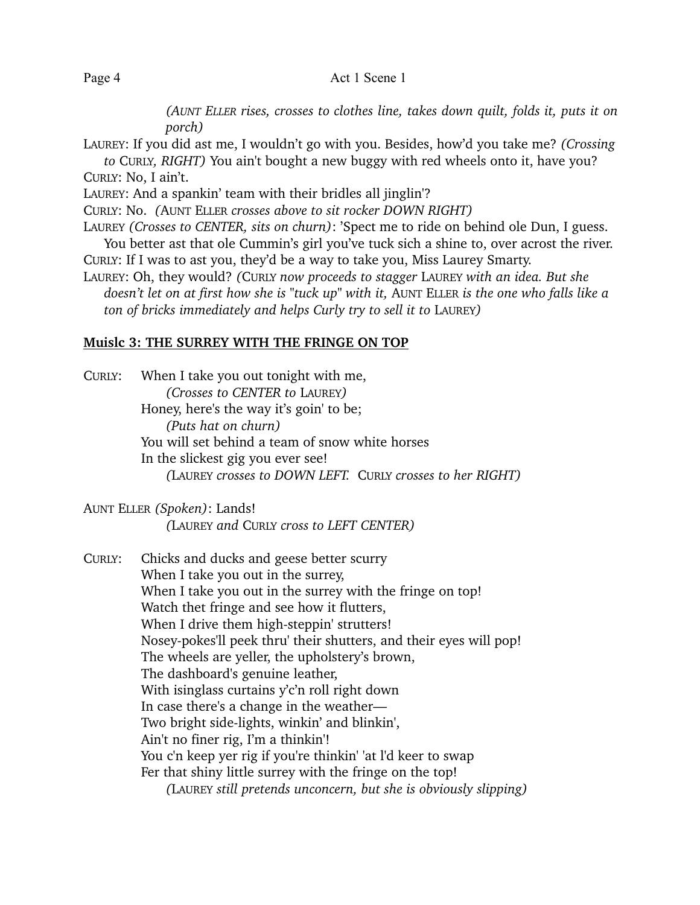*(AUNT ELLER rises, crosses to clothes line, takes down quilt, folds it, puts it on porch)*

LAUREY: If you did ast me, I wouldn't go with you. Besides, how'd you take me? *(Crossing to* CURLY*, RIGHT)* You ain't bought a new buggy with red wheels onto it, have you?

CURLY: No, I ain't.

LAUREY: And a spankin' team with their bridles all jinglin'?

CURLY: No. *(*AUNT ELLER *crosses above to sit rocker DOWN RIGHT)*

LAUREY *(Crosses to CENTER, sits on churn)*: 'Spect me to ride on behind ole Dun, I guess. You better ast that ole Cummin's girl you've tuck sich a shine to, over acrost the river.

CURLY: If I was to ast you, they'd be a way to take you, Miss Laurey Smarty.

LAUREY: Oh, they would? *(*CURLY *now proceeds to stagger* LAUREY *with an idea. But she doesn't let on at first how she is "tuck up" with it,* AUNT ELLER *is the one who falls like a ton of bricks immediately and helps Curly try to sell it to* LAUREY*)*

**Muislc 3: THE SURREY WITH THE FRINGE ON TOP**

CURLY: When I take you out tonight with me,
*(Crosses to CENTER to* LAUREY*)*
Honey, here's the way it's goin' to be;
*(Puts hat on churn)*
You will set behind a team of snow white horses
In the slickest gig you ever see!
*(*LAUREY *crosses to DOWN LEFT.* CURLY *crosses to her RIGHT)*

AUNT ELLER *(Spoken)*: Lands!
*(*LAUREY *and* CURLY *cross to LEFT CENTER)*

CURLY: Chicks and ducks and geese better scurry
When I take you out in the surrey,
When I take you out in the surrey with the fringe on top!
Watch thet fringe and see how it flutters,
When I drive them high-steppin' strutters!
Nosey-pokes'll peek thru' their shutters, and their eyes will pop!
The wheels are yeller, the upholstery's brown,
The dashboard's genuine leather,
With isinglass curtains y'c'n roll right down
In case there's a change in the weather—
Two bright side-lights, winkin' and blinkin',
Ain't no finer rig, I'm a thinkin'!
You c'n keep yer rig if you're thinkin' 'at I'd keer to swap
Fer that shiny little surrey with the fringe on the top!
*(*LAUREY *still pretends unconcern, but she is obviously slipping)*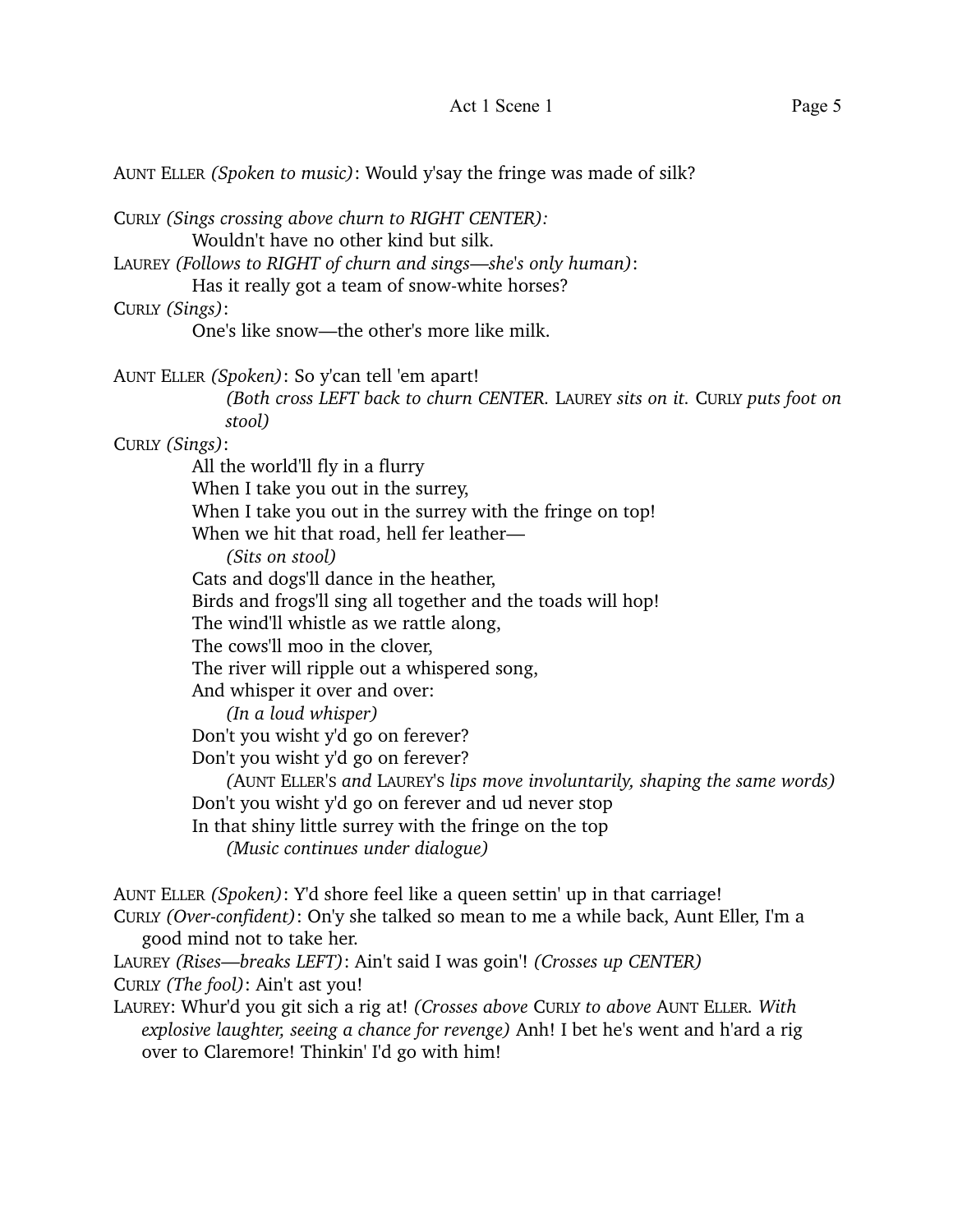AUNT ELLER *(Spoken to music)*: Would y'say the fringe was made of silk?

CURLY *(Sings crossing above churn to RIGHT CENTER):*
Wouldn't have no other kind but silk.

LAUREY *(Follows to RIGHT of churn and sings—she's only human)*:
Has it really got a team of snow-white horses?

CURLY *(Sings)*:
One's like snow—the other's more like milk.

AUNT ELLER *(Spoken)*: So y'can tell 'em apart!
*(Both cross LEFT back to churn CENTER.* LAUREY *sits on it.* CURLY *puts foot on stool)*

CURLY *(Sings)*:
All the world'll fly in a flurry
When I take you out in the surrey,
When I take you out in the surrey with the fringe on top!
When we hit that road, hell fer leather—
*(Sits on stool)*
Cats and dogs'll dance in the heather,
Birds and frogs'll sing all together and the toads will hop!
The wind'll whistle as we rattle along,
The cows'll moo in the clover,
The river will ripple out a whispered song,
And whisper it over and over:
*(In a loud whisper)*
Don't you wisht y'd go on ferever?
Don't you wisht y'd go on ferever?
*(*AUNT ELLER'S *and* LAUREY'S *lips move involuntarily, shaping the same words)*
Don't you wisht y'd go on ferever and ud never stop
In that shiny little surrey with the fringe on the top
*(Music continues under dialogue)*

AUNT ELLER *(Spoken)*: Y'd shore feel like a queen settin' up in that carriage!

CURLY *(Over-confident)*: On'y she talked so mean to me a while back, Aunt Eller, I'm a good mind not to take her.

LAUREY *(Rises—breaks LEFT)*: Ain't said I was goin'! *(Crosses up CENTER)*

CURLY *(The fool)*: Ain't ast you!

LAUREY: Whur'd you git sich a rig at! *(Crosses above* CURLY *to above* AUNT ELLER. *With explosive laughter, seeing a chance for revenge)* Anh! I bet he's went and h'ard a rig over to Claremore! Thinkin' I'd go with him!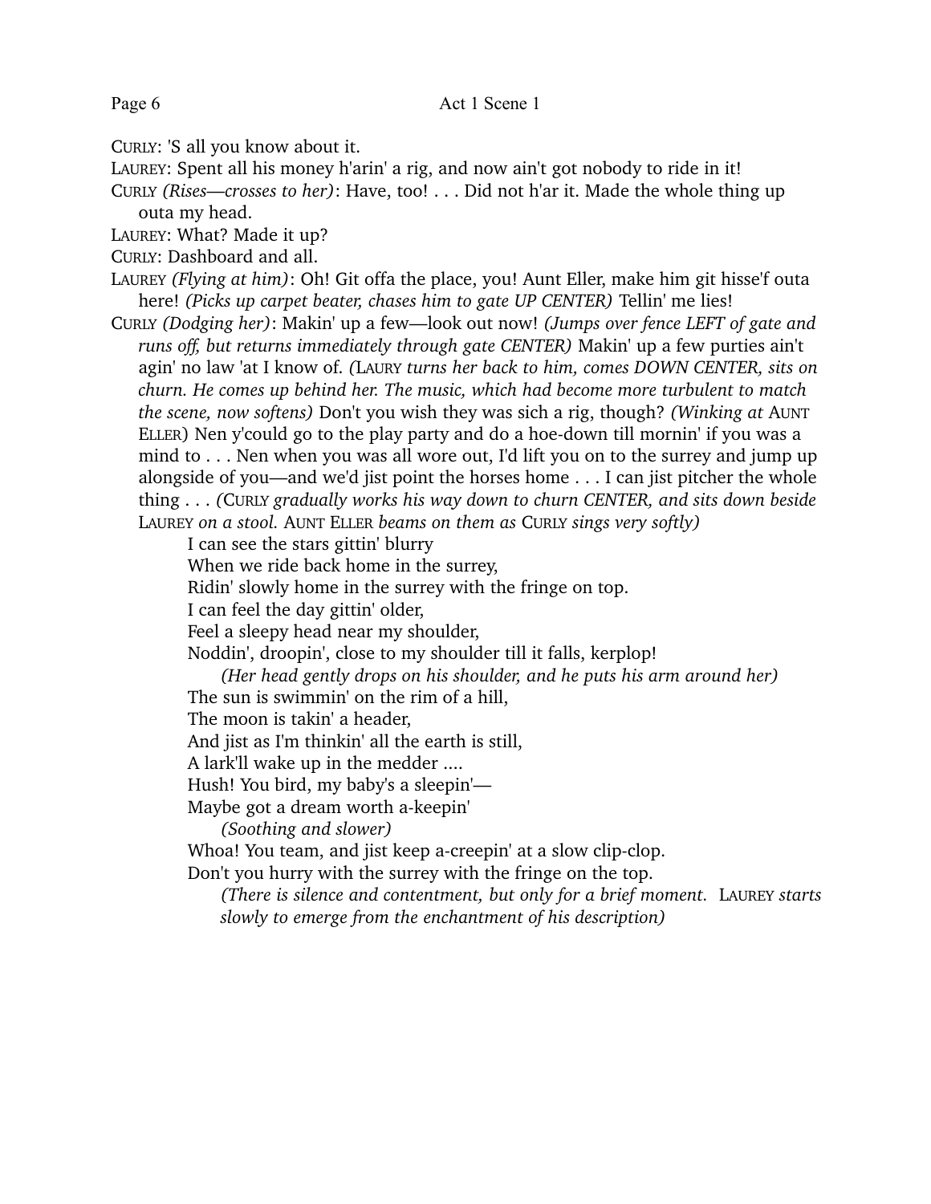CURLY: 'S all you know about it.

LAUREY: Spent all his money h'arin' a rig, and now ain't got nobody to ride in it!

CURLY *(Rises—crosses to her)*: Have, too! . . . Did not h'ar it. Made the whole thing up outa my head.

LAUREY: What? Made it up?

CURLY: Dashboard and all.

LAUREY *(Flying at him)*: Oh! Git offa the place, you! Aunt Eller, make him git hisse'f outa here! *(Picks up carpet beater, chases him to gate UP CENTER)* Tellin' me lies!

CURLY *(Dodging her)*: Makin' up a few—look out now! *(Jumps over fence LEFT of gate and runs off, but returns immediately through gate CENTER)* Makin' up a few purties ain't agin' no law 'at I know of. *(LAURY turns her back to him, comes DOWN CENTER, sits on churn. He comes up behind her. The music, which had become more turbulent to match the scene, now softens)* Don't you wish they was sich a rig, though? *(Winking at AUNT ELLER)* Nen y'could go to the play party and do a hoe-down till mornin' if you was a mind to . . . Nen when you was all wore out, I'd lift you on to the surrey and jump up alongside of you—and we'd jist point the horses home . . . I can jist pitcher the whole thing . . . *(CURLY gradually works his way down to churn CENTER, and sits down beside LAUREY on a stool. AUNT ELLER beams on them as CURLY sings very softly)*

I can see the stars gittin' blurry  
When we ride back home in the surrey,  
Ridin' slowly home in the surrey with the fringe on top.  
I can feel the day gittin' older,  
Feel a sleepy head near my shoulder,  
Noddin', droopin', close to my shoulder till it falls, kerplop!

*(Her head gently drops on his shoulder, and he puts his arm around her)*

The sun is swimmin' on the rim of a hill,  
The moon is takin' a header,  
And jist as I'm thinkin' all the earth is still,  
A lark'll wake up in the medder ....  
Hush! You bird, my baby's a sleepin'—  
Maybe got a dream worth a-keepin'

*(Soothing and slower)*

Whoa! You team, and jist keep a-creepin' at a slow clip-clop.  
Don't you hurry with the surrey with the fringe on the top.

*(There is silence and contentment, but only for a brief moment. LAUREY starts slowly to emerge from the enchantment of his description)*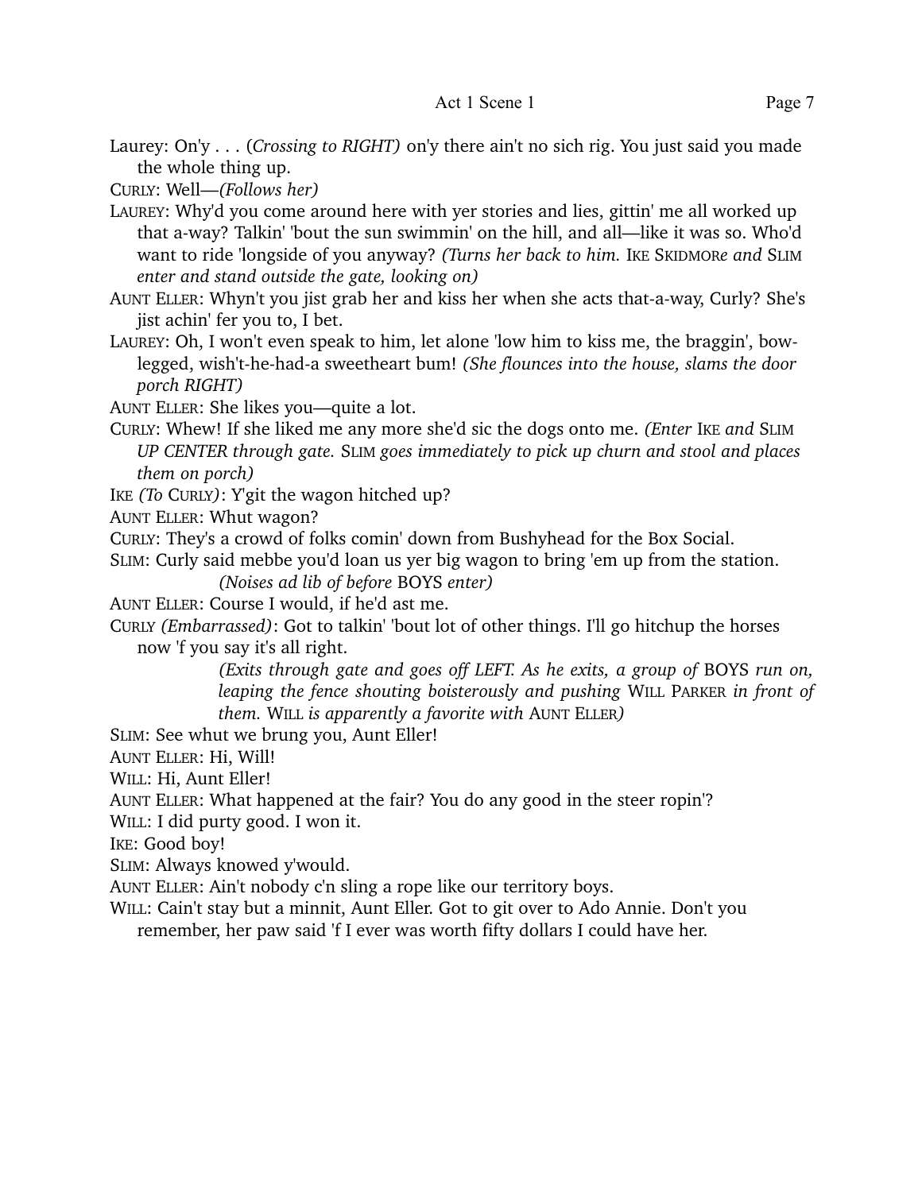Laurey: On'y . . . (*Crossing to RIGHT)* on'y there ain't no sich rig. You just said you made the whole thing up.

CURLY: Well—*(Follows her)*

LAUREY: Why'd you come around here with yer stories and lies, gittin' me all worked up that a-way? Talkin' 'bout the sun swimmin' on the hill, and all—like it was so. Who'd want to ride 'longside of you anyway? *(Turns her back to him.* IKE SKIDMOR*e and* SLIM *enter and stand outside the gate, looking on)*

AUNT ELLER: Whyn't you jist grab her and kiss her when she acts that-a-way, Curly? She's jist achin' fer you to, I bet.

LAUREY: Oh, I won't even speak to him, let alone 'low him to kiss me, the braggin', bow-legged, wish't-he-had-a sweetheart bum! *(She flounces into the house, slams the door porch RIGHT)*

AUNT ELLER: She likes you—quite a lot.

CURLY: Whew! If she liked me any more she'd sic the dogs onto me. *(Enter* IKE *and* SLIM *UP CENTER through gate.* SLIM *goes immediately to pick up churn and stool and places them on porch)*

IKE *(To* CURLY*)*: Y'git the wagon hitched up?

AUNT ELLER: Whut wagon?

CURLY: They's a crowd of folks comin' down from Bushyhead for the Box Social.

SLIM: Curly said mebbe you'd loan us yer big wagon to bring 'em up from the station.

*(Noises ad lib of before* BOYS *enter)*

AUNT ELLER: Course I would, if he'd ast me.

CURLY *(Embarrassed)*: Got to talkin' 'bout lot of other things. I'll go hitchup the horses now 'f you say it's all right.

*(Exits through gate and goes off LEFT. As he exits, a group of* BOYS *run on, leaping the fence shouting boisterously and pushing* WILL PARKER *in front of them.* WILL *is apparently a favorite with* AUNT ELLER*)*

SLIM: See whut we brung you, Aunt Eller!

AUNT ELLER: Hi, Will!

WILL: Hi, Aunt Eller!

AUNT ELLER: What happened at the fair? You do any good in the steer ropin'?

WILL: I did purty good. I won it.

IKE: Good boy!

SLIM: Always knowed y'would.

AUNT ELLER: Ain't nobody c'n sling a rope like our territory boys.

WILL: Cain't stay but a minnit, Aunt Eller. Got to git over to Ado Annie. Don't you remember, her paw said 'f I ever was worth fifty dollars I could have her.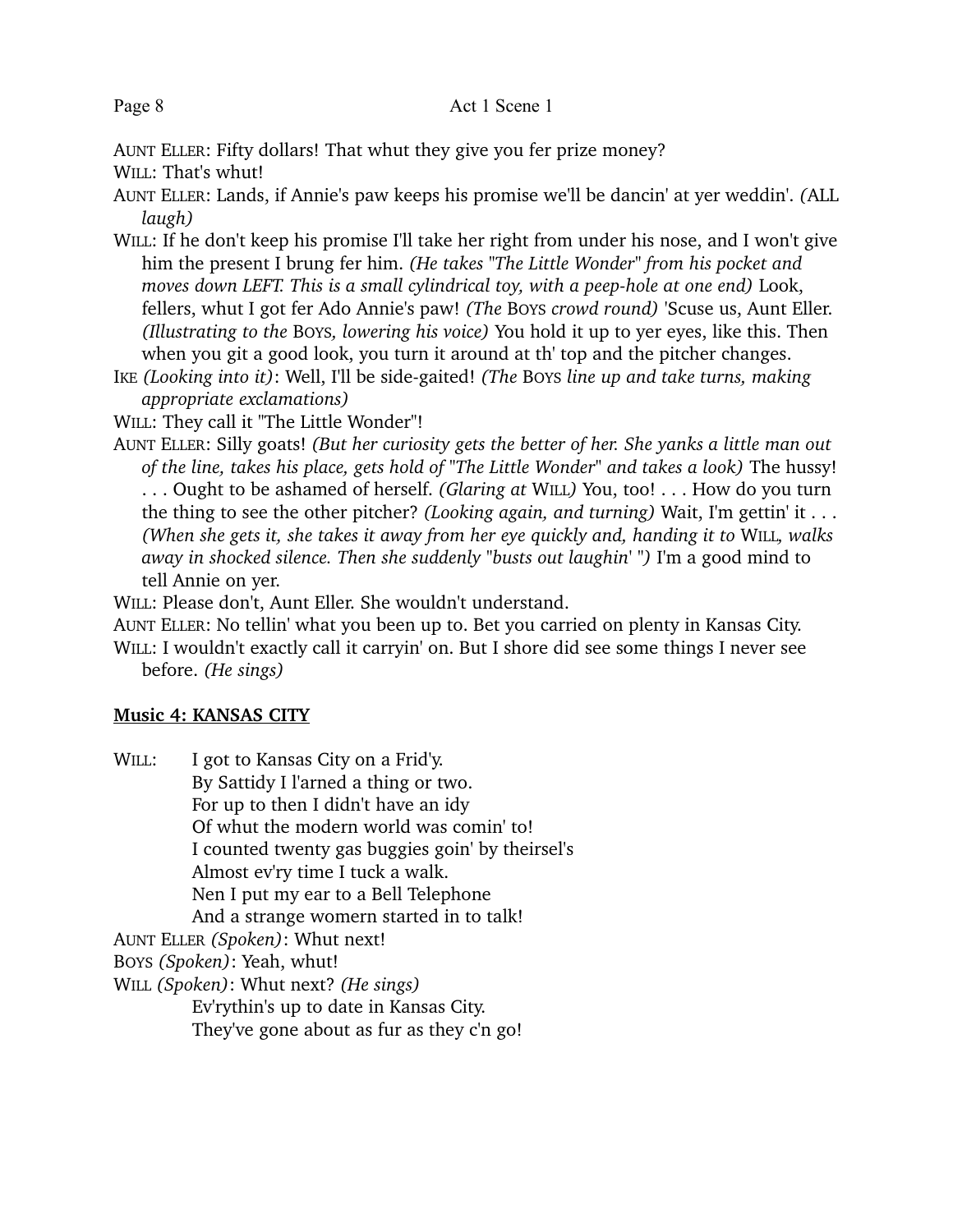AUNT ELLER: Fifty dollars! That whut they give you fer prize money?

WILL: That's whut!

AUNT ELLER: Lands, if Annie's paw keeps his promise we'll be dancin' at yer weddin'. *(*ALL *laugh)*

WILL: If he don't keep his promise I'll take her right from under his nose, and I won't give him the present I brung fer him. *(He takes "The Little Wonder" from his pocket and moves down LEFT. This is a small cylindrical toy, with a peep-hole at one end)* Look, fellers, whut I got fer Ado Annie's paw! *(The* BOYS *crowd round)* 'Scuse us, Aunt Eller. *(Illustrating to the* BOYS*, lowering his voice)* You hold it up to yer eyes, like this. Then when you git a good look, you turn it around at th' top and the pitcher changes.

IKE *(Looking into it)*: Well, I'll be side-gaited! *(The* BOYS *line up and take turns, making appropriate exclamations)*

WILL: They call it "The Little Wonder"!

AUNT ELLER: Silly goats! *(But her curiosity gets the better of her. She yanks a little man out of the line, takes his place, gets hold of "The Little Wonder" and takes a look)* The hussy! . . . Ought to be ashamed of herself. *(Glaring at* WILL*)* You, too! . . . How do you turn the thing to see the other pitcher? *(Looking again, and turning)* Wait, I'm gettin' it . . . *(When she gets it, she takes it away from her eye quickly and, handing it to* WILL*, walks away in shocked silence. Then she suddenly "busts out laughin' ")* I'm a good mind to tell Annie on yer.

WILL: Please don't, Aunt Eller. She wouldn't understand.

AUNT ELLER: No tellin' what you been up to. Bet you carried on plenty in Kansas City.

WILL: I wouldn't exactly call it carryin' on. But I shore did see some things I never see before. *(He sings)*

**Music 4: KANSAS CITY**

WILL:
I got to Kansas City on a Frid'y.
By Sattidy I l'arned a thing or two.
For up to then I didn't have an idy
Of whut the modern world was comin' to!
I counted twenty gas buggies goin' by theirsel's
Almost ev'ry time I tuck a walk.
Nen I put my ear to a Bell Telephone
And a strange womern started in to talk!

AUNT ELLER *(Spoken)*: Whut next!

BOYS *(Spoken)*: Yeah, whut!

WILL *(Spoken)*: Whut next? *(He sings)*
Ev'rythin's up to date in Kansas City.
They've gone about as fur as they c'n go!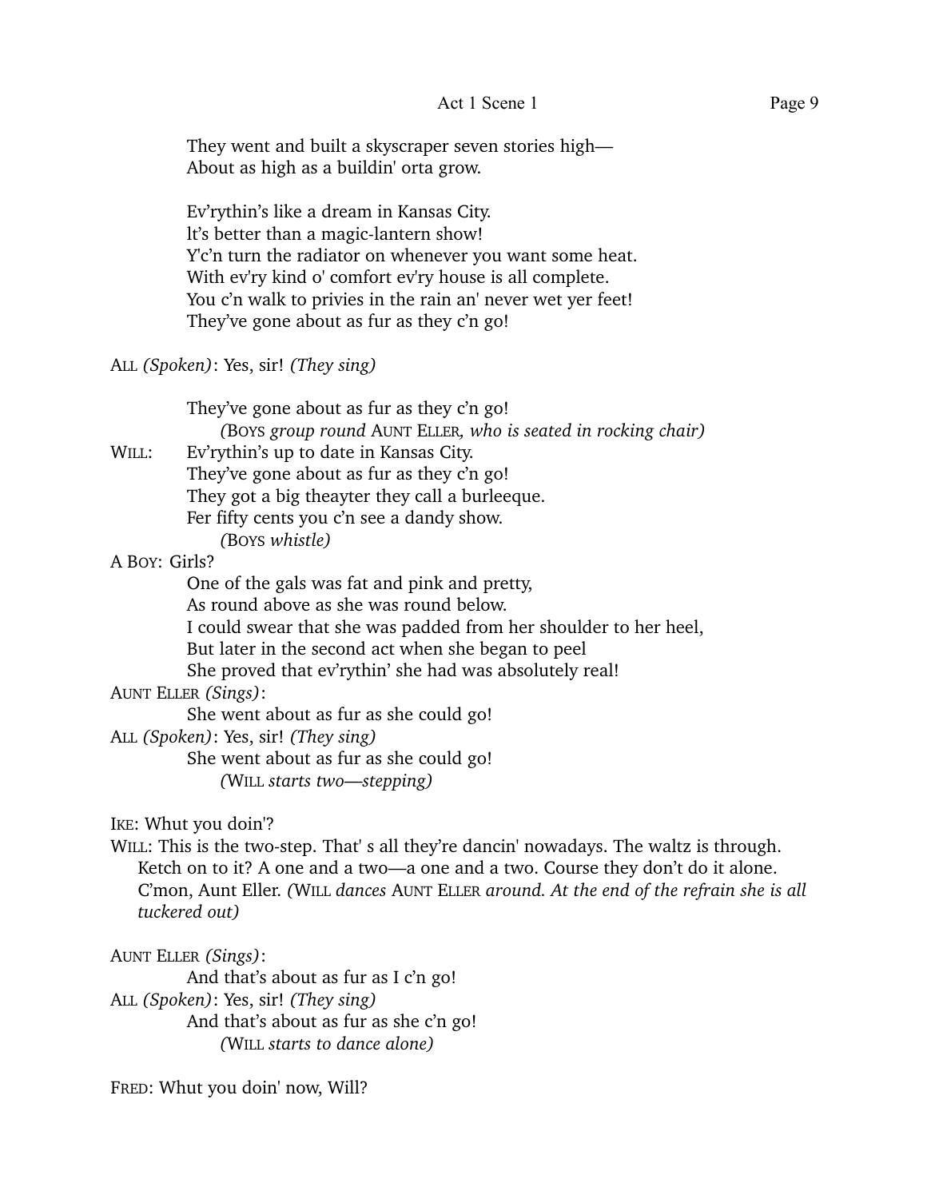They went and built a skyscraper seven stories high—
About as high as a buildin' orta grow.

Ev'rythin's like a dream in Kansas City.
lt's better than a magic-lantern show!
Y'c'n turn the radiator on whenever you want some heat.
With ev'ry kind o' comfort ev'ry house is all complete.
You c'n walk to privies in the rain an' never wet yer feet!
They've gone about as fur as they c'n go!

ALL *(Spoken)*: Yes, sir! *(They sing)*

They've gone about as fur as they c'n go!
*(BOYS group round AUNT ELLER, who is seated in rocking chair)*

WILL: Ev'rythin's up to date in Kansas City.
They've gone about as fur as they c'n go!
They got a big theayter they call a burleeque.
Fer fifty cents you c'n see a dandy show.
*(BOYS whistle)*

A BOY: Girls?
One of the gals was fat and pink and pretty,
As round above as she was round below.
I could swear that she was padded from her shoulder to her heel,
But later in the second act when she began to peel
She proved that ev'rythin' she had was absolutely real!

AUNT ELLER *(Sings)*:
She went about as fur as she could go!

ALL *(Spoken)*: Yes, sir! *(They sing)*
She went about as fur as she could go!
*(WILL starts two—stepping)*

IKE: Whut you doin'?

WILL: This is the two-step. That' s all they're dancin' nowadays. The waltz is through. Ketch on to it? A one and a two—a one and a two. Course they don't do it alone. C'mon, Aunt Eller. *(WILL dances AUNT ELLER around. At the end of the refrain she is all tuckered out)*

AUNT ELLER *(Sings)*:
And that's about as fur as I c'n go!

ALL *(Spoken)*: Yes, sir! *(They sing)*
And that's about as fur as she c'n go!
*(WILL starts to dance alone)*

FRED: Whut you doin' now, Will?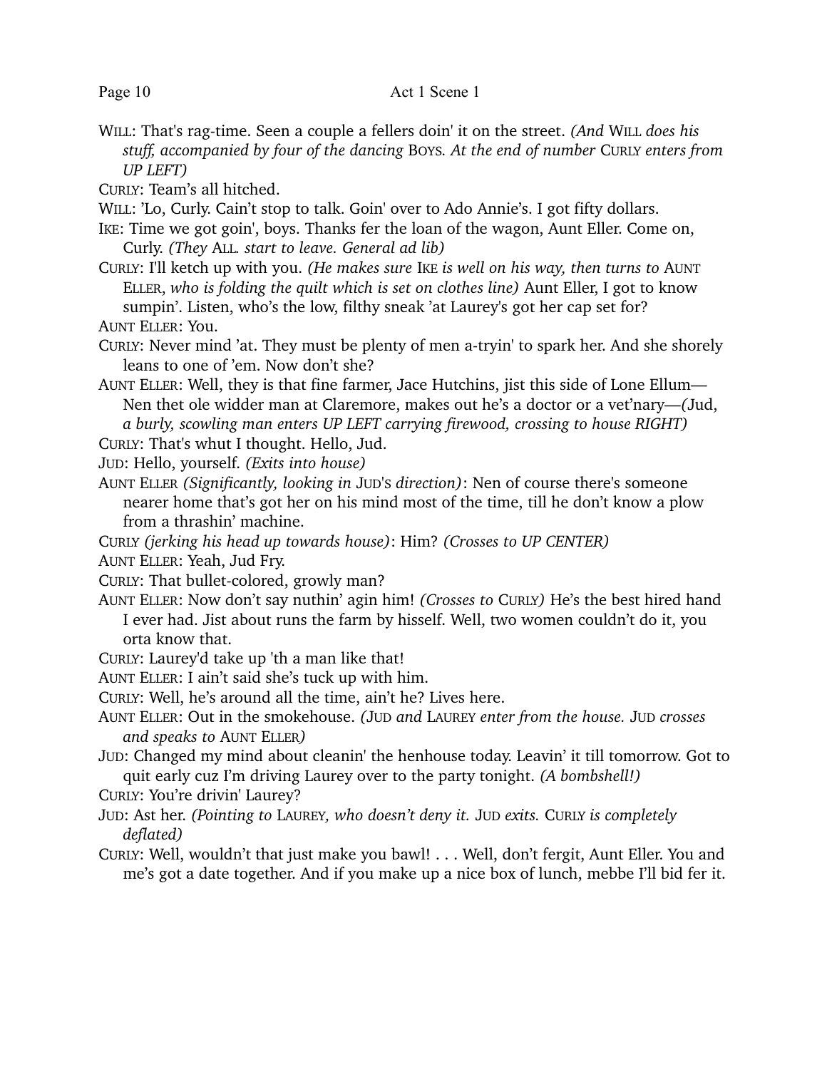WILL: That's rag-time. Seen a couple a fellers doin' it on the street. *(And* WILL *does his stuff, accompanied by four of the dancing* BOYS*. At the end of number* CURLY *enters from UP LEFT)*

CURLY: Team's all hitched.

WILL: 'Lo, Curly. Cain't stop to talk. Goin' over to Ado Annie's. I got fifty dollars.

IKE: Time we got goin', boys. Thanks fer the loan of the wagon, Aunt Eller. Come on, Curly. *(They* ALL*. start to leave. General ad lib)*

CURLY: I'll ketch up with you. *(He makes sure* IKE *is well on his way, then turns to* AUNT ELLER*, who is folding the quilt which is set on clothes line)* Aunt Eller, I got to know sumpin'. Listen, who's the low, filthy sneak 'at Laurey's got her cap set for?

AUNT ELLER: You.

CURLY: Never mind 'at. They must be plenty of men a-tryin' to spark her. And she shorely leans to one of 'em. Now don't she?

AUNT ELLER: Well, they is that fine farmer, Jace Hutchins, jist this side of Lone Ellum—Nen thet ole widder man at Claremore, makes out he's a doctor or a vet'nary—*(Jud, a burly, scowling man enters UP LEFT carrying firewood, crossing to house RIGHT)*

CURLY: That's whut I thought. Hello, Jud.

JUD: Hello, yourself. *(Exits into house)*

AUNT ELLER *(Significantly, looking in* JUD'S *direction)*: Nen of course there's someone nearer home that's got her on his mind most of the time, till he don't know a plow from a thrashin' machine.

CURLY *(jerking his head up towards house)*: Him? *(Crosses to UP CENTER)*

AUNT ELLER: Yeah, Jud Fry.

CURLY: That bullet-colored, growly man?

AUNT ELLER: Now don't say nuthin' agin him! *(Crosses to* CURLY*)* He's the best hired hand I ever had. Jist about runs the farm by hisself. Well, two women couldn't do it, you orta know that.

CURLY: Laurey'd take up 'th a man like that!

AUNT ELLER: I ain't said she's tuck up with him.

CURLY: Well, he's around all the time, ain't he? Lives here.

AUNT ELLER: Out in the smokehouse. *(*JUD *and* LAUREY *enter from the house.* JUD *crosses and speaks to* AUNT ELLER*)*

JUD: Changed my mind about cleanin' the henhouse today. Leavin' it till tomorrow. Got to quit early cuz I'm driving Laurey over to the party tonight. *(A bombshell!)*

CURLY: You're drivin' Laurey?

JUD: Ast her. *(Pointing to* LAUREY*, who doesn't deny it.* JUD *exits.* CURLY *is completely deflated)*

CURLY: Well, wouldn't that just make you bawl! . . . Well, don't fergit, Aunt Eller. You and me's got a date together. And if you make up a nice box of lunch, mebbe I'll bid fer it.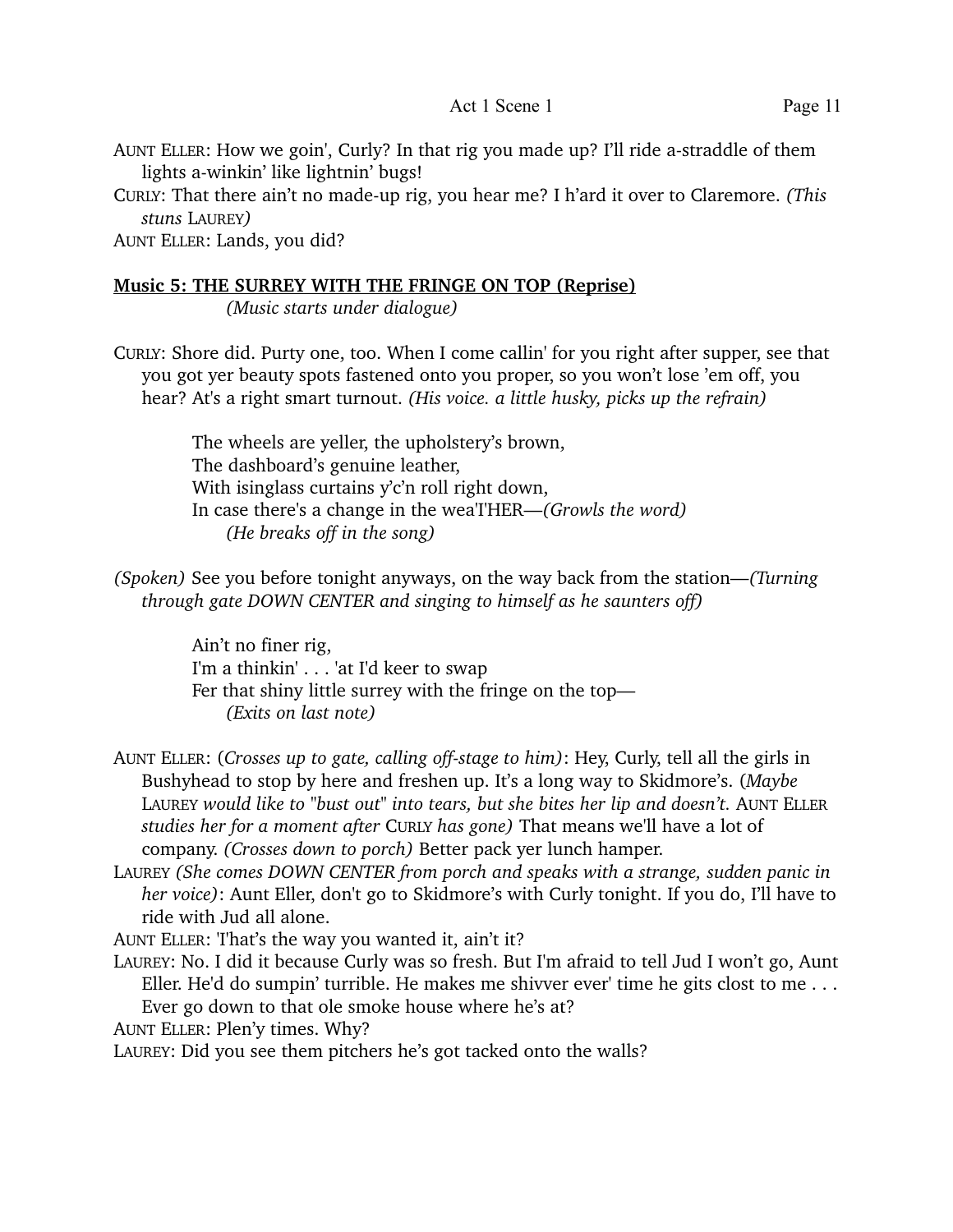AUNT ELLER: How we goin', Curly? In that rig you made up? I'll ride a-straddle of them lights a-winkin' like lightnin' bugs!

CURLY: That there ain't no made-up rig, you hear me? I h'ard it over to Claremore. *(This stuns* LAUREY*)*

AUNT ELLER: Lands, you did?

**Music 5: THE SURREY WITH THE FRINGE ON TOP (Reprise)**

*(Music starts under dialogue)*

CURLY: Shore did. Purty one, too. When I come callin' for you right after supper, see that you got yer beauty spots fastened onto you proper, so you won't lose 'em off, you hear? At's a right smart turnout. *(His voice. a little husky, picks up the refrain)*

> The wheels are yeller, the upholstery's brown,
> The dashboard's genuine leather,
> With isinglass curtains y'c'n roll right down,
> In case there's a change in the wea'I'HER—*(Growls the word)*
> *(He breaks off in the song)*

*(Spoken)* See you before tonight anyways, on the way back from the station—*(Turning through gate DOWN CENTER and singing to himself as he saunters off)*

> Ain't no finer rig,
> I'm a thinkin' . . . 'at I'd keer to swap
> Fer that shiny little surrey with the fringe on the top—
> *(Exits on last note)*

AUNT ELLER: (*Crosses up to gate, calling off-stage to him)*: Hey, Curly, tell all the girls in Bushyhead to stop by here and freshen up. It's a long way to Skidmore's. (*Maybe* LAUREY *would like to "bust out" into tears, but she bites her lip and doesn't.* AUNT ELLER *studies her for a moment after* CURLY *has gone)* That means we'll have a lot of company. *(Crosses down to porch)* Better pack yer lunch hamper.

LAUREY *(She comes DOWN CENTER from porch and speaks with a strange, sudden panic in her voice)*: Aunt Eller, don't go to Skidmore's with Curly tonight. If you do, I'll have to ride with Jud all alone.

AUNT ELLER: 'T'hat's the way you wanted it, ain't it?

LAUREY: No. I did it because Curly was so fresh. But I'm afraid to tell Jud I won't go, Aunt Eller. He'd do sumpin' turrible. He makes me shivver ever' time he gits clost to me . . . Ever go down to that ole smoke house where he's at?

AUNT ELLER: Plen'y times. Why?

LAUREY: Did you see them pitchers he's got tacked onto the walls?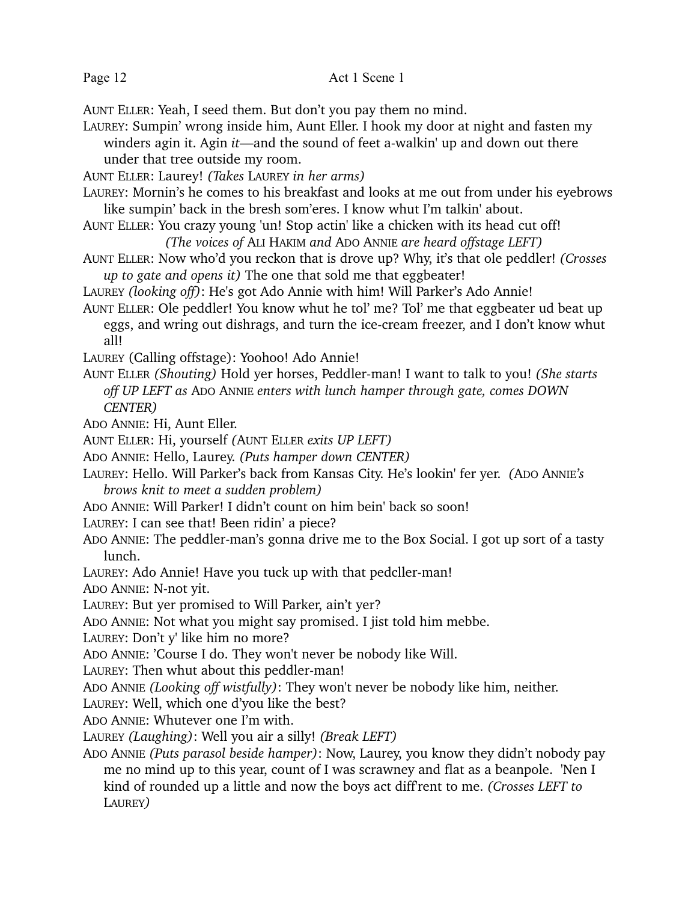AUNT ELLER: Yeah, I seed them. But don't you pay them no mind.

LAUREY: Sumpin' wrong inside him, Aunt Eller. I hook my door at night and fasten my winders agin it. Agin *it*—and the sound of feet a-walkin' up and down out there under that tree outside my room.

AUNT ELLER: Laurey! *(Takes* LAUREY *in her arms)*

LAUREY: Mornin's he comes to his breakfast and looks at me out from under his eyebrows like sumpin' back in the bresh som'eres. I know whut I'm talkin' about.

AUNT ELLER: You crazy young 'un! Stop actin' like a chicken with its head cut off!

*(The voices of* ALI HAKIM *and* ADO ANNIE *are heard offstage LEFT)*

AUNT ELLER: Now who'd you reckon that is drove up? Why, it's that ole peddler! *(Crosses up to gate and opens it)* The one that sold me that eggbeater!

LAUREY *(looking off)*: He's got Ado Annie with him! Will Parker's Ado Annie!

AUNT ELLER: Ole peddler! You know whut he tol' me? Tol' me that eggbeater ud beat up eggs, and wring out dishrags, and turn the ice-cream freezer, and I don't know whut all!

LAUREY (Calling offstage): Yoohoo! Ado Annie!

AUNT ELLER *(Shouting)* Hold yer horses, Peddler-man! I want to talk to you! *(She starts off UP LEFT as* ADO ANNIE *enters with lunch hamper through gate, comes DOWN CENTER)*

ADO ANNIE: Hi, Aunt Eller.

AUNT ELLER: Hi, yourself *(*AUNT ELLER *exits UP LEFT)*

ADO ANNIE: Hello, Laurey. *(Puts hamper down CENTER)*

LAUREY: Hello. Will Parker's back from Kansas City. He's lookin' fer yer. *(*ADO ANNIE*'s brows knit to meet a sudden problem)*

ADO ANNIE: Will Parker! I didn't count on him bein' back so soon!

LAUREY: I can see that! Been ridin' a piece?

ADO ANNIE: The peddler-man's gonna drive me to the Box Social. I got up sort of a tasty lunch.

LAUREY: Ado Annie! Have you tuck up with that pedcller-man!

ADO ANNIE: N-not yit.

LAUREY: But yer promised to Will Parker, ain't yer?

ADO ANNIE: Not what you might say promised. I jist told him mebbe.

LAUREY: Don't y' like him no more?

ADO ANNIE: 'Course I do. They won't never be nobody like Will.

LAUREY: Then whut about this peddler-man!

ADO ANNIE *(Looking off wistfully)*: They won't never be nobody like him, neither.

LAUREY: Well, which one d'you like the best?

ADO ANNIE: Whutever one I'm with.

LAUREY *(Laughing)*: Well you air a silly! *(Break LEFT)*

ADO ANNIE *(Puts parasol beside hamper)*: Now, Laurey, you know they didn't nobody pay me no mind up to this year, count of I was scrawney and flat as a beanpole. 'Nen I kind of rounded up a little and now the boys act diff'rent to me. *(Crosses LEFT to* LAUREY*)*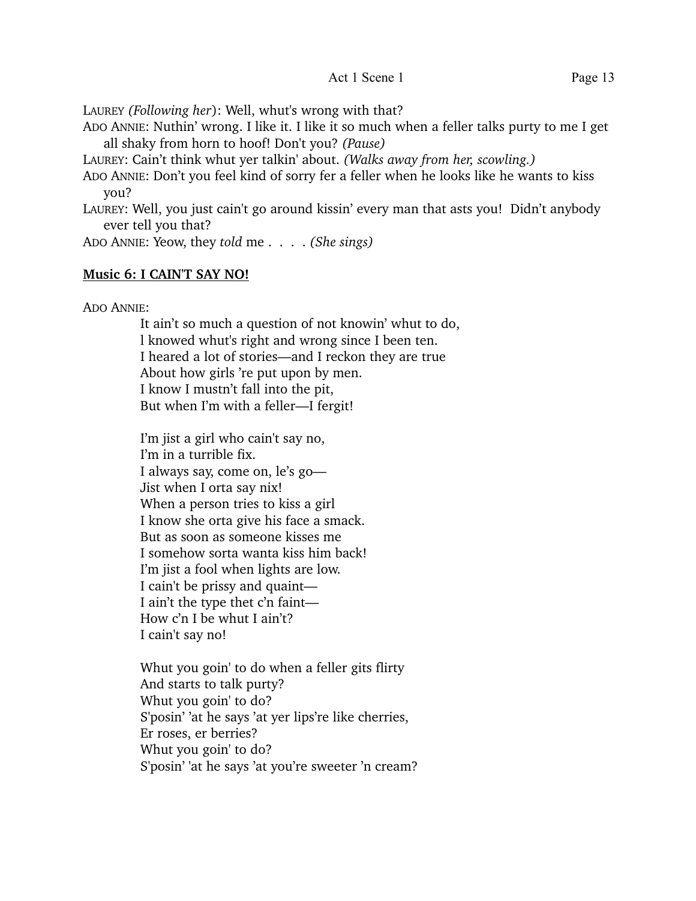LAUREY *(Following her)*: Well, whut's wrong with that?

ADO ANNIE: Nuthin' wrong. I like it. I like it so much when a feller talks purty to me I get all shaky from horn to hoof! Don't you? *(Pause)*

LAUREY: Cain't think whut yer talkin' about. *(Walks away from her, scowling.)*

ADO ANNIE: Don't you feel kind of sorry fer a feller when he looks like he wants to kiss you?

LAUREY: Well, you just cain't go around kissin' every man that asts you! Didn't anybody ever tell you that?

ADO ANNIE: Yeow, they *told* me . . . . *(She sings)*

**Music 6: I CAIN'T SAY NO!**

ADO ANNIE:

> It ain't so much a question of not knowin' whut to do,
> l knowed whut's right and wrong since I been ten.
> I heared a lot of stories—and I reckon they are true
> About how girls 're put upon by men.
> I know I mustn't fall into the pit,
> But when I'm with a feller—I fergit!
>
> I'm jist a girl who cain't say no,
> I'm in a turrible fix.
> I always say, come on, le's go—
> Jist when I orta say nix!
> When a person tries to kiss a girl
> I know she orta give his face a smack.
> But as soon as someone kisses me
> I somehow sorta wanta kiss him back!
> I'm jist a fool when lights are low.
> I cain't be prissy and quaint—
> I ain't the type thet c'n faint—
> How c'n I be whut I ain't?
> I cain't say no!
>
> Whut you goin' to do when a feller gits flirty
> And starts to talk purty?
> Whut you goin' to do?
> S'posin' 'at he says 'at yer lips're like cherries,
> Er roses, er berries?
> Whut you goin' to do?
> S'posin' 'at he says 'at you're sweeter 'n cream?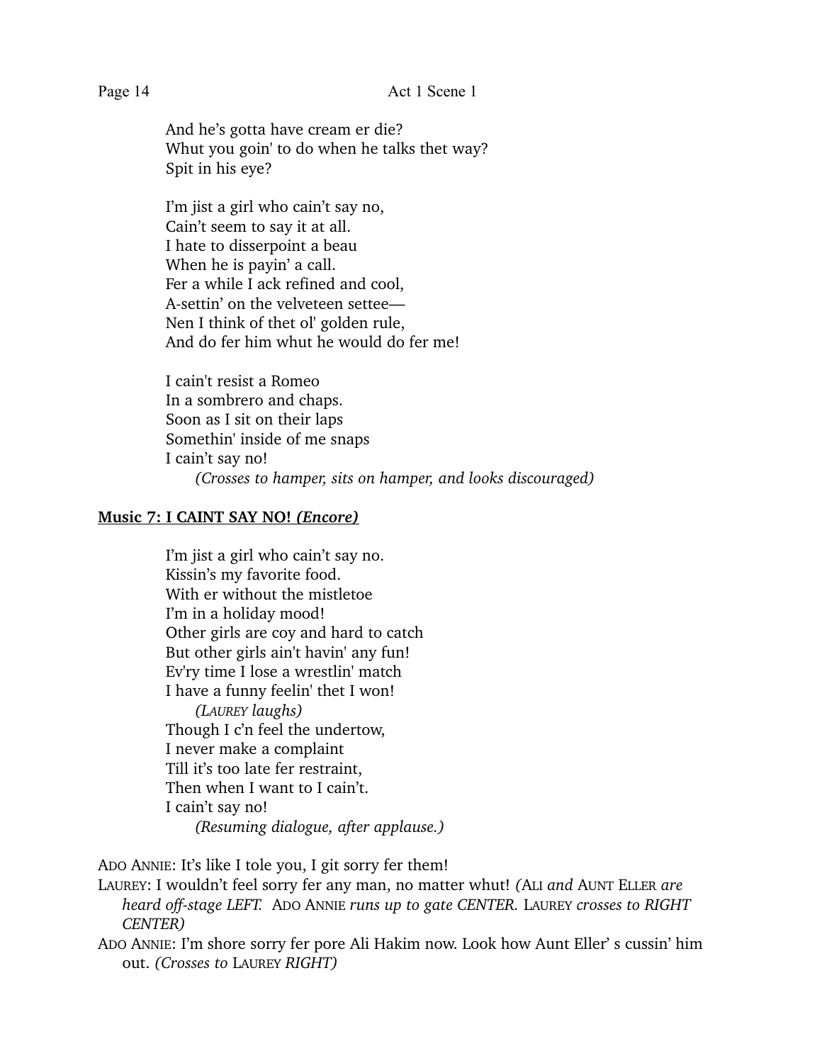And he's gotta have cream er die?
Whut you goin' to do when he talks thet way?
Spit in his eye?

I'm jist a girl who cain't say no,
Cain't seem to say it at all.
I hate to disserpoint a beau
When he is payin' a call.
Fer a while I ack refined and cool,
A-settin' on the velveteen settee—
Nen I think of thet ol' golden rule,
And do fer him whut he would do fer me!

I cain't resist a Romeo
In a sombrero and chaps.
Soon as I sit on their laps
Somethin' inside of me snaps
I cain't say no!
*(Crosses to hamper, sits on hamper, and looks discouraged)*

**Music 7: I CAINT SAY NO! *(Encore)***

I'm jist a girl who cain't say no.
Kissin's my favorite food.
With er without the mistletoe
I'm in a holiday mood!
Other girls are coy and hard to catch
But other girls ain't havin' any fun!
Ev'ry time I lose a wrestlin' match
I have a funny feelin' thet I won!
*(LAUREY laughs)*
Though I c'n feel the undertow,
I never make a complaint
Till it's too late fer restraint,
Then when I want to I cain't.
I cain't say no!
*(Resuming dialogue, after applause.)*

ADO ANNIE: It's like I tole you, I git sorry fer them!

LAUREY: I wouldn't feel sorry fer any man, no matter whut! *(ALI and AUNT ELLER are heard off-stage LEFT. ADO ANNIE runs up to gate CENTER. LAUREY crosses to RIGHT CENTER)*

ADO ANNIE: I'm shore sorry fer pore Ali Hakim now. Look how Aunt Eller' s cussin' him out. *(Crosses to LAUREY RIGHT)*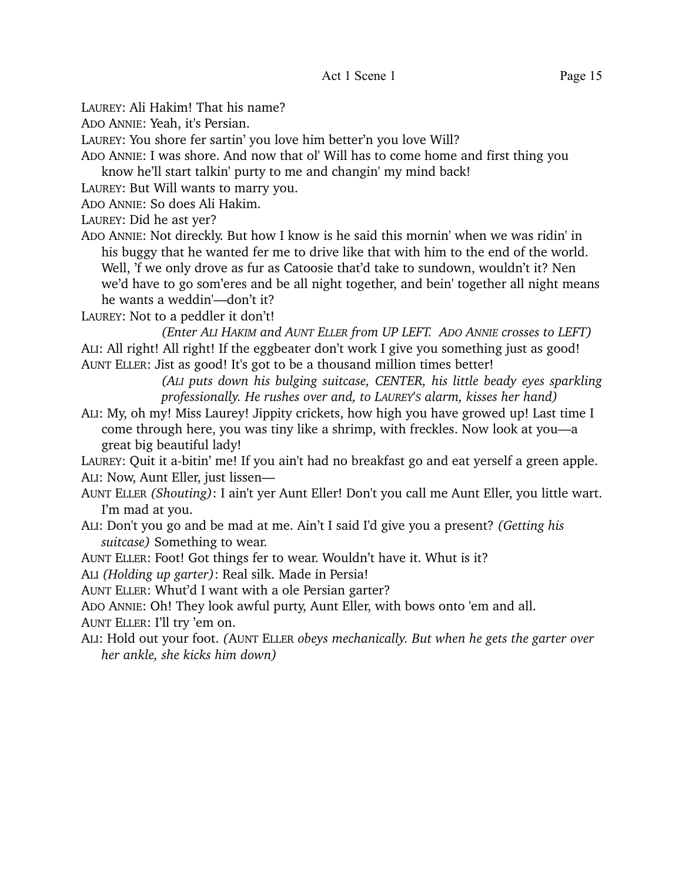LAUREY: Ali Hakim! That his name?

ADO ANNIE: Yeah, it's Persian.

LAUREY: You shore fer sartin' you love him better'n you love Will?

ADO ANNIE: I was shore. And now that ol' Will has to come home and first thing you know he'll start talkin' purty to me and changin' my mind back!

LAUREY: But Will wants to marry you.

ADO ANNIE: So does Ali Hakim.

LAUREY: Did he ast yer?

ADO ANNIE: Not direckly. But how I know is he said this mornin' when we was ridin' in his buggy that he wanted fer me to drive like that with him to the end of the world. Well, 'f we only drove as fur as Catoosie that'd take to sundown, wouldn't it? Nen we'd have to go som'eres and be all night together, and bein' together all night means he wants a weddin'—don't it?

LAUREY: Not to a peddler it don't!

*(Enter ALI HAKIM and AUNT ELLER from UP LEFT. ADO ANNIE crosses to LEFT)*

ALI: All right! All right! If the eggbeater don't work I give you something just as good!

AUNT ELLER: Jist as good! It's got to be a thousand million times better!

*(ALI puts down his bulging suitcase, CENTER, his little beady eyes sparkling professionally. He rushes over and, to LAUREY'S alarm, kisses her hand)*

ALI: My, oh my! Miss Laurey! Jippity crickets, how high you have growed up! Last time I come through here, you was tiny like a shrimp, with freckles. Now look at you—a great big beautiful lady!

LAUREY: Quit it a-bitin' me! If you ain't had no breakfast go and eat yerself a green apple.

ALI: Now, Aunt Eller, just lissen—

AUNT ELLER *(Shouting)*: I ain't yer Aunt Eller! Don't you call me Aunt Eller, you little wart. I'm mad at you.

ALI: Don't you go and be mad at me. Ain't I said I'd give you a present? *(Getting his suitcase)* Something to wear.

AUNT ELLER: Foot! Got things fer to wear. Wouldn't have it. Whut is it?

ALI *(Holding up garter)*: Real silk. Made in Persia!

AUNT ELLER: Whut'd I want with a ole Persian garter?

ADO ANNIE: Oh! They look awful purty, Aunt Eller, with bows onto 'em and all.

AUNT ELLER: I'll try 'em on.

ALI: Hold out your foot. *(AUNT ELLER obeys mechanically. But when he gets the garter over her ankle, she kicks him down)*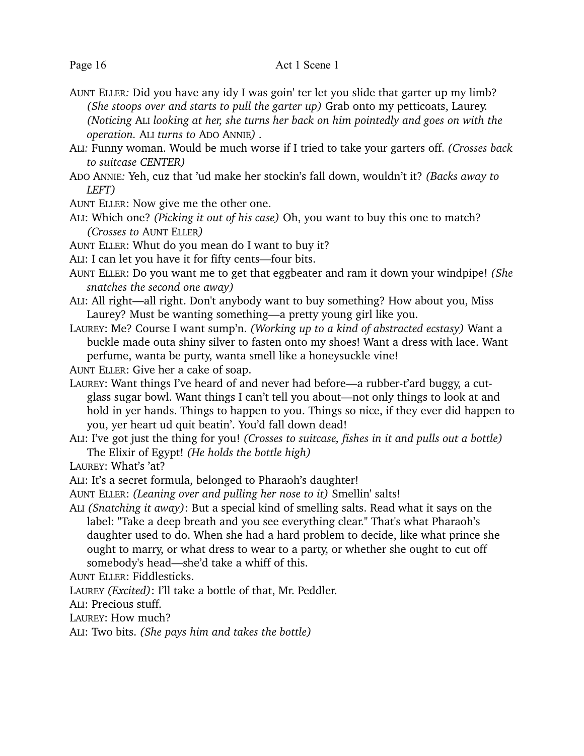AUNT ELLER*:* Did you have any idy I was goin' ter let you slide that garter up my limb? *(She stoops over and starts to pull the garter up)* Grab onto my petticoats, Laurey. *(Noticing* ALI *looking at her, she turns her back on him pointedly and goes on with the operation.* ALI *turns to* ADO ANNIE*)* .

ALI*:* Funny woman. Would be much worse if I tried to take your garters off. *(Crosses back to suitcase CENTER)*

ADO ANNIE*:* Yeh, cuz that 'ud make her stockin's fall down, wouldn't it? *(Backs away to LEFT)*

AUNT ELLER: Now give me the other one.

ALI: Which one? *(Picking it out of his case)* Oh, you want to buy this one to match? *(Crosses to* AUNT ELLER*)*

AUNT ELLER: Whut do you mean do I want to buy it?

ALI: I can let you have it for fifty cents—four bits.

AUNT ELLER: Do you want me to get that eggbeater and ram it down your windpipe! *(She snatches the second one away)*

ALI: All right—all right. Don't anybody want to buy something? How about you, Miss Laurey? Must be wanting something—a pretty young girl like you.

LAUREY: Me? Course I want sump'n. *(Working up to a kind of abstracted ecstasy)* Want a buckle made outa shiny silver to fasten onto my shoes! Want a dress with lace. Want perfume, wanta be purty, wanta smell like a honeysuckle vine!

AUNT ELLER: Give her a cake of soap.

LAUREY: Want things I've heard of and never had before—a rubber-t'ard buggy, a cut-glass sugar bowl. Want things I can't tell you about—not only things to look at and hold in yer hands. Things to happen to you. Things so nice, if they ever did happen to you, yer heart ud quit beatin'. You'd fall down dead!

ALI: I've got just the thing for you! *(Crosses to suitcase, fishes in it and pulls out a bottle)* The Elixir of Egypt! *(He holds the bottle high)*

LAUREY: What's 'at?

ALI: It's a secret formula, belonged to Pharaoh's daughter!

AUNT ELLER: *(Leaning over and pulling her nose to it)* Smellin' salts!

ALI *(Snatching it away)*: But a special kind of smelling salts. Read what it says on the label: "Take a deep breath and you see everything clear." That's what Pharaoh's daughter used to do. When she had a hard problem to decide, like what prince she ought to marry, or what dress to wear to a party, or whether she ought to cut off somebody's head—she'd take a whiff of this.

AUNT ELLER: Fiddlesticks.

LAUREY *(Excited)*: I'll take a bottle of that, Mr. Peddler.

ALI: Precious stuff.

LAUREY: How much?

ALI: Two bits. *(She pays him and takes the bottle)*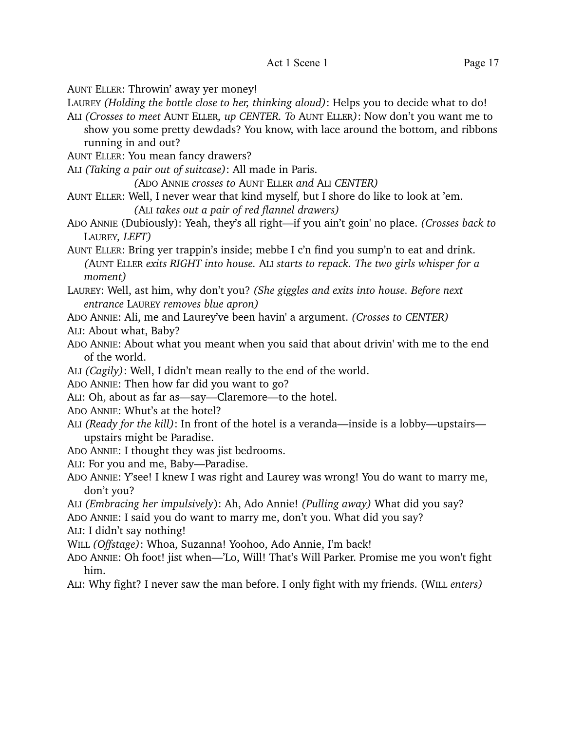AUNT ELLER: Throwin' away yer money!

LAUREY *(Holding the bottle close to her, thinking aloud)*: Helps you to decide what to do!

ALI *(Crosses to meet* AUNT ELLER*, up CENTER. To* AUNT ELLER*)*: Now don't you want me to show you some pretty dewdads? You know, with lace around the bottom, and ribbons running in and out?

AUNT ELLER: You mean fancy drawers?

ALI *(Taking a pair out of suitcase)*: All made in Paris.

*(*ADO ANNIE *crosses to* AUNT ELLER *and* ALI *CENTER)*

AUNT ELLER: Well, I never wear that kind myself, but I shore do like to look at 'em.

*(*ALI *takes out a pair of red flannel drawers)*

ADO ANNIE (Dubiously): Yeah, they's all right—if you ain't goin' no place. *(Crosses back to* LAUREY*, LEFT)*

AUNT ELLER: Bring yer trappin's inside; mebbe I c'n find you sump'n to eat and drink. *(*AUNT ELLER *exits RIGHT into house.* ALI *starts to repack. The two girls whisper for a moment)*

LAUREY: Well, ast him, why don't you? *(She giggles and exits into house. Before next entrance* LAUREY *removes blue apron)*

ADO ANNIE: Ali, me and Laurey've been havin' a argument. *(Crosses to CENTER)*

ALI: About what, Baby?

ADO ANNIE: About what you meant when you said that about drivin' with me to the end of the world.

ALI *(Cagily)*: Well, I didn't mean really to the end of the world.

ADO ANNIE: Then how far did you want to go?

ALI: Oh, about as far as—say—Claremore—to the hotel.

ADO ANNIE: Whut's at the hotel?

ALI *(Ready for the kill)*: In front of the hotel is a veranda—inside is a lobby—upstairs—upstairs might be Paradise.

ADO ANNIE: I thought they was jist bedrooms.

ALI: For you and me, Baby—Paradise.

ADO ANNIE: Y'see! I knew I was right and Laurey was wrong! You do want to marry me, don't you?

ALI *(Embracing her impulsively)*: Ah, Ado Annie! *(Pulling away)* What did you say?

ADO ANNIE: I said you do want to marry me, don't you. What did you say?

ALI: I didn't say nothing!

WILL *(Offstage)*: Whoa, Suzanna! Yoohoo, Ado Annie, I'm back!

ADO ANNIE: Oh foot! jist when—'Lo, Will! That's Will Parker. Promise me you won't fight him.

ALI: Why fight? I never saw the man before. I only fight with my friends. (WILL *enters)*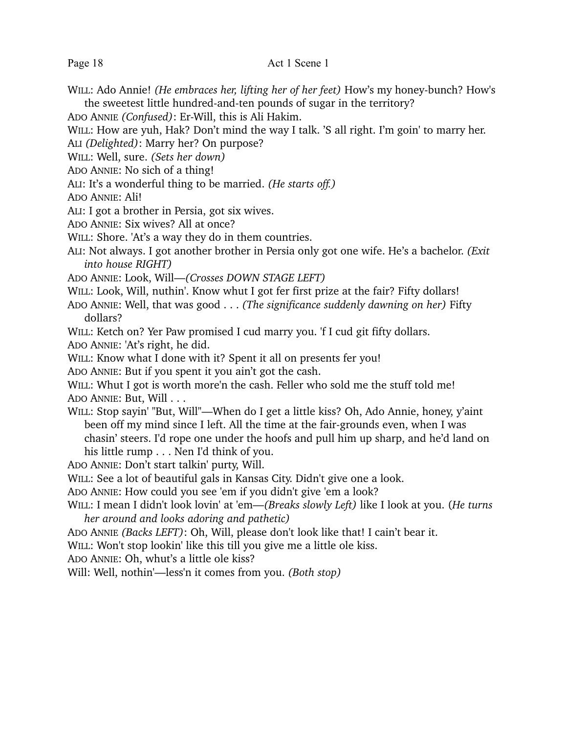WILL: Ado Annie! *(He embraces her, lifting her of her feet)* How's my honey-bunch? How's the sweetest little hundred-and-ten pounds of sugar in the territory?

ADO ANNIE *(Confused)*: Er-Will, this is Ali Hakim.

WILL: How are yuh, Hak? Don't mind the way I talk. 'S all right. I'm goin' to marry her.

ALI *(Delighted)*: Marry her? On purpose?

WILL: Well, sure. *(Sets her down)*

ADO ANNIE: No sich of a thing!

ALI: It's a wonderful thing to be married. *(He starts off.)*

ADO ANNIE: Ali!

ALI: I got a brother in Persia, got six wives.

ADO ANNIE: Six wives? All at once?

WILL: Shore. 'At's a way they do in them countries.

ALI: Not always. I got another brother in Persia only got one wife. He's a bachelor. *(Exit into house RIGHT)*

ADO ANNIE: Look, Will—*(Crosses DOWN STAGE LEFT)*

WILL: Look, Will, nuthin'. Know whut I got fer first prize at the fair? Fifty dollars!

ADO ANNIE: Well, that was good . . . *(The significance suddenly dawning on her)* Fifty dollars?

WILL: Ketch on? Yer Paw promised I cud marry you. 'f I cud git fifty dollars.

ADO ANNIE: 'At's right, he did.

WILL: Know what I done with it? Spent it all on presents fer you!

ADO ANNIE: But if you spent it you ain't got the cash.

WILL: Whut I got is worth more'n the cash. Feller who sold me the stuff told me!

ADO ANNIE: But, Will . . .

WILL: Stop sayin' "But, Will"—When do I get a little kiss? Oh, Ado Annie, honey, y'aint been off my mind since I left. All the time at the fair-grounds even, when I was chasin' steers. I'd rope one under the hoofs and pull him up sharp, and he'd land on his little rump . . . Nen I'd think of you.

ADO ANNIE: Don't start talkin' purty, Will.

WILL: See a lot of beautiful gals in Kansas City. Didn't give one a look.

ADO ANNIE: How could you see 'em if you didn't give 'em a look?

WILL: I mean I didn't look lovin' at 'em—*(Breaks slowly Left)* like I look at you. (*He turns her around and looks adoring and pathetic)*

ADO ANNIE *(Backs LEFT)*: Oh, Will, please don't look like that! I cain't bear it.

WILL: Won't stop lookin' like this till you give me a little ole kiss.

ADO ANNIE: Oh, whut's a little ole kiss?

Will: Well, nothin'—less'n it comes from you. *(Both stop)*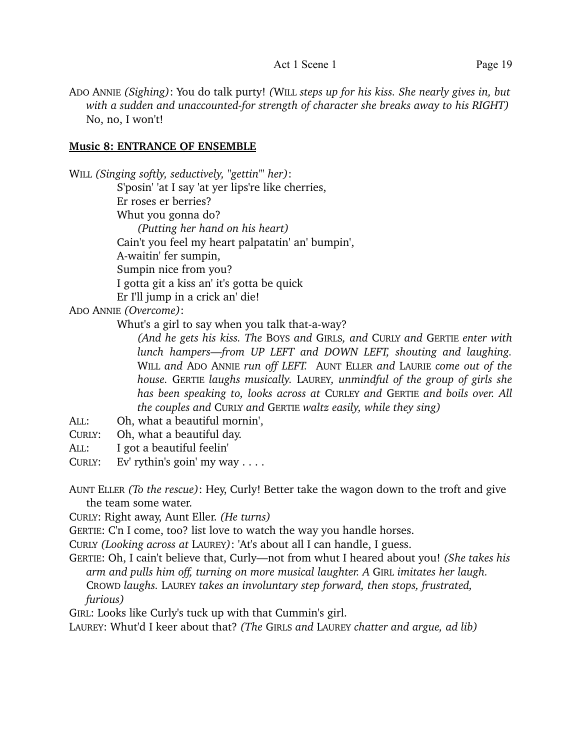ADO ANNIE *(Sighing)*: You do talk purty! *(WILL steps up for his kiss. She nearly gives in, but with a sudden and unaccounted-for strength of character she breaks away to his RIGHT)* No, no, I won't!

**Music 8: ENTRANCE OF ENSEMBLE**

WILL *(Singing softly, seductively, "gettin'" her)*:

S'posin' 'at I say 'at yer lips're like cherries,
Er roses er berries?
Whut you gonna do?
*(Putting her hand on his heart)*
Cain't you feel my heart palpatatin' an' bumpin',
A-waitin' fer sumpin,
Sumpin nice from you?
I gotta git a kiss an' it's gotta be quick
Er I'll jump in a crick an' die!

ADO ANNIE *(Overcome)*:

Whut's a girl to say when you talk that-a-way?
*(And he gets his kiss. The BOYS and GIRLS, and CURLY and GERTIE enter with lunch hampers—from UP LEFT and DOWN LEFT, shouting and laughing. WILL and ADO ANNIE run off LEFT. AUNT ELLER and LAURIE come out of the house. GERTIE laughs musically. LAUREY, unmindful of the group of girls she has been speaking to, looks across at CURLEY and GERTIE and boils over. All the couples and CURLY and GERTIE waltz easily, while they sing)*

ALL: Oh, what a beautiful mornin',
CURLY: Oh, what a beautiful day.
ALL: I got a beautiful feelin'
CURLY: Ev' rythin's goin' my way . . . .

AUNT ELLER *(To the rescue)*: Hey, Curly! Better take the wagon down to the troft and give the team some water.

CURLY: Right away, Aunt Eller. *(He turns)*

GERTIE: C'n I come, too? list love to watch the way you handle horses.

CURLY *(Looking across at LAUREY)*: 'At's about all I can handle, I guess.

GERTIE: Oh, I cain't believe that, Curly—not from whut I heared about you! *(She takes his arm and pulls him off, turning on more musical laughter. A GIRL imitates her laugh. CROWD laughs. LAUREY takes an involuntary step forward, then stops, frustrated, furious)*

GIRL: Looks like Curly's tuck up with that Cummin's girl.

LAUREY: Whut'd I keer about that? *(The GIRLS and LAUREY chatter and argue, ad lib)*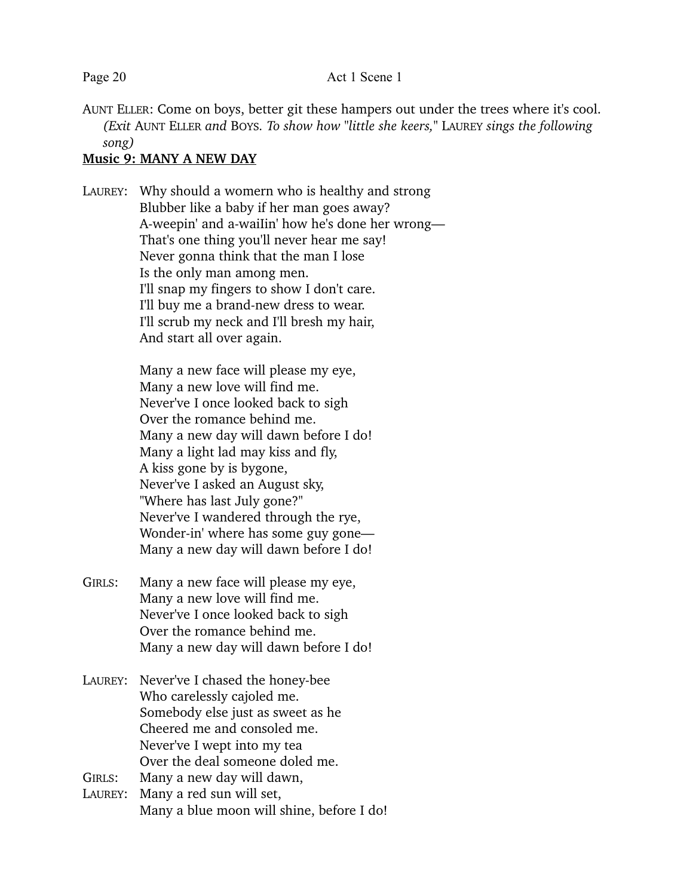AUNT ELLER: Come on boys, better git these hampers out under the trees where it's cool.
*(Exit* AUNT ELLER *and* BOYS. *To show how "little she keers,"* LAUREY *sings the following song)*

**Music 9: MANY A NEW DAY**

LAUREY: Why should a womern who is healthy and strong
Blubber like a baby if her man goes away?
A-weepin' and a-waiIin' how he's done her wrong—
That's one thing you'll never hear me say!
Never gonna think that the man I lose
Is the only man among men.
I'll snap my fingers to show I don't care.
I'll buy me a brand-new dress to wear.
I'll scrub my neck and I'll bresh my hair,
And start all over again.

Many a new face will please my eye,
Many a new love will find me.
Never've I once looked back to sigh
Over the romance behind me.
Many a new day will dawn before I do!
Many a light lad may kiss and fly,
A kiss gone by is bygone,
Never've I asked an August sky,
"Where has last July gone?"
Never've I wandered through the rye,
Wonder-in' where has some guy gone—
Many a new day will dawn before I do!

GIRLS: Many a new face will please my eye,
Many a new love will find me.
Never've I once looked back to sigh
Over the romance behind me.
Many a new day will dawn before I do!

LAUREY: Never've I chased the honey-bee
Who carelessly cajoled me.
Somebody else just as sweet as he
Cheered me and consoled me.
Never've I wept into my tea
Over the deal someone doled me.

GIRLS: Many a new day will dawn,

LAUREY: Many a red sun will set,
Many a blue moon will shine, before I do!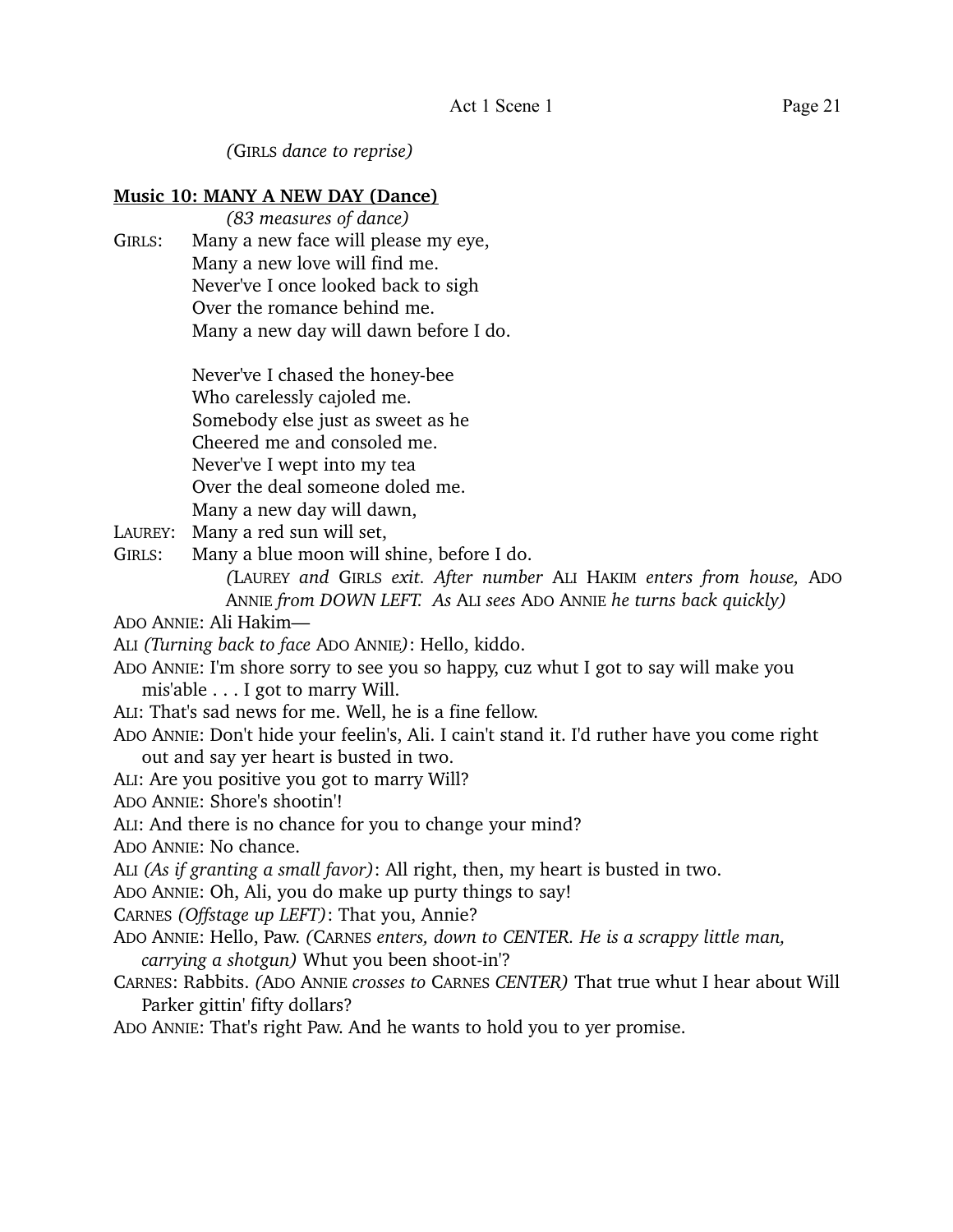*(GIRLS dance to reprise)*

**Music 10: MANY A NEW DAY (Dance)**

*(83 measures of dance)*

GIRLS: Many a new face will please my eye,
Many a new love will find me.
Never've I once looked back to sigh
Over the romance behind me.
Many a new day will dawn before I do.

Never've I chased the honey-bee
Who carelessly cajoled me.
Somebody else just as sweet as he
Cheered me and consoled me.
Never've I wept into my tea
Over the deal someone doled me.
Many a new day will dawn,

LAUREY: Many a red sun will set,

GIRLS: Many a blue moon will shine, before I do.

*(LAUREY and GIRLS exit. After number ALI HAKIM enters from house, ADO ANNIE from DOWN LEFT. As ALI sees ADO ANNIE he turns back quickly)*

ADO ANNIE: Ali Hakim—

ALI *(Turning back to face ADO ANNIE)*: Hello, kiddo.

ADO ANNIE: I'm shore sorry to see you so happy, cuz whut I got to say will make you mis'able . . . I got to marry Will.

ALI: That's sad news for me. Well, he is a fine fellow.

ADO ANNIE: Don't hide your feelin's, Ali. I cain't stand it. I'd ruther have you come right out and say yer heart is busted in two.

ALI: Are you positive you got to marry Will?

ADO ANNIE: Shore's shootin'!

ALI: And there is no chance for you to change your mind?

ADO ANNIE: No chance.

ALI *(As if granting a small favor)*: All right, then, my heart is busted in two.

ADO ANNIE: Oh, Ali, you do make up purty things to say!

CARNES *(Offstage up LEFT)*: That you, Annie?

ADO ANNIE: Hello, Paw. *(CARNES enters, down to CENTER. He is a scrappy little man, carrying a shotgun)* Whut you been shoot-in'?

CARNES: Rabbits. *(ADO ANNIE crosses to CARNES CENTER)* That true whut I hear about Will Parker gittin' fifty dollars?

ADO ANNIE: That's right Paw. And he wants to hold you to yer promise.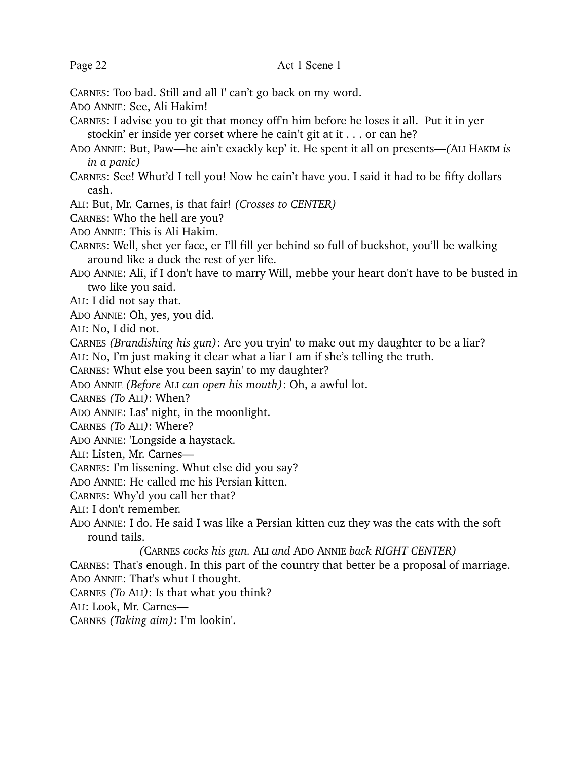CARNES: Too bad. Still and all I' can't go back on my word.

ADO ANNIE: See, Ali Hakim!

CARNES: I advise you to git that money off'n him before he loses it all. Put it in yer stockin' er inside yer corset where he cain't git at it . . . or can he?

ADO ANNIE: But, Paw—he ain't exackly kep' it. He spent it all on presents—*(ALI HAKIM is in a panic)*

CARNES: See! Whut'd I tell you! Now he cain't have you. I said it had to be fifty dollars cash.

ALI: But, Mr. Carnes, is that fair! *(Crosses to CENTER)*

CARNES: Who the hell are you?

ADO ANNIE: This is Ali Hakim.

CARNES: Well, shet yer face, er I'll fill yer behind so full of buckshot, you'll be walking around like a duck the rest of yer life.

ADO ANNIE: Ali, if I don't have to marry Will, mebbe your heart don't have to be busted in two like you said.

ALI: I did not say that.

ADO ANNIE: Oh, yes, you did.

ALI: No, I did not.

CARNES *(Brandishing his gun)*: Are you tryin' to make out my daughter to be a liar?

ALI: No, I'm just making it clear what a liar I am if she's telling the truth.

CARNES: Whut else you been sayin' to my daughter?

ADO ANNIE *(Before ALI can open his mouth)*: Oh, a awful lot.

CARNES *(To ALI)*: When?

ADO ANNIE: Las' night, in the moonlight.

CARNES *(To ALI)*: Where?

ADO ANNIE: 'Longside a haystack.

ALI: Listen, Mr. Carnes—

CARNES: I'm lissening. Whut else did you say?

ADO ANNIE: He called me his Persian kitten.

CARNES: Why'd you call her that?

ALI: I don't remember.

ADO ANNIE: I do. He said I was like a Persian kitten cuz they was the cats with the soft round tails.

*(CARNES cocks his gun. ALI and ADO ANNIE back RIGHT CENTER)*

CARNES: That's enough. In this part of the country that better be a proposal of marriage.

ADO ANNIE: That's whut I thought.

CARNES *(To ALI)*: Is that what you think?

ALI: Look, Mr. Carnes—

CARNES *(Taking aim)*: I'm lookin'.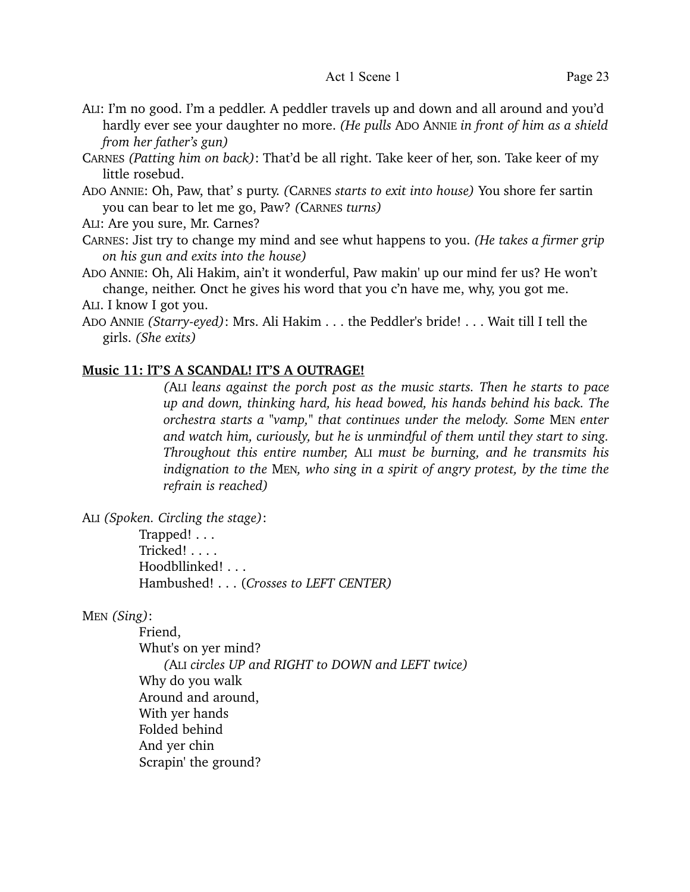ALI: I'm no good. I'm a peddler. A peddler travels up and down and all around and you'd hardly ever see your daughter no more. *(He pulls* ADO ANNIE *in front of him as a shield from her father's gun)*

CARNES *(Patting him on back)*: That'd be all right. Take keer of her, son. Take keer of my little rosebud.

ADO ANNIE: Oh, Paw, that' s purty. *(*CARNES *starts to exit into house)* You shore fer sartin you can bear to let me go, Paw? *(*CARNES *turns)*

ALI: Are you sure, Mr. Carnes?

CARNES: Jist try to change my mind and see whut happens to you. *(He takes a firmer grip on his gun and exits into the house)*

ADO ANNIE: Oh, Ali Hakim, ain't it wonderful, Paw makin' up our mind fer us? He won't change, neither. Onct he gives his word that you c'n have me, why, you got me.

ALI. I know I got you.

ADO ANNIE *(Starry-eyed)*: Mrs. Ali Hakim . . . the Peddler's bride! . . . Wait till I tell the girls. *(She exits)*

**Music 11: lT'S A SCANDAL! IT'S A OUTRAGE!**

*(*ALI *leans against the porch post as the music starts. Then he starts to pace up and down, thinking hard, his head bowed, his hands behind his back. The orchestra starts a "vamp," that continues under the melody. Some* MEN *enter and watch him, curiously, but he is unmindful of them until they start to sing. Throughout this entire number,* ALI *must be burning, and he transmits his indignation to the* MEN*, who sing in a spirit of angry protest, by the time the refrain is reached)*

ALI *(Spoken. Circling the stage)*:

Trapped! . . .
Tricked! . . . .
Hoodblinked! . . .
Hambushed! . . . (*Crosses to LEFT CENTER)*

MEN *(Sing)*:

Friend,
Whut's on yer mind?
*(*ALI *circles UP and RIGHT to DOWN and LEFT twice)*
Why do you walk
Around and around,
With yer hands
Folded behind
And yer chin
Scrapin' the ground?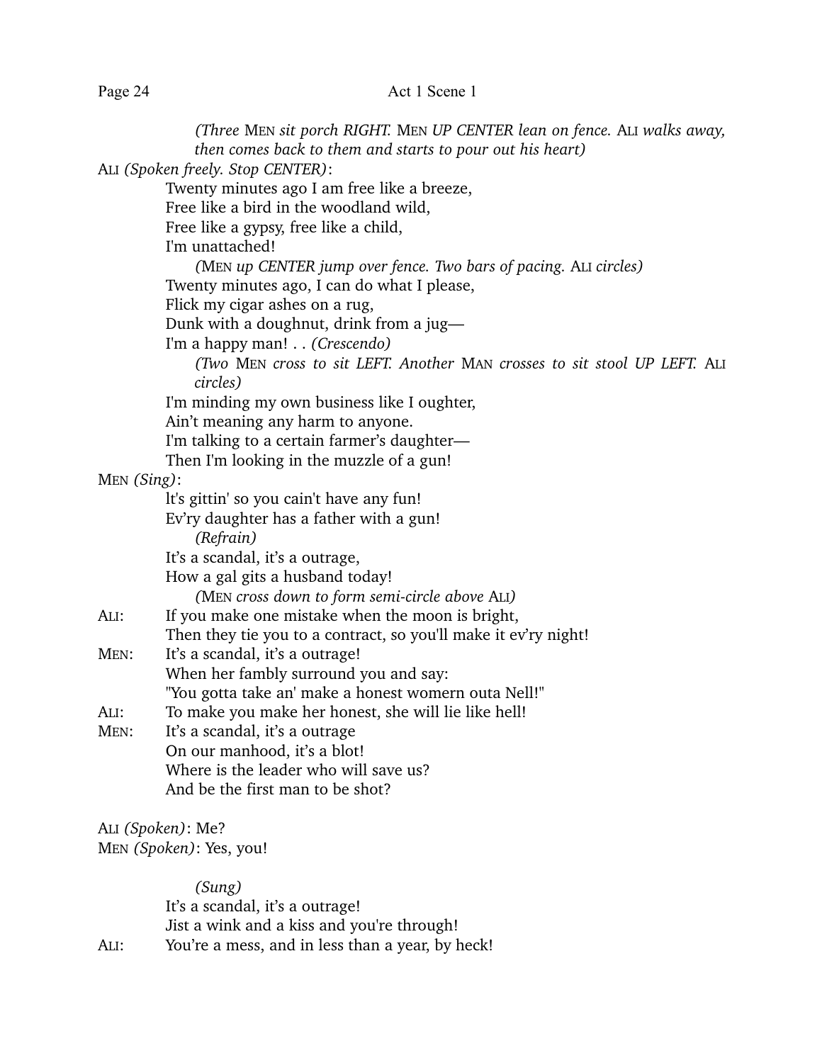*(Three* MEN *sit porch RIGHT.* MEN *UP CENTER lean on fence.* ALI *walks away, then comes back to them and starts to pour out his heart)*

ALI *(Spoken freely. Stop CENTER)*:

Twenty minutes ago I am free like a breeze,
Free like a bird in the woodland wild,
Free like a gypsy, free like a child,
I'm unattached!

*(*MEN *up CENTER jump over fence. Two bars of pacing.* ALI *circles)*

Twenty minutes ago, I can do what I please,
Flick my cigar ashes on a rug,
Dunk with a doughnut, drink from a jug—
I'm a happy man! . . *(Crescendo)*

*(Two* MEN *cross to sit LEFT. Another* MAN *crosses to sit stool UP LEFT.* ALI *circles)*

I'm minding my own business like I oughter,
Ain't meaning any harm to anyone.
I'm talking to a certain farmer's daughter—
Then I'm looking in the muzzle of a gun!

MEN *(Sing)*:

lt's gittin' so you cain't have any fun!
Ev'ry daughter has a father with a gun!

*(Refrain)*

It's a scandal, it's a outrage,
How a gal gits a husband today!

*(*MEN *cross down to form semi-circle above* ALI*)*

ALI: If you make one mistake when the moon is bright,
Then they tie you to a contract, so you'll make it ev'ry night!

MEN: It's a scandal, it's a outrage!
When her fambly surround you and say:
"You gotta take an' make a honest womern outa Nell!"

ALI: To make you make her honest, she will lie like hell!

MEN: It's a scandal, it's a outrage
On our manhood, it's a blot!
Where is the leader who will save us?
And be the first man to be shot?

ALI *(Spoken)*: Me?

MEN *(Spoken)*: Yes, you!

*(Sung)*

It's a scandal, it's a outrage!
Jist a wink and a kiss and you're through!

ALI: You're a mess, and in less than a year, by heck!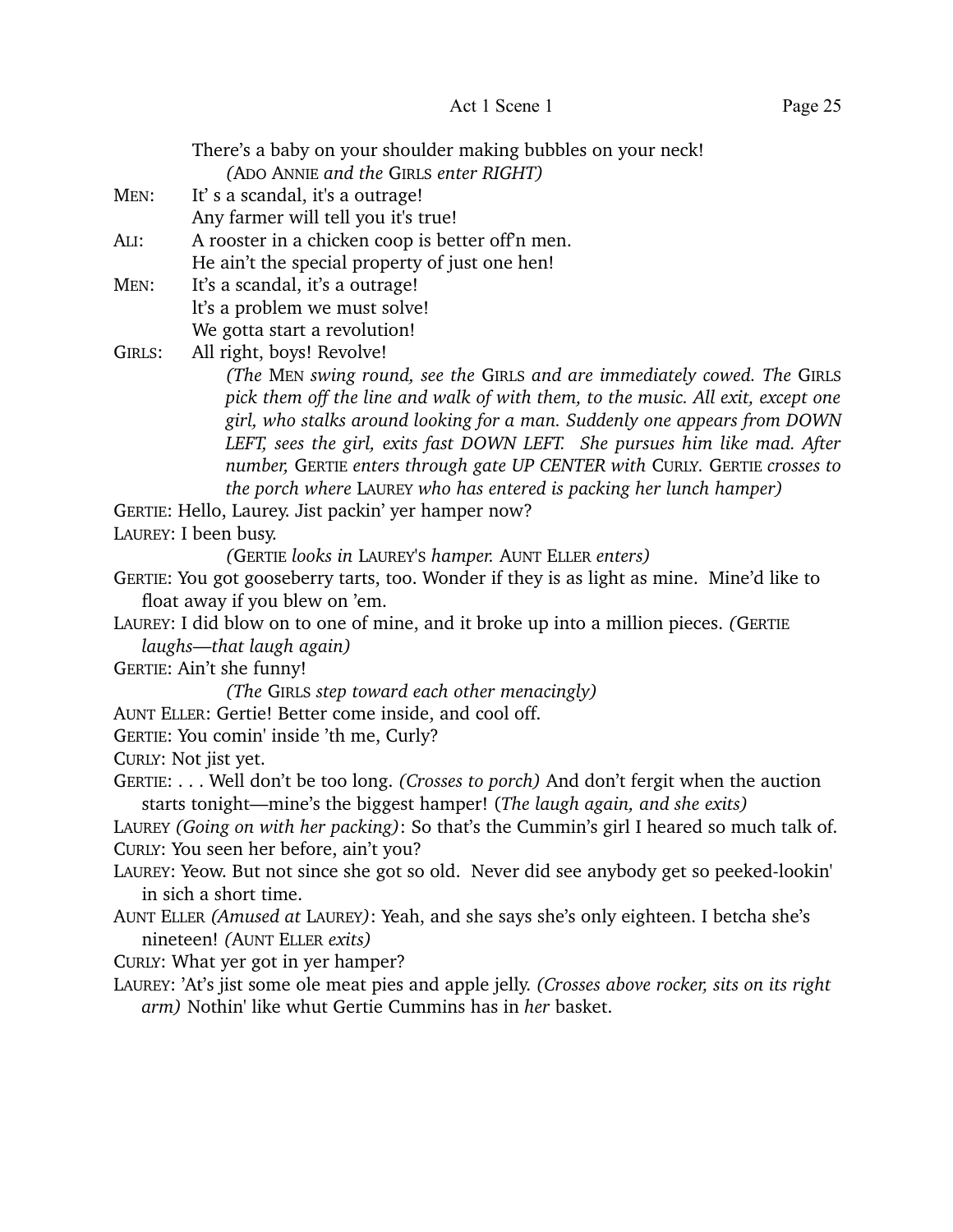There's a baby on your shoulder making bubbles on your neck!

*(ADO ANNIE and the GIRLS enter RIGHT)*

MEN: It' s a scandal, it's a outrage!
Any farmer will tell you it's true!

ALI: A rooster in a chicken coop is better off'n men.
He ain't the special property of just one hen!

MEN: It's a scandal, it's a outrage!
lt's a problem we must solve!
We gotta start a revolution!

GIRLS: All right, boys! Revolve!

*(The MEN swing round, see the GIRLS and are immediately cowed. The GIRLS pick them off the line and walk of with them, to the music. All exit, except one girl, who stalks around looking for a man. Suddenly one appears from DOWN LEFT, sees the girl, exits fast DOWN LEFT. She pursues him like mad. After number, GERTIE enters through gate UP CENTER with CURLY. GERTIE crosses to the porch where LAUREY who has entered is packing her lunch hamper)*

GERTIE: Hello, Laurey. Jist packin' yer hamper now?

LAUREY: I been busy.

*(GERTIE looks in LAUREY'S hamper. AUNT ELLER enters)*

GERTIE: You got gooseberry tarts, too. Wonder if they is as light as mine. Mine'd like to float away if you blew on 'em.

LAUREY: I did blow on to one of mine, and it broke up into a million pieces. *(GERTIE laughs—that laugh again)*

GERTIE: Ain't she funny!

*(The GIRLS step toward each other menacingly)*

AUNT ELLER: Gertie! Better come inside, and cool off.

GERTIE: You comin' inside 'th me, Curly?

CURLY: Not jist yet.

GERTIE: . . . Well don't be too long. *(Crosses to porch)* And don't fergit when the auction starts tonight—mine's the biggest hamper! (*The laugh again, and she exits)*

LAUREY *(Going on with her packing)*: So that's the Cummin's girl I heared so much talk of.

CURLY: You seen her before, ain't you?

LAUREY: Yeow. But not since she got so old. Never did see anybody get so peeked-lookin' in sich a short time.

AUNT ELLER *(Amused at LAUREY)*: Yeah, and she says she's only eighteen. I betcha she's nineteen! *(AUNT ELLER exits)*

CURLY: What yer got in yer hamper?

LAUREY: 'At's jist some ole meat pies and apple jelly. *(Crosses above rocker, sits on its right arm)* Nothin' like whut Gertie Cummins has in *her* basket.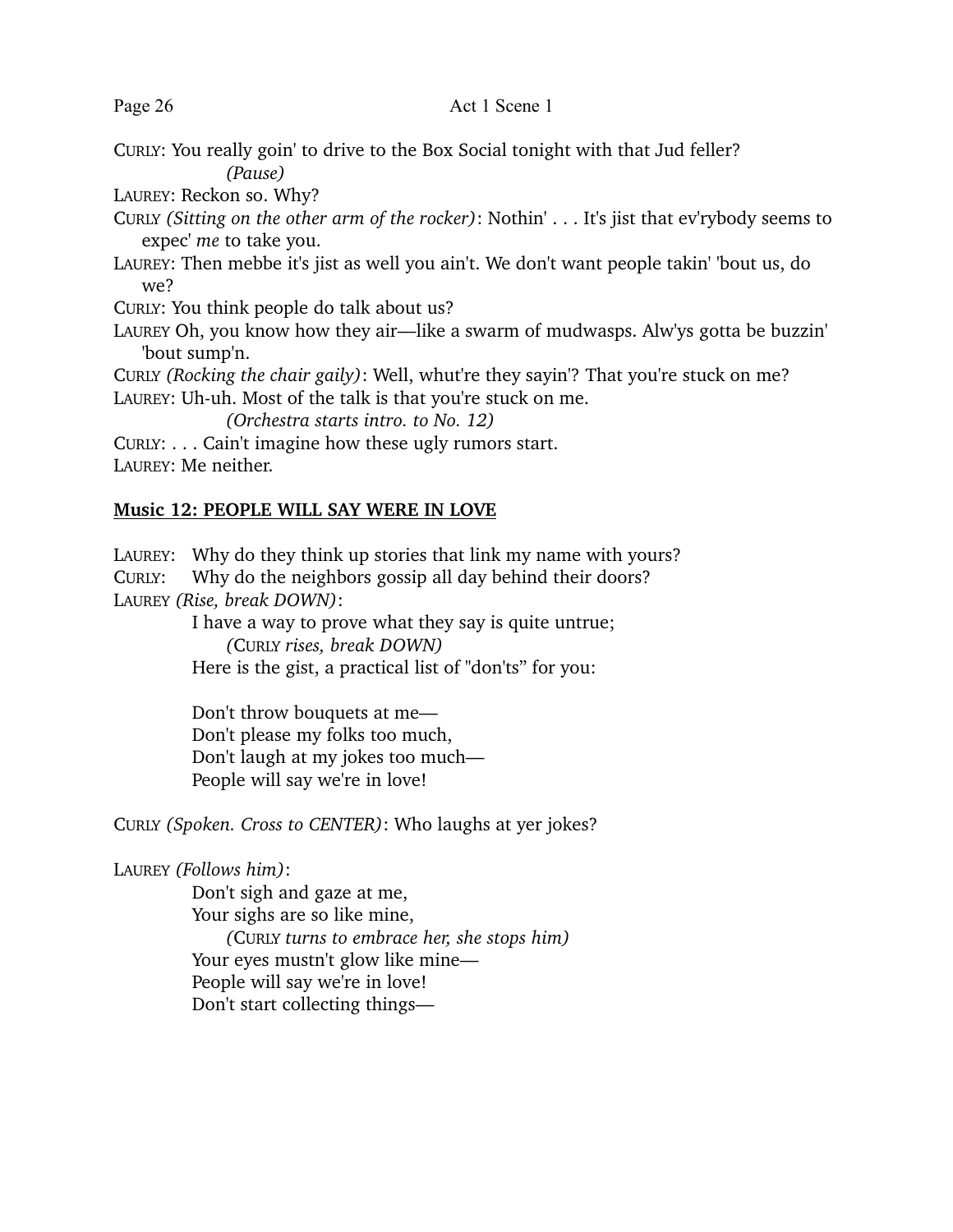CURLY: You really goin' to drive to the Box Social tonight with that Jud feller?

*(Pause)*

LAUREY: Reckon so. Why?

CURLY *(Sitting on the other arm of the rocker)*: Nothin' . . . It's jist that ev'rybody seems to expec' *me* to take you.

LAUREY: Then mebbe it's jist as well you ain't. We don't want people takin' 'bout us, do we?

CURLY: You think people do talk about us?

LAUREY Oh, you know how they air—like a swarm of mudwasps. Alw'ys gotta be buzzin' 'bout sump'n.

CURLY *(Rocking the chair gaily)*: Well, whut're they sayin'? That you're stuck on me?

LAUREY: Uh-uh. Most of the talk is that you're stuck on me.

*(Orchestra starts intro. to No. 12)*

CURLY: . . . Cain't imagine how these ugly rumors start.

LAUREY: Me neither.

**Music 12: PEOPLE WILL SAY WERE IN LOVE**

LAUREY: Why do they think up stories that link my name with yours?

CURLY: Why do the neighbors gossip all day behind their doors?

LAUREY *(Rise, break DOWN)*:

I have a way to prove what they say is quite untrue;

*(CURLY rises, break DOWN)*

Here is the gist, a practical list of "don'ts" for you:

Don't throw bouquets at me—
Don't please my folks too much,
Don't laugh at my jokes too much—
People will say we're in love!

CURLY *(Spoken. Cross to CENTER)*: Who laughs at yer jokes?

LAUREY *(Follows him)*:

Don't sigh and gaze at me,
Your sighs are so like mine,

*(CURLY turns to embrace her, she stops him)*

Your eyes mustn't glow like mine—
People will say we're in love!
Don't start collecting things—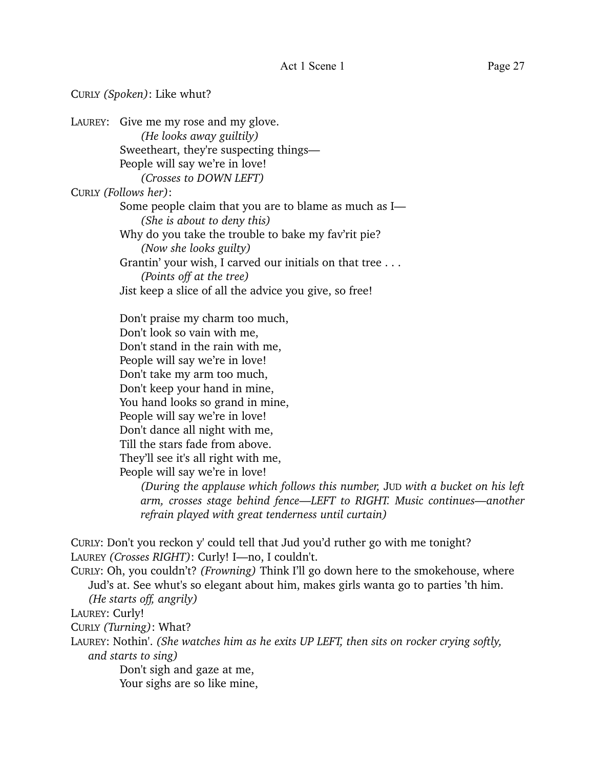CURLY *(Spoken)*: Like whut?

LAUREY: Give me my rose and my glove.
*(He looks away guiltily)*
Sweetheart, they're suspecting things—
People will say we're in love!
*(Crosses to DOWN LEFT)*

CURLY *(Follows her)*:
Some people claim that you are to blame as much as I—
*(She is about to deny this)*
Why do you take the trouble to bake my fav'rit pie?
*(Now she looks guilty)*
Grantin' your wish, I carved our initials on that tree . . .
*(Points off at the tree)*
Jist keep a slice of all the advice you give, so free!

Don't praise my charm too much,
Don't look so vain with me,
Don't stand in the rain with me,
People will say we're in love!
Don't take my arm too much,
Don't keep your hand in mine,
You hand looks so grand in mine,
People will say we're in love!
Don't dance all night with me,
Till the stars fade from above.
They'll see it's all right with me,
People will say we're in love!
*(During the applause which follows this number, JUD with a bucket on his left arm, crosses stage behind fence—LEFT to RIGHT. Music continues—another refrain played with great tenderness until curtain)*

CURLY: Don't you reckon y' could tell that Jud you'd ruther go with me tonight?

LAUREY *(Crosses RIGHT)*: Curly! I—no, I couldn't.

CURLY: Oh, you couldn't? *(Frowning)* Think I'll go down here to the smokehouse, where Jud's at. See whut's so elegant about him, makes girls wanta go to parties 'th him. *(He starts off, angrily)*

LAUREY: Curly!

CURLY *(Turning)*: What?

LAUREY: Nothin'. *(She watches him as he exits UP LEFT, then sits on rocker crying softly, and starts to sing)*
Don't sigh and gaze at me,
Your sighs are so like mine,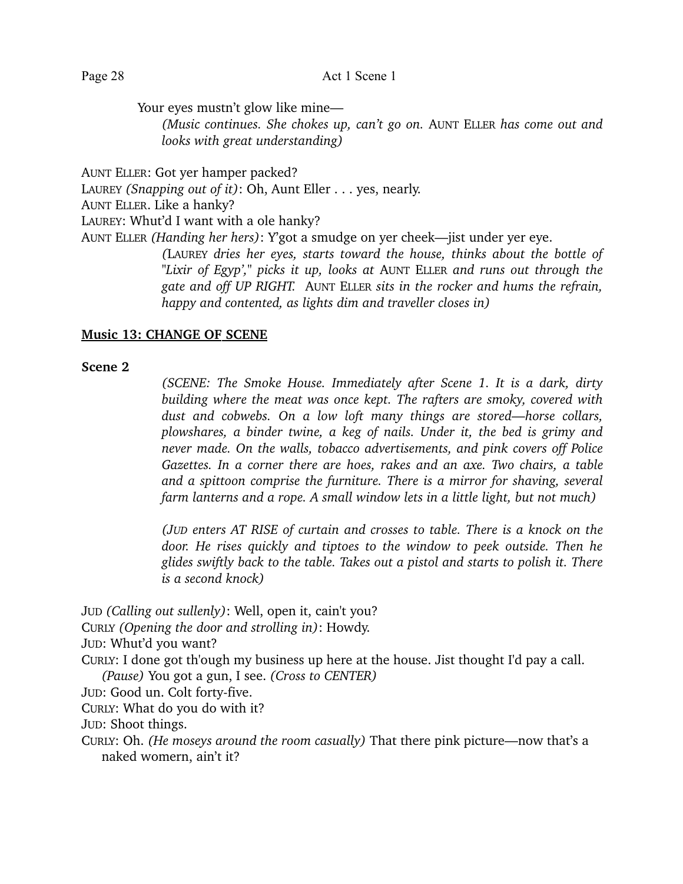Your eyes mustn't glow like mine—

*(Music continues. She chokes up, can't go on.* AUNT ELLER *has come out and looks with great understanding)*

AUNT ELLER: Got yer hamper packed?

LAUREY *(Snapping out of it)*: Oh, Aunt Eller . . . yes, nearly.

AUNT ELLER. Like a hanky?

LAUREY: Whut'd I want with a ole hanky?

AUNT ELLER *(Handing her hers)*: Y'got a smudge on yer cheek—jist under yer eye.

*(*LAUREY *dries her eyes, starts toward the house, thinks about the bottle of "Lixir of Egyp'," picks it up, looks at* AUNT ELLER *and runs out through the gate and off UP RIGHT.* AUNT ELLER *sits in the rocker and hums the refrain, happy and contented, as lights dim and traveller closes in)*

**Music 13: CHANGE OF SCENE**

**Scene 2**

*(SCENE: The Smoke House. Immediately after Scene 1. It is a dark, dirty building where the meat was once kept. The rafters are smoky, covered with dust and cobwebs. On a low loft many things are stored—horse collars, plowshares, a binder twine, a keg of nails. Under it, the bed is grimy and never made. On the walls, tobacco advertisements, and pink covers off Police Gazettes. In a corner there are hoes, rakes and an axe. Two chairs, a table and a spittoon comprise the furniture. There is a mirror for shaving, several farm lanterns and a rope. A small window lets in a little light, but not much)*

*(JUD enters AT RISE of curtain and crosses to table. There is a knock on the door. He rises quickly and tiptoes to the window to peek outside. Then he glides swiftly back to the table. Takes out a pistol and starts to polish it. There is a second knock)*

JUD *(Calling out sullenly)*: Well, open it, cain't you?

CURLY *(Opening the door and strolling in)*: Howdy.

JUD: Whut'd you want?

CURLY: I done got th'ough my business up here at the house. Jist thought I'd pay a call. *(Pause)* You got a gun, I see. *(Cross to CENTER)*

JUD: Good un. Colt forty-five.

CURLY: What do you do with it?

JUD: Shoot things.

CURLY: Oh. *(He moseys around the room casually)* That there pink picture—now that's a naked womern, ain't it?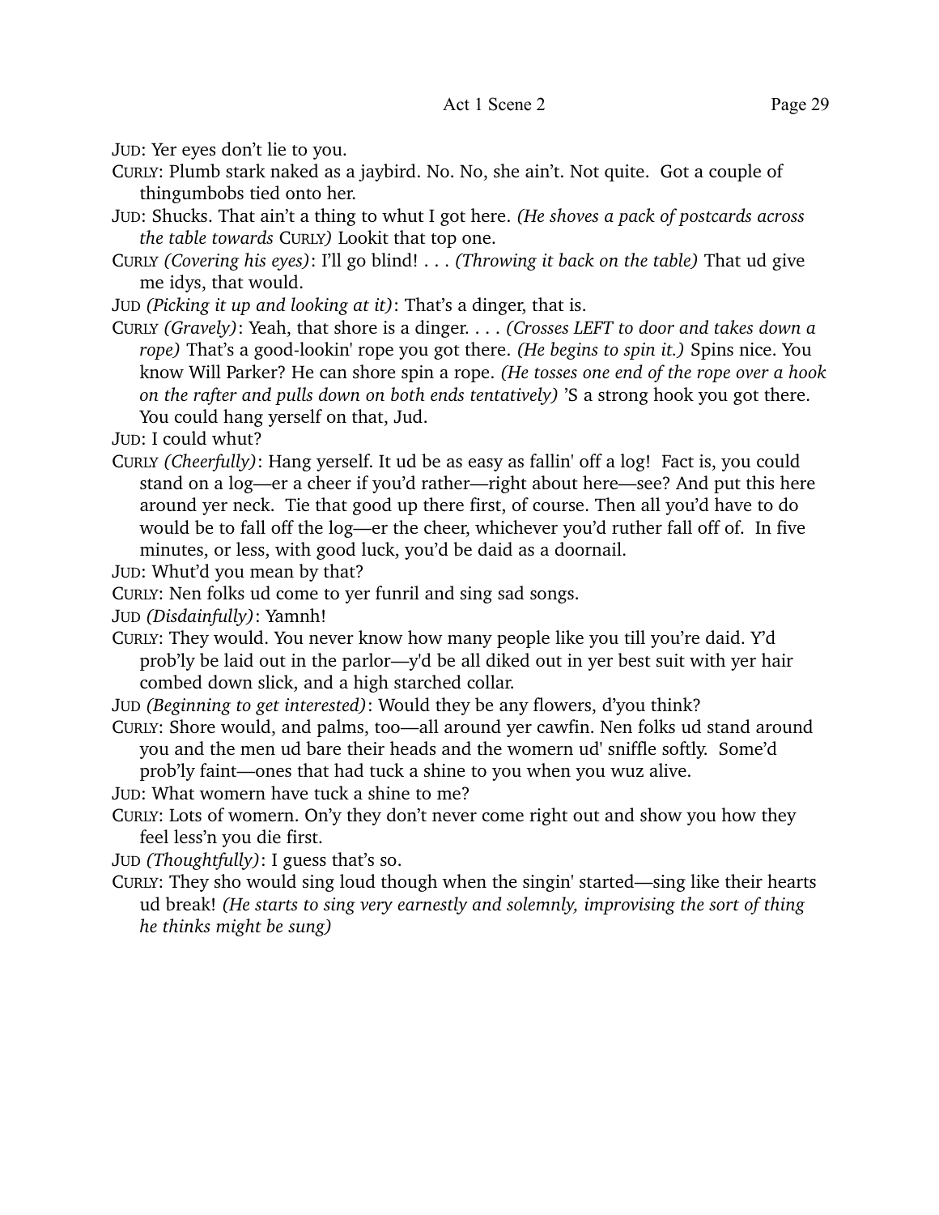JUD: Yer eyes don't lie to you.

CURLY: Plumb stark naked as a jaybird. No. No, she ain't. Not quite. Got a couple of thingumbobs tied onto her.

JUD: Shucks. That ain't a thing to whut I got here. *(He shoves a pack of postcards across the table towards* CURLY*)* Lookit that top one.

CURLY *(Covering his eyes)*: I'll go blind! . . . *(Throwing it back on the table)* That ud give me idys, that would.

JUD *(Picking it up and looking at it)*: That's a dinger, that is.

CURLY *(Gravely)*: Yeah, that shore is a dinger. . . . *(Crosses LEFT to door and takes down a rope)* That's a good-lookin' rope you got there. *(He begins to spin it.)* Spins nice. You know Will Parker? He can shore spin a rope. *(He tosses one end of the rope over a hook on the rafter and pulls down on both ends tentatively)* 'S a strong hook you got there. You could hang yerself on that, Jud.

JUD: I could whut?

CURLY *(Cheerfully)*: Hang yerself. It ud be as easy as fallin' off a log! Fact is, you could stand on a log—er a cheer if you'd rather—right about here—see? And put this here around yer neck. Tie that good up there first, of course. Then all you'd have to do would be to fall off the log—er the cheer, whichever you'd ruther fall off of. In five minutes, or less, with good luck, you'd be daid as a doornail.

JUD: Whut'd you mean by that?

CURLY: Nen folks ud come to yer funril and sing sad songs.

JUD *(Disdainfully)*: Yamnh!

CURLY: They would. You never know how many people like you till you're daid. Y'd prob'ly be laid out in the parlor—y'd be all diked out in yer best suit with yer hair combed down slick, and a high starched collar.

JUD *(Beginning to get interested)*: Would they be any flowers, d'you think?

CURLY: Shore would, and palms, too—all around yer cawfin. Nen folks ud stand around you and the men ud bare their heads and the womern ud' sniffle softly. Some'd prob'ly faint—ones that had tuck a shine to you when you wuz alive.

JUD: What womern have tuck a shine to me?

CURLY: Lots of womern. On'y they don't never come right out and show you how they feel less'n you die first.

JUD *(Thoughtfully)*: I guess that's so.

CURLY: They sho would sing loud though when the singin' started—sing like their hearts ud break! *(He starts to sing very earnestly and solemnly, improvising the sort of thing he thinks might be sung)*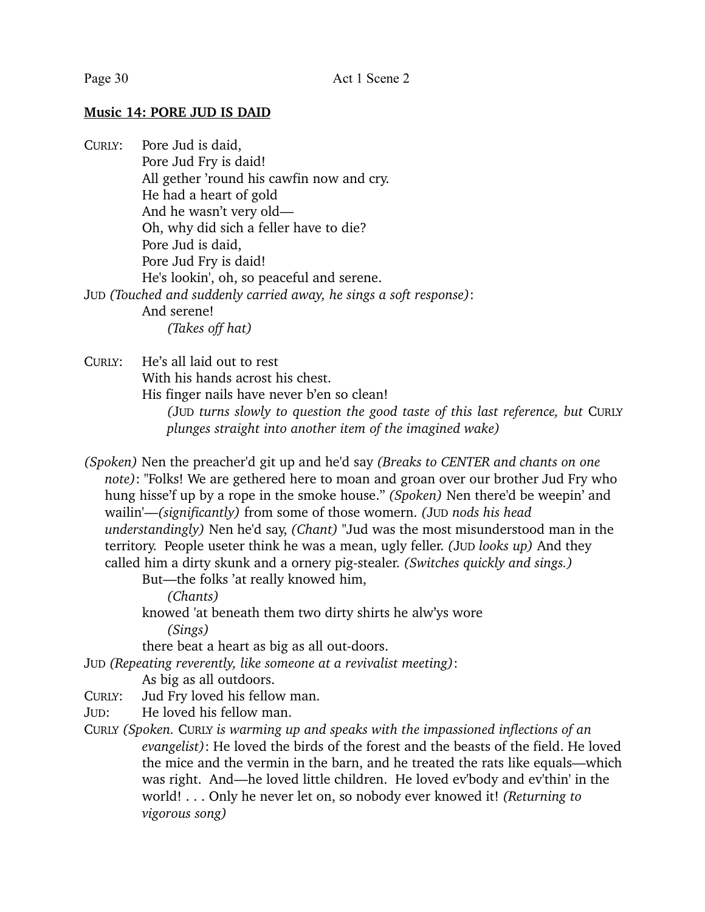**Music 14: PORE JUD IS DAID**

CURLY: Pore Jud is daid,
Pore Jud Fry is daid!
All gether 'round his cawfin now and cry.
He had a heart of gold
And he wasn't very old—
Oh, why did sich a feller have to die?
Pore Jud is daid,
Pore Jud Fry is daid!
He's lookin', oh, so peaceful and serene.

JUD *(Touched and suddenly carried away, he sings a soft response)*:
And serene!
*(Takes off hat)*

CURLY: He's all laid out to rest
With his hands acrost his chest.
His finger nails have never b'en so clean!
*(JUD turns slowly to question the good taste of this last reference, but CURLY plunges straight into another item of the imagined wake)*

*(Spoken)* Nen the preacher'd git up and he'd say *(Breaks to CENTER and chants on one note)*: "Folks! We are gethered here to moan and groan over our brother Jud Fry who hung hisse'f up by a rope in the smoke house." *(Spoken)* Nen there'd be weepin' and wailin'—*(significantly)* from some of those womern. *(JUD nods his head understandingly)* Nen he'd say, *(Chant)* "Jud was the most misunderstood man in the territory. People useter think he was a mean, ugly feller. *(JUD looks up)* And they called him a dirty skunk and a ornery pig-stealer. *(Switches quickly and sings.)*
But—the folks 'at really knowed him,
*(Chants)*
knowed 'at beneath them two dirty shirts he alw'ys wore
*(Sings)*
there beat a heart as big as all out-doors.

JUD *(Repeating reverently, like someone at a revivalist meeting)*:
As big as all outdoors.

CURLY: Jud Fry loved his fellow man.

JUD: He loved his fellow man.

CURLY *(Spoken. CURLY is warming up and speaks with the impassioned inflections of an evangelist)*: He loved the birds of the forest and the beasts of the field. He loved the mice and the vermin in the barn, and he treated the rats like equals—which was right. And—he loved little children. He loved ev'body and ev'thin' in the world! . . . Only he never let on, so nobody ever knowed it! *(Returning to vigorous song)*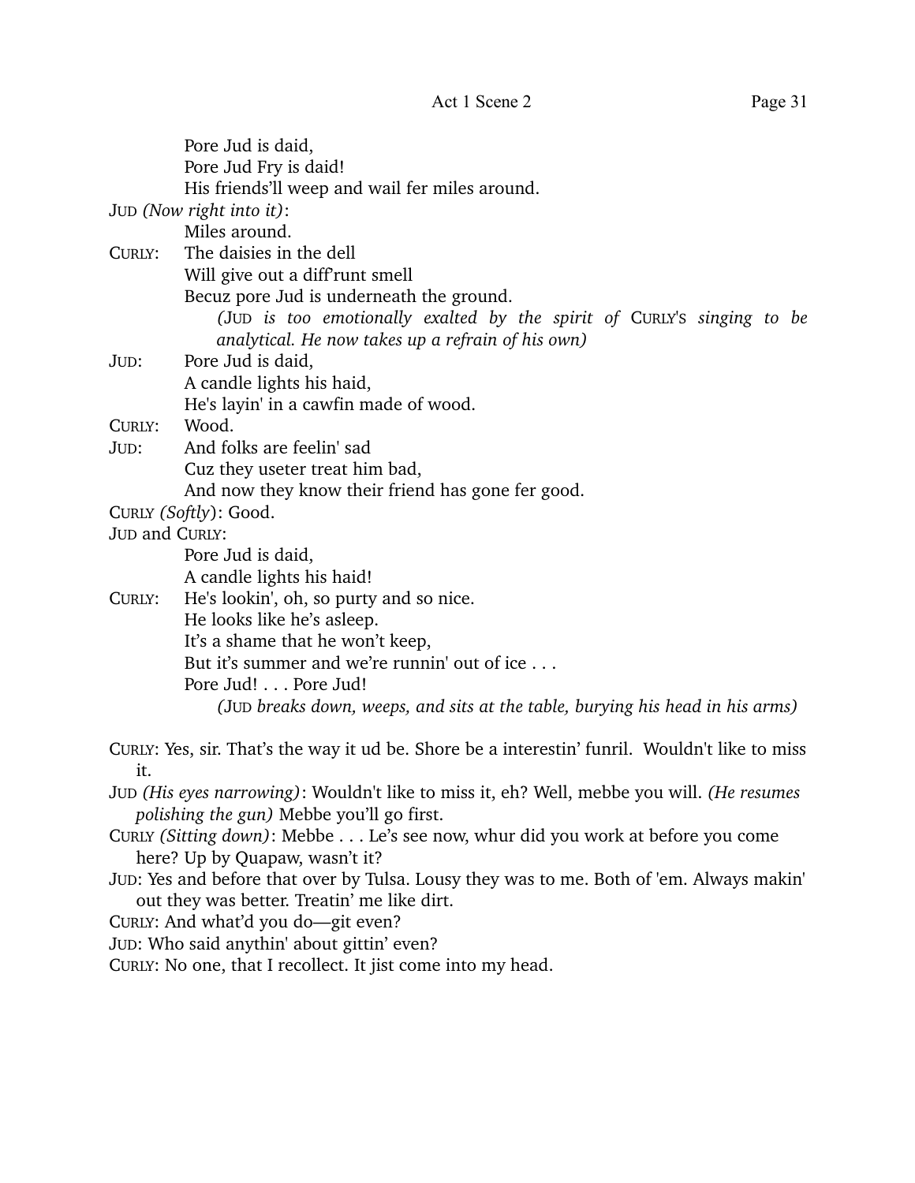Pore Jud is daid,
Pore Jud Fry is daid!
His friends'll weep and wail fer miles around.

JUD *(Now right into it)*:
Miles around.

CURLY: The daisies in the dell
Will give out a diff'runt smell
Becuz pore Jud is underneath the ground.

*(JUD is too emotionally exalted by the spirit of CURLY'S singing to be analytical. He now takes up a refrain of his own)*

JUD: Pore Jud is daid,
A candle lights his haid,
He's layin' in a cawfin made of wood.

CURLY: Wood.

JUD: And folks are feelin' sad
Cuz they useter treat him bad,
And now they know their friend has gone fer good.

CURLY *(Softly)*: Good.

JUD and CURLY:
Pore Jud is daid,
A candle lights his haid!

CURLY: He's lookin', oh, so purty and so nice.
He looks like he's asleep.
It's a shame that he won't keep,
But it's summer and we're runnin' out of ice . . .
Pore Jud! . . . Pore Jud!

*(JUD breaks down, weeps, and sits at the table, burying his head in his arms)*

CURLY: Yes, sir. That's the way it ud be. Shore be a interestin' funril. Wouldn't like to miss it.

JUD *(His eyes narrowing)*: Wouldn't like to miss it, eh? Well, mebbe you will. *(He resumes polishing the gun)* Mebbe you'll go first.

CURLY *(Sitting down)*: Mebbe . . . Le's see now, whur did you work at before you come here? Up by Quapaw, wasn't it?

JUD: Yes and before that over by Tulsa. Lousy they was to me. Both of 'em. Always makin' out they was better. Treatin' me like dirt.

CURLY: And what'd you do—git even?

JUD: Who said anythin' about gittin' even?

CURLY: No one, that I recollect. It jist come into my head.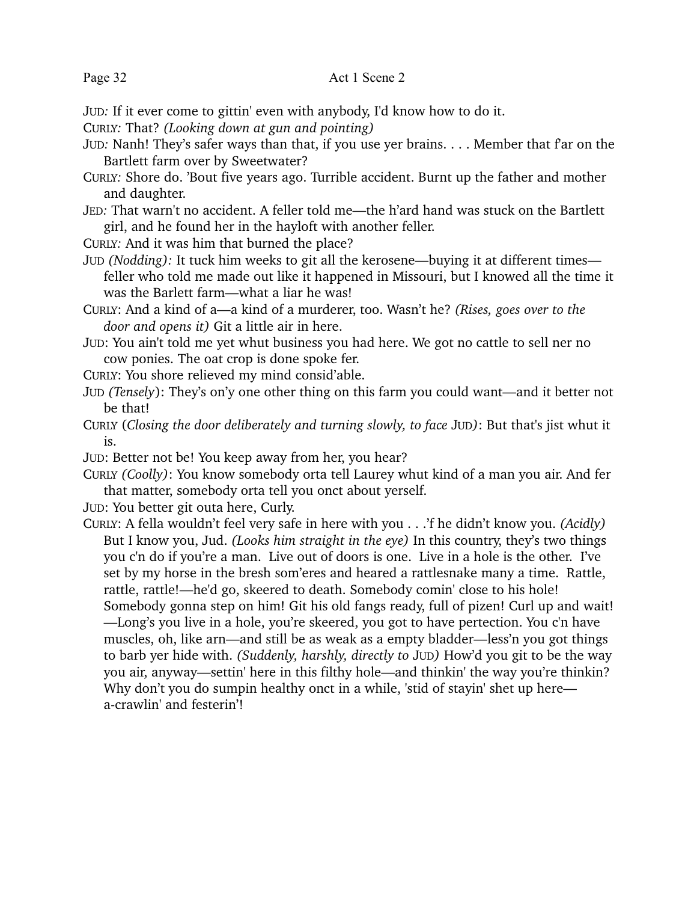JUD*:* If it ever come to gittin' even with anybody, I'd know how to do it.

CURLY*:* That? *(Looking down at gun and pointing)*

JUD*:* Nanh! They's safer ways than that, if you use yer brains. . . . Member that f'ar on the Bartlett farm over by Sweetwater?

CURLY*:* Shore do. 'Bout five years ago. Turrible accident. Burnt up the father and mother and daughter.

JED*:* That warn't no accident. A feller told me—the h'ard hand was stuck on the Bartlett girl, and he found her in the hayloft with another feller.

CURLY*:* And it was him that burned the place?

JUD *(Nodding):* It tuck him weeks to git all the kerosene—buying it at different times—feller who told me made out like it happened in Missouri, but I knowed all the time it was the Barlett farm—what a liar he was!

CURLY: And a kind of a—a kind of a murderer, too. Wasn't he? *(Rises, goes over to the door and opens it)* Git a little air in here.

JUD: You ain't told me yet whut business you had here. We got no cattle to sell ner no cow ponies. The oat crop is done spoke fer.

CURLY: You shore relieved my mind consid'able.

JUD *(Tensely*): They's on'y one other thing on this farm you could want—and it better not be that!

CURLY (*Closing the door deliberately and turning slowly, to face* JUD*)*: But that's jist whut it is.

JUD: Better not be! You keep away from her, you hear?

CURLY *(Coolly)*: You know somebody orta tell Laurey whut kind of a man you air. And fer that matter, somebody orta tell you onct about yerself.

JUD: You better git outa here, Curly.

CURLY: A fella wouldn't feel very safe in here with you . . .'f he didn't know you. *(Acidly)* But I know you, Jud. *(Looks him straight in the eye)* In this country, they's two things you c'n do if you're a man. Live out of doors is one. Live in a hole is the other. I've set by my horse in the bresh som'eres and heared a rattlesnake many a time. Rattle, rattle, rattle!—he'd go, skeered to death. Somebody comin' close to his hole! Somebody gonna step on him! Git his old fangs ready, full of pizen! Curl up and wait! —Long's you live in a hole, you're skeered, you got to have pertection. You c'n have muscles, oh, like arn—and still be as weak as a empty bladder—less'n you got things to barb yer hide with. *(Suddenly, harshly, directly to* JUD*)* How'd you git to be the way you air, anyway—settin' here in this filthy hole—and thinkin' the way you're thinkin? Why don't you do sumpin healthy onct in a while, 'stid of stayin' shet up here—a-crawlin' and festerin'!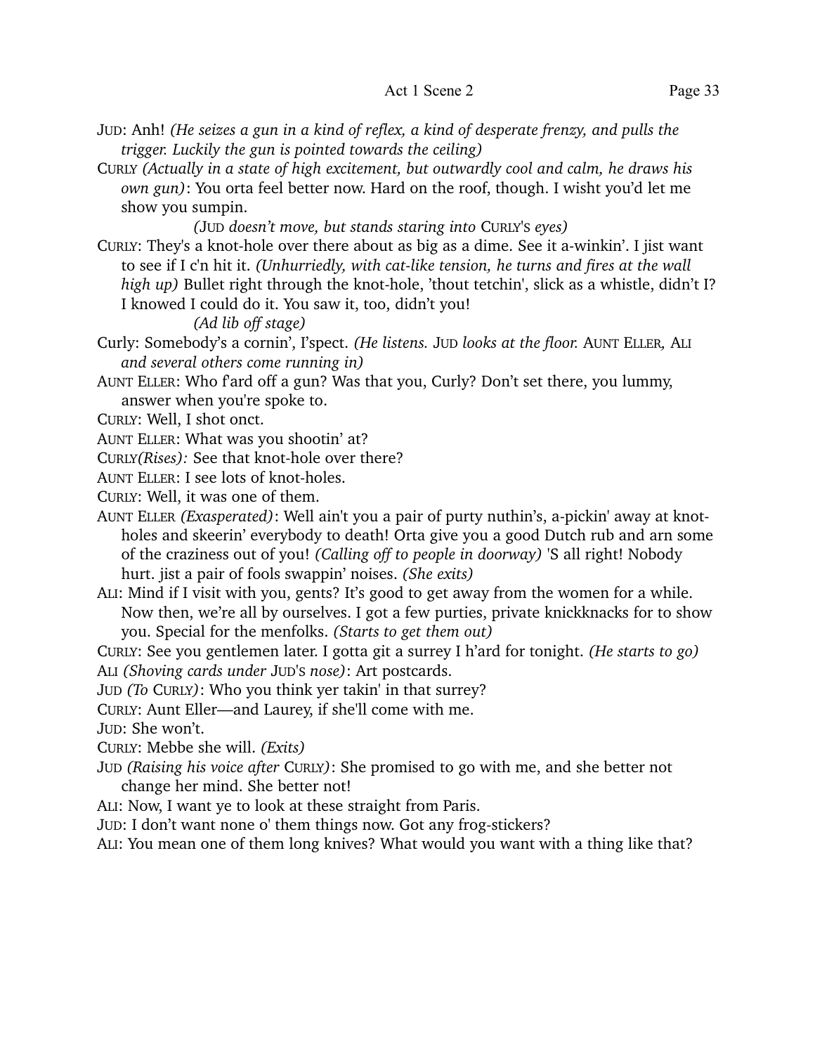JUD: Anh! *(He seizes a gun in a kind of reflex, a kind of desperate frenzy, and pulls the trigger. Luckily the gun is pointed towards the ceiling)*

CURLY *(Actually in a state of high excitement, but outwardly cool and calm, he draws his own gun)*: You orta feel better now. Hard on the roof, though. I wisht you'd let me show you sumpin.

*(JUD doesn't move, but stands staring into CURLY'S eyes)*

CURLY: They's a knot-hole over there about as big as a dime. See it a-winkin'. I jist want to see if I c'n hit it. *(Unhurriedly, with cat-like tension, he turns and fires at the wall high up)* Bullet right through the knot-hole, 'thout tetchin', slick as a whistle, didn't I? I knowed I could do it. You saw it, too, didn't you!

*(Ad lib off stage)*

Curly: Somebody's a cornin', I'spect. *(He listens. JUD looks at the floor. AUNT ELLER, ALI and several others come running in)*

AUNT ELLER: Who f'ard off a gun? Was that you, Curly? Don't set there, you lummy, answer when you're spoke to.

CURLY: Well, I shot onct.

AUNT ELLER: What was you shootin' at?

CURLY*(Rises):* See that knot-hole over there?

AUNT ELLER: I see lots of knot-holes.

CURLY: Well, it was one of them.

AUNT ELLER *(Exasperated)*: Well ain't you a pair of purty nuthin's, a-pickin' away at knot-holes and skeerin' everybody to death! Orta give you a good Dutch rub and arn some of the craziness out of you! *(Calling off to people in doorway)* 'S all right! Nobody hurt. jist a pair of fools swappin' noises. *(She exits)*

ALI: Mind if I visit with you, gents? It's good to get away from the women for a while. Now then, we're all by ourselves. I got a few purties, private knickknacks for to show you. Special for the menfolks. *(Starts to get them out)*

CURLY: See you gentlemen later. I gotta git a surrey I h'ard for tonight. *(He starts to go)*

ALI *(Shoving cards under JUD'S nose)*: Art postcards.

JUD *(To CURLY)*: Who you think yer takin' in that surrey?

CURLY: Aunt Eller—and Laurey, if she'll come with me.

JUD: She won't.

CURLY: Mebbe she will. *(Exits)*

JUD *(Raising his voice after CURLY)*: She promised to go with me, and she better not change her mind. She better not!

ALI: Now, I want ye to look at these straight from Paris.

JUD: I don't want none o' them things now. Got any frog-stickers?

ALI: You mean one of them long knives? What would you want with a thing like that?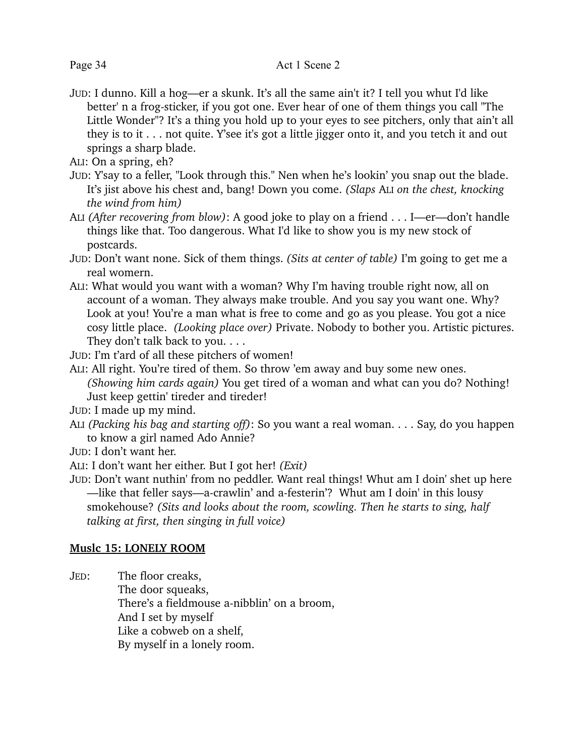JUD: I dunno. Kill a hog—er a skunk. It's all the same ain't it? I tell you whut I'd like better' n a frog-sticker, if you got one. Ever hear of one of them things you call "The Little Wonder"? It's a thing you hold up to your eyes to see pitchers, only that ain't all they is to it . . . not quite. Y'see it's got a little jigger onto it, and you tetch it and out springs a sharp blade.

ALI: On a spring, eh?

JUD: Y'say to a feller, "Look through this." Nen when he's lookin' you snap out the blade. It's jist above his chest and, bang! Down you come. *(Slaps* ALI *on the chest, knocking the wind from him)*

ALI *(After recovering from blow)*: A good joke to play on a friend . . . I—er—don't handle things like that. Too dangerous. What I'd like to show you is my new stock of postcards.

JUD: Don't want none. Sick of them things. *(Sits at center of table)* I'm going to get me a real womern.

ALI: What would you want with a woman? Why I'm having trouble right now, all on account of a woman. They always make trouble. And you say you want one. Why? Look at you! You're a man what is free to come and go as you please. You got a nice cosy little place. *(Looking place over)* Private. Nobody to bother you. Artistic pictures. They don't talk back to you. . . .

JUD: I'm t'ard of all these pitchers of women!

ALI: All right. You're tired of them. So throw 'em away and buy some new ones. *(Showing him cards again)* You get tired of a woman and what can you do? Nothing! Just keep gettin' tireder and tireder!

JUD: I made up my mind.

ALI *(Packing his bag and starting off)*: So you want a real woman. . . . Say, do you happen to know a girl named Ado Annie?

JUD: I don't want her.

ALI: I don't want her either. But I got her! *(Exit)*

JUD: Don't want nuthin' from no peddler. Want real things! Whut am I doin' shet up here —like that feller says—a-crawlin' and a-festerin'? Whut am I doin' in this lousy smokehouse? *(Sits and looks about the room, scowling. Then he starts to sing, half talking at first, then singing in full voice)*

**Muslc 15: LONELY ROOM**

JED: The floor creaks,
The door squeaks,
There's a fieldmouse a-nibblin' on a broom,
And I set by myself
Like a cobweb on a shelf,
By myself in a lonely room.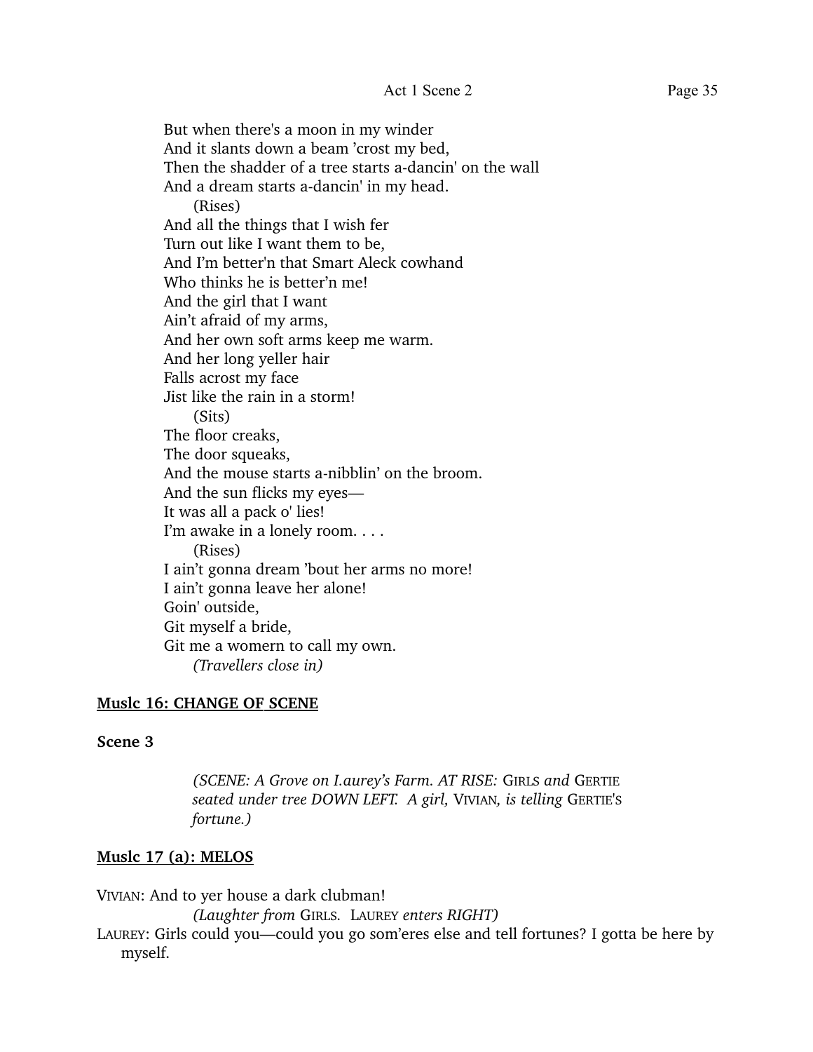But when there's a moon in my winder  
And it slants down a beam 'crost my bed,  
Then the shadder of a tree starts a-dancin' on the wall  
And a dream starts a-dancin' in my head.  
(Rises)  
And all the things that I wish fer  
Turn out like I want them to be,  
And I'm better'n that Smart Aleck cowhand  
Who thinks he is better'n me!  
And the girl that I want  
Ain't afraid of my arms,  
And her own soft arms keep me warm.  
And her long yeller hair  
Falls acrost my face  
Jist like the rain in a storm!  
(Sits)  
The floor creaks,  
The door squeaks,  
And the mouse starts a-nibblin' on the broom.  
And the sun flicks my eyes—  
It was all a pack o' lies!  
I'm awake in a lonely room. . . .  
(Rises)  
I ain't gonna dream 'bout her arms no more!  
I ain't gonna leave her alone!  
Goin' outside,  
Git myself a bride,  
Git me a womern to call my own.  
*(Travellers close in)*

**Muslc 16: CHANGE OF SCENE**

**Scene 3**

*(SCENE: A Grove on I.aurey's Farm. AT RISE:* GIRLS *and* GERTIE *seated under tree DOWN LEFT. A girl,* VIVIAN*, is telling* GERTIE'S *fortune.)*

**Muslc 17 (a): MELOS**

VIVIAN: And to yer house a dark clubman!  
*(Laughter from* GIRLS. LAUREY *enters RIGHT)*  
LAUREY: Girls could you—could you go som'eres else and tell fortunes? I gotta be here by myself.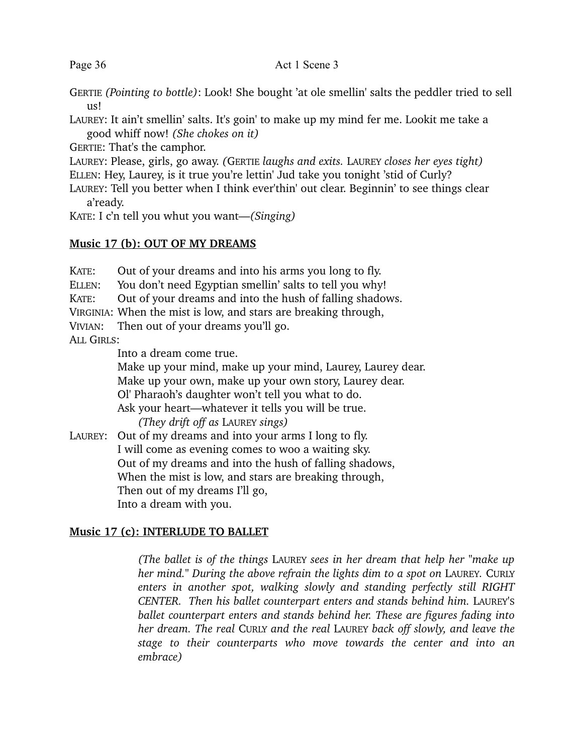GERTIE *(Pointing to bottle)*: Look! She bought 'at ole smellin' salts the peddler tried to sell us!

LAUREY: It ain't smellin' salts. It's goin' to make up my mind fer me. Lookit me take a good whiff now! *(She chokes on it)*

GERTIE: That's the camphor.

LAUREY: Please, girls, go away. *(*GERTIE *laughs and exits.* LAUREY *closes her eyes tight)*

ELLEN: Hey, Laurey, is it true you're lettin' Jud take you tonight 'stid of Curly?

LAUREY: Tell you better when I think ever'thin' out clear. Beginnin' to see things clear a'ready.

KATE: I c'n tell you whut you want—*(Singing)*

**Music 17 (b): OUT OF MY DREAMS**

KATE: Out of your dreams and into his arms you long to fly.
ELLEN: You don't need Egyptian smellin' salts to tell you why!
KATE: Out of your dreams and into the hush of falling shadows.
VIRGINIA: When the mist is low, and stars are breaking through,
VIVIAN: Then out of your dreams you'll go.
ALL GIRLS:
Into a dream come true.
Make up your mind, make up your mind, Laurey, Laurey dear.
Make up your own, make up your own story, Laurey dear.
Ol' Pharaoh's daughter won't tell you what to do.
Ask your heart—whatever it tells you will be true.
*(They drift off as* LAUREY *sings)*

LAUREY: Out of my dreams and into your arms I long to fly.
I will come as evening comes to woo a waiting sky.
Out of my dreams and into the hush of falling shadows,
When the mist is low, and stars are breaking through,
Then out of my dreams I'll go,
Into a dream with you.

**Music 17 (c): INTERLUDE TO BALLET**

*(The ballet is of the things* LAUREY *sees in her dream that help her "make up her mind." During the above refrain the lights dim to a spot on* LAUREY*.* CURLY *enters in another spot, walking slowly and standing perfectly still RIGHT CENTER. Then his ballet counterpart enters and stands behind him.* LAUREY'S *ballet counterpart enters and stands behind her. These are figures fading into her dream. The real* CURLY *and the real* LAUREY *back off slowly, and leave the stage to their counterparts who move towards the center and into an embrace)*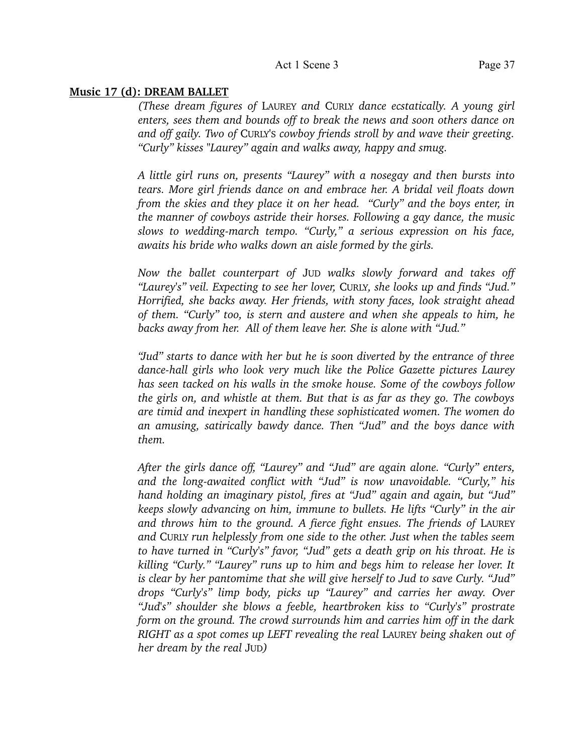**Music 17 (d): DREAM BALLET**

*(These dream figures of* LAUREY *and* CURLY *dance ecstatically. A young girl enters, sees them and bounds off to break the news and soon others dance on and off gaily. Two of* CURLY'S *cowboy friends stroll by and wave their greeting. "Curly" kisses "Laurey" again and walks away, happy and smug.*

*A little girl runs on, presents "Laurey" with a nosegay and then bursts into tears. More girl friends dance on and embrace her. A bridal veil floats down from the skies and they place it on her head. "Curly" and the boys enter, in the manner of cowboys astride their horses. Following a gay dance, the music slows to wedding-march tempo. "Curly," a serious expression on his face, awaits his bride who walks down an aisle formed by the girls.*

*Now the ballet counterpart of* JUD *walks slowly forward and takes off "Laurey's" veil. Expecting to see her lover,* CURLY*, she looks up and finds "Jud." Horrified, she backs away. Her friends, with stony faces, look straight ahead of them. "Curly" too, is stern and austere and when she appeals to him, he backs away from her. All of them leave her. She is alone with "Jud."*

*"Jud" starts to dance with her but he is soon diverted by the entrance of three dance-hall girls who look very much like the Police Gazette pictures Laurey has seen tacked on his walls in the smoke house. Some of the cowboys follow the girls on, and whistle at them. But that is as far as they go. The cowboys are timid and inexpert in handling these sophisticated women. The women do an amusing, satirically bawdy dance. Then "Jud" and the boys dance with them.*

*After the girls dance off, "Laurey" and "Jud" are again alone. "Curly" enters, and the long-awaited conflict with "Jud" is now unavoidable. "Curly," his hand holding an imaginary pistol, fires at "Jud" again and again, but "Jud" keeps slowly advancing on him, immune to bullets. He lifts "Curly" in the air and throws him to the ground. A fierce fight ensues. The friends of* LAUREY *and* CURLY *run helplessly from one side to the other. Just when the tables seem to have turned in "Curly's" favor, "Jud" gets a death grip on his throat. He is killing "Curly." "Laurey" runs up to him and begs him to release her lover. It is clear by her pantomime that she will give herself to Jud to save Curly. "Jud" drops "Curly's" limp body, picks up "Laurey" and carries her away. Over "Jud's" shoulder she blows a feeble, heartbroken kiss to "Curly's" prostrate form on the ground. The crowd surrounds him and carries him off in the dark RIGHT as a spot comes up LEFT revealing the real* LAUREY *being shaken out of her dream by the real* JUD*)*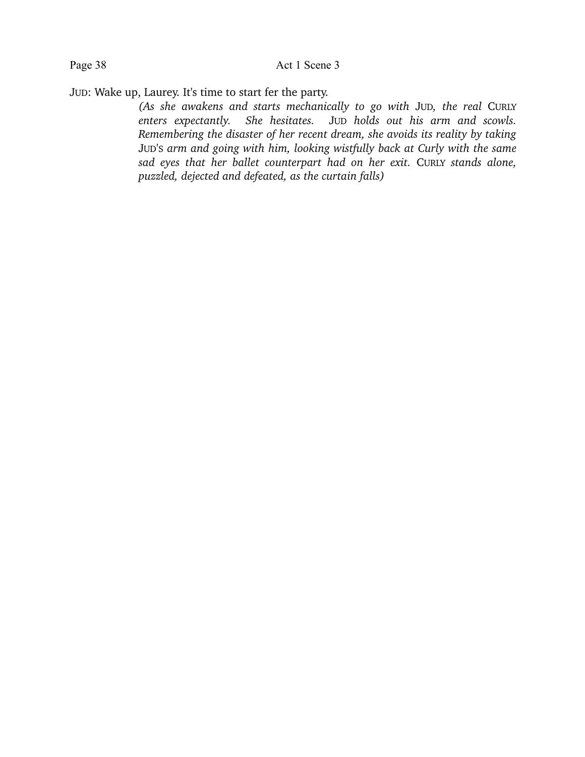JUD: Wake up, Laurey. It's time to start fer the party.

*(As she awakens and starts mechanically to go with* JUD*, the real* CURLY *enters expectantly. She hesitates.* JUD *holds out his arm and scowls. Remembering the disaster of her recent dream, she avoids its reality by taking* JUD'S *arm and going with him, looking wistfully back at Curly with the same sad eyes that her ballet counterpart had on her exit.* CURLY *stands alone, puzzled, dejected and defeated, as the curtain falls)*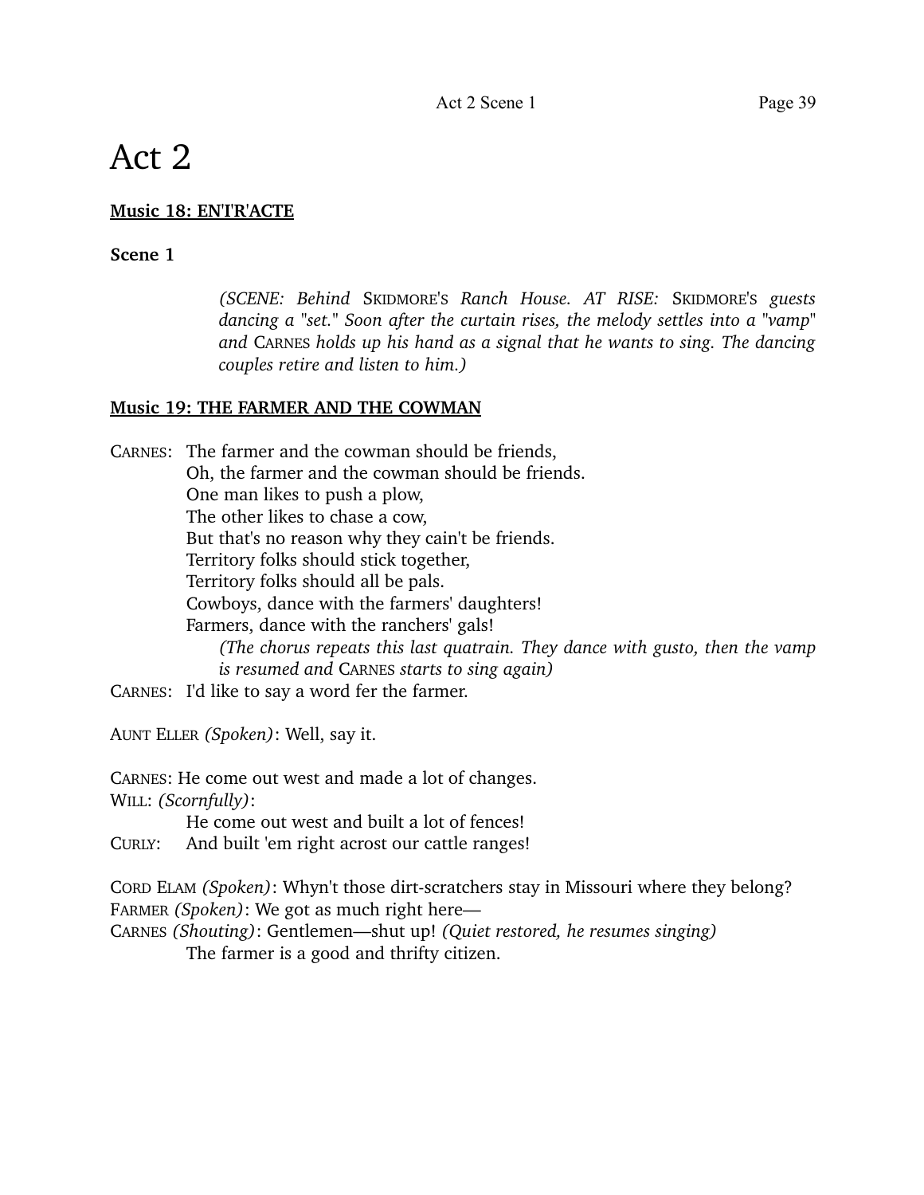# Act 2

**Music 18: EN'I'R'ACTE**

**Scene 1**

*(SCENE: Behind* SKIDMORE'S *Ranch House. AT RISE:* SKIDMORE'S *guests dancing a "set." Soon after the curtain rises, the melody settles into a "vamp" and* CARNES *holds up his hand as a signal that he wants to sing. The dancing couples retire and listen to him.)*

**Music 19: THE FARMER AND THE COWMAN**

CARNES: The farmer and the cowman should be friends,
Oh, the farmer and the cowman should be friends.
One man likes to push a plow,
The other likes to chase a cow,
But that's no reason why they cain't be friends.
Territory folks should stick together,
Territory folks should all be pals.
Cowboys, dance with the farmers' daughters!
Farmers, dance with the ranchers' gals!

*(The chorus repeats this last quatrain. They dance with gusto, then the vamp is resumed and* CARNES *starts to sing again)*

CARNES: I'd like to say a word fer the farmer.

AUNT ELLER *(Spoken)*: Well, say it.

CARNES: He come out west and made a lot of changes.
WILL: *(Scornfully)*:
He come out west and built a lot of fences!
CURLY: And built 'em right acrost our cattle ranges!

CORD ELAM *(Spoken)*: Whyn't those dirt-scratchers stay in Missouri where they belong?
FARMER *(Spoken)*: We got as much right here—
CARNES *(Shouting)*: Gentlemen—shut up! *(Quiet restored, he resumes singing)*
The farmer is a good and thrifty citizen.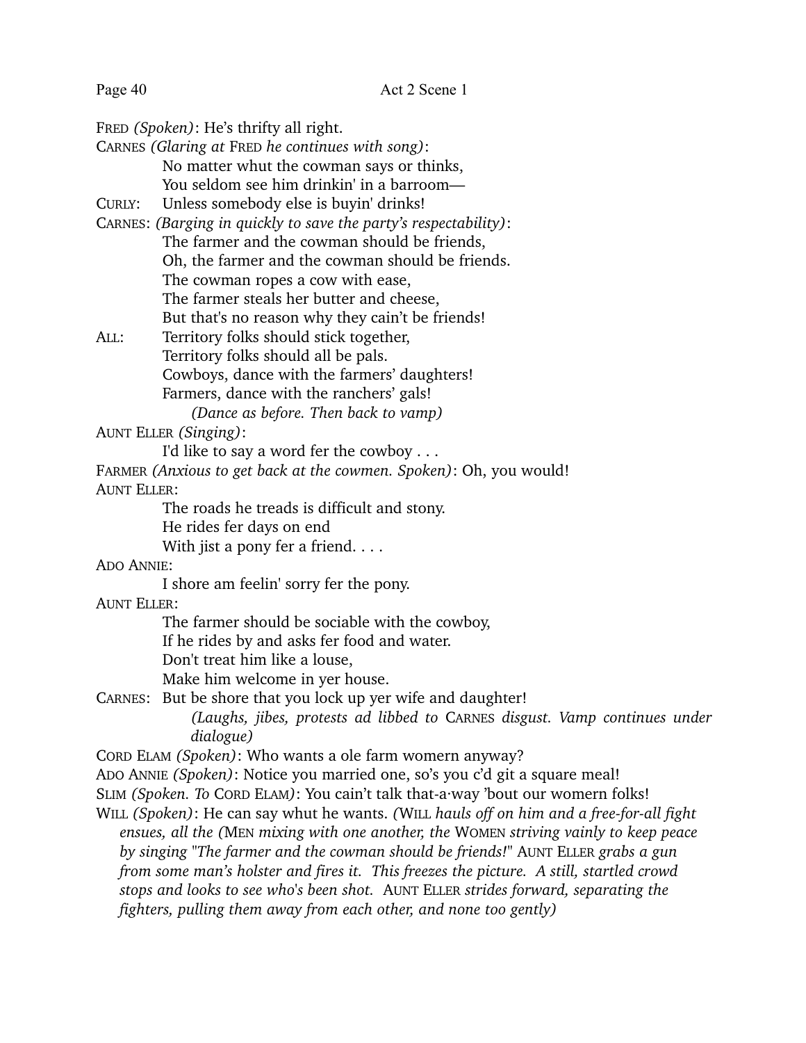FRED *(Spoken)*: He's thrifty all right.

CARNES *(Glaring at* FRED *he continues with song)*:

> No matter whut the cowman says or thinks,
> You seldom see him drinkin' in a barroom—

CURLY: Unless somebody else is buyin' drinks!

CARNES: *(Barging in quickly to save the party's respectability)*:

> The farmer and the cowman should be friends,
> Oh, the farmer and the cowman should be friends.
> The cowman ropes a cow with ease,
> The farmer steals her butter and cheese,
> But that's no reason why they cain't be friends!

ALL:

> Territory folks should stick together,
> Territory folks should all be pals.
> Cowboys, dance with the farmers' daughters!
> Farmers, dance with the ranchers' gals!

*(Dance as before. Then back to vamp)*

AUNT ELLER *(Singing)*:

> I'd like to say a word fer the cowboy . . .

FARMER *(Anxious to get back at the cowmen. Spoken)*: Oh, you would!

AUNT ELLER:

> The roads he treads is difficult and stony.
> He rides fer days on end
> With jist a pony fer a friend. . . .

ADO ANNIE:

> I shore am feelin' sorry fer the pony.

AUNT ELLER:

> The farmer should be sociable with the cowboy,
> If he rides by and asks fer food and water.
> Don't treat him like a louse,
> Make him welcome in yer house.

CARNES: But be shore that you lock up yer wife and daughter!

*(Laughs, jibes, protests ad libbed to* CARNES *disgust. Vamp continues under dialogue)*

CORD ELAM *(Spoken)*: Who wants a ole farm womern anyway?

ADO ANNIE *(Spoken)*: Notice you married one, so's you c'd git a square meal!

SLIM *(Spoken. To* CORD ELAM*)*: You cain't talk that-a·way 'bout our womern folks!

WILL *(Spoken)*: He can say whut he wants. *(*WILL *hauls off on him and a free-for-all fight ensues, all the (*MEN *mixing with one another, the* WOMEN *striving vainly to keep peace by singing "The farmer and the cowman should be friends!"* AUNT ELLER *grabs a gun from some man's holster and fires it. This freezes the picture. A still, startled crowd stops and looks to see who's been shot.* AUNT ELLER *strides forward, separating the fighters, pulling them away from each other, and none too gently)*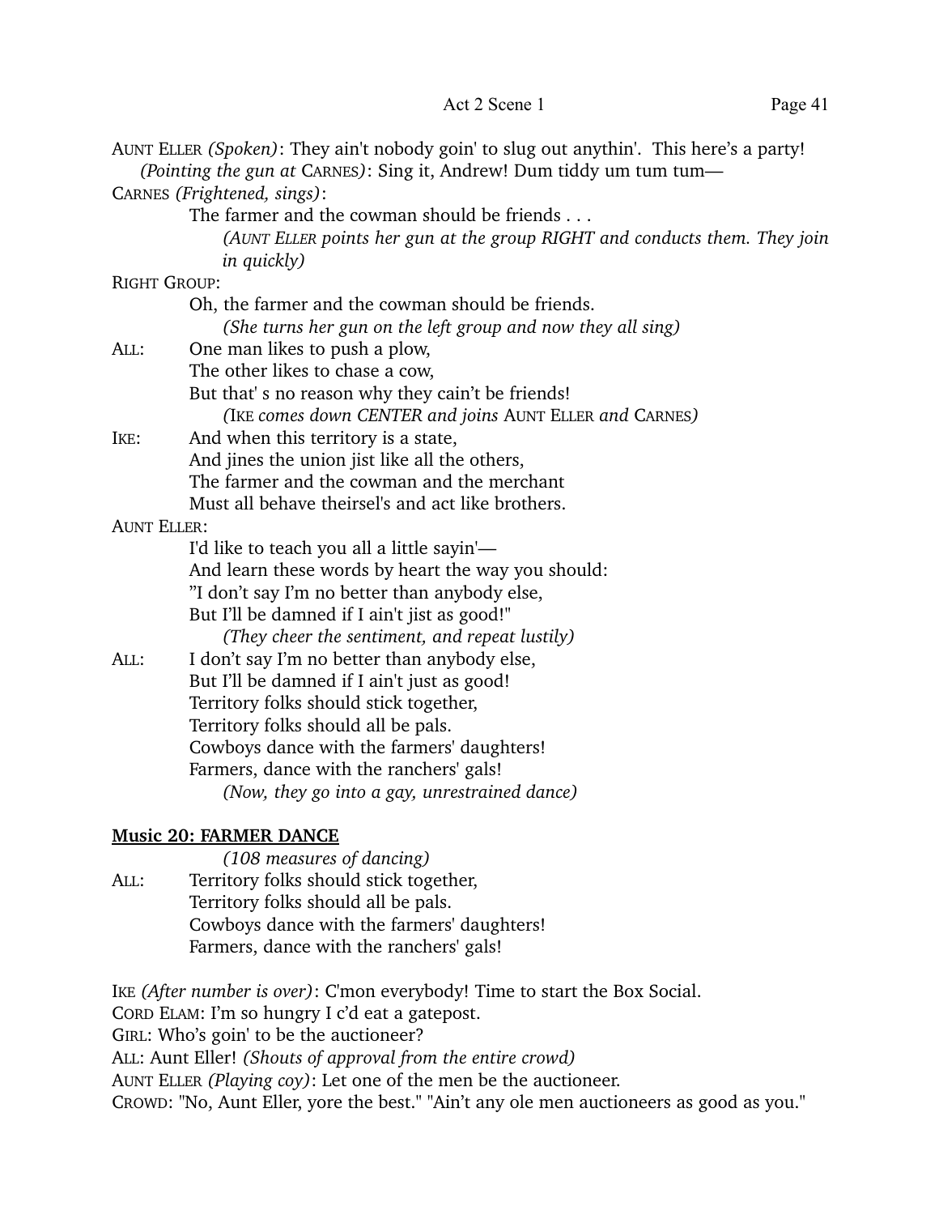AUNT ELLER *(Spoken)*: They ain't nobody goin' to slug out anythin'. This here's a party!
*(Pointing the gun at* CARNES*)*: Sing it, Andrew! Dum tiddy um tum tum—

CARNES *(Frightened, sings)*:

The farmer and the cowman should be friends . . .

*(AUNT ELLER points her gun at the group RIGHT and conducts them. They join in quickly)*

RIGHT GROUP:

Oh, the farmer and the cowman should be friends.

*(She turns her gun on the left group and now they all sing)*

ALL: One man likes to push a plow,
The other likes to chase a cow,
But that' s no reason why they cain't be friends!

*(IKE comes down CENTER and joins* AUNT ELLER *and* CARNES*)*

IKE: And when this territory is a state,
And jines the union jist like all the others,
The farmer and the cowman and the merchant
Must all behave theirsel's and act like brothers.

AUNT ELLER:

I'd like to teach you all a little sayin'—
And learn these words by heart the way you should:
"I don't say I'm no better than anybody else,
But I'll be damned if I ain't jist as good!"

*(They cheer the sentiment, and repeat lustily)*

ALL: I don't say I'm no better than anybody else,
But I'll be damned if I ain't just as good!
Territory folks should stick together,
Territory folks should all be pals.
Cowboys dance with the farmers' daughters!
Farmers, dance with the ranchers' gals!

*(Now, they go into a gay, unrestrained dance)*

**Music 20: FARMER DANCE**

*(108 measures of dancing)*

ALL: Territory folks should stick together,
Territory folks should all be pals.
Cowboys dance with the farmers' daughters!
Farmers, dance with the ranchers' gals!

IKE *(After number is over)*: C'mon everybody! Time to start the Box Social.

CORD ELAM: I'm so hungry I c'd eat a gatepost.

GIRL: Who's goin' to be the auctioneer?

ALL: Aunt Eller! *(Shouts of approval from the entire crowd)*

AUNT ELLER *(Playing coy)*: Let one of the men be the auctioneer.

CROWD: "No, Aunt Eller, yore the best." "Ain't any ole men auctioneers as good as you."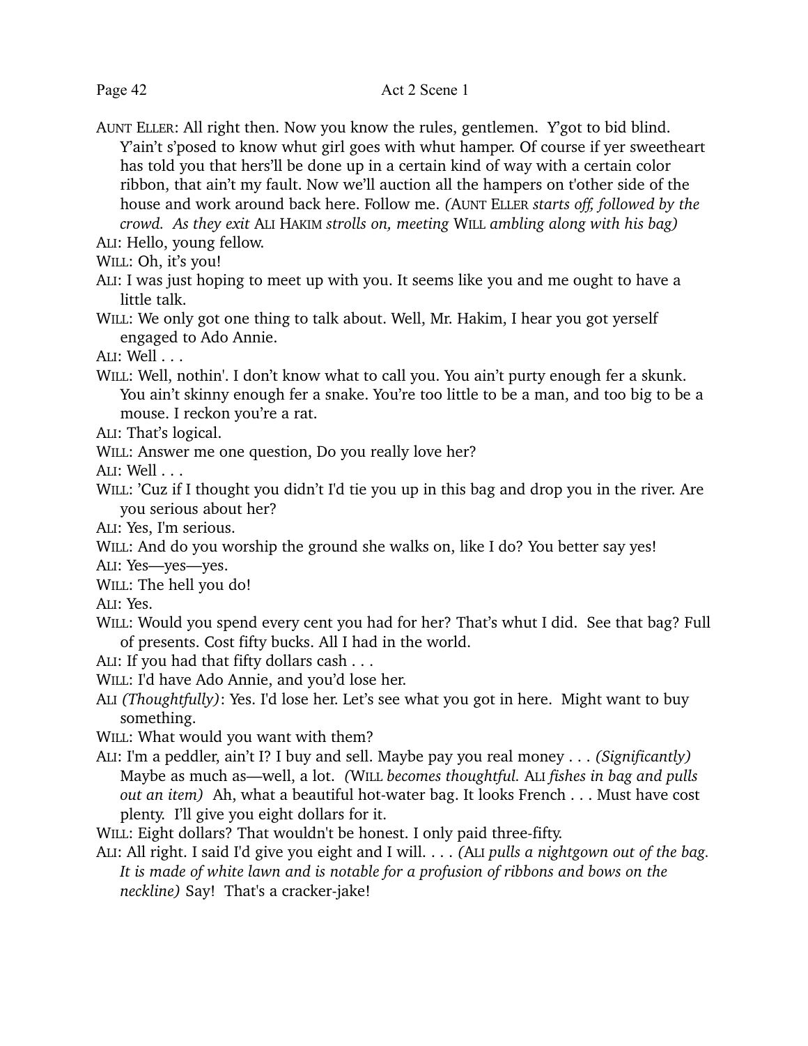AUNT ELLER: All right then. Now you know the rules, gentlemen. Y'got to bid blind. Y'ain't s'posed to know whut girl goes with whut hamper. Of course if yer sweetheart has told you that hers'll be done up in a certain kind of way with a certain color ribbon, that ain't my fault. Now we'll auction all the hampers on t'other side of the house and work around back here. Follow me. *(AUNT ELLER starts off, followed by the crowd. As they exit ALI HAKIM strolls on, meeting WILL ambling along with his bag)*

ALI: Hello, young fellow.

WILL: Oh, it's you!

ALI: I was just hoping to meet up with you. It seems like you and me ought to have a little talk.

WILL: We only got one thing to talk about. Well, Mr. Hakim, I hear you got yerself engaged to Ado Annie.

ALI: Well . . .

WILL: Well, nothin'. I don't know what to call you. You ain't purty enough fer a skunk. You ain't skinny enough fer a snake. You're too little to be a man, and too big to be a mouse. I reckon you're a rat.

ALI: That's logical.

WILL: Answer me one question, Do you really love her?

ALI: Well . . .

WILL: 'Cuz if I thought you didn't I'd tie you up in this bag and drop you in the river. Are you serious about her?

ALI: Yes, I'm serious.

WILL: And do you worship the ground she walks on, like I do? You better say yes!

ALI: Yes—yes—yes.

WILL: The hell you do!

ALI: Yes.

WILL: Would you spend every cent you had for her? That's whut I did. See that bag? Full of presents. Cost fifty bucks. All I had in the world.

ALI: If you had that fifty dollars cash . . .

WILL: I'd have Ado Annie, and you'd lose her.

ALI *(Thoughtfully)*: Yes. I'd lose her. Let's see what you got in here. Might want to buy something.

WILL: What would you want with them?

ALI: I'm a peddler, ain't I? I buy and sell. Maybe pay you real money . . . *(Significantly)* Maybe as much as—well, a lot. *(WILL becomes thoughtful. ALI fishes in bag and pulls out an item)* Ah, what a beautiful hot-water bag. It looks French . . . Must have cost plenty. I'll give you eight dollars for it.

WILL: Eight dollars? That wouldn't be honest. I only paid three-fifty.

ALI: All right. I said I'd give you eight and I will. . . . *(ALI pulls a nightgown out of the bag. It is made of white lawn and is notable for a profusion of ribbons and bows on the neckline)* Say! That's a cracker-jake!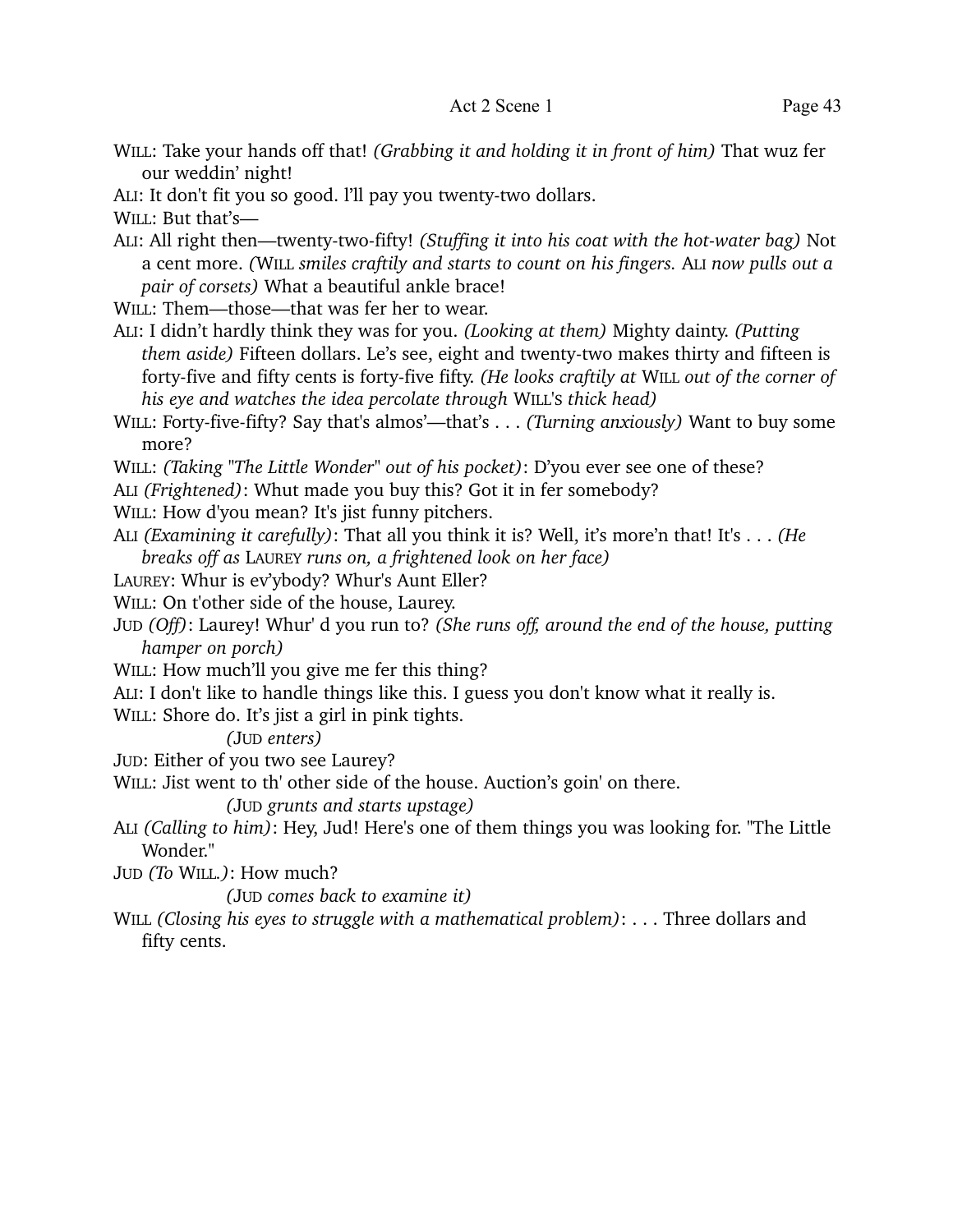WILL: Take your hands off that! *(Grabbing it and holding it in front of him)* That wuz fer our weddin' night!

ALI: It don't fit you so good. l'll pay you twenty-two dollars.

WILL: But that's—

ALI: All right then—twenty-two-fifty! *(Stuffing it into his coat with the hot-water bag)* Not a cent more. *(*WILL *smiles craftily and starts to count on his fingers.* ALI *now pulls out a pair of corsets)* What a beautiful ankle brace!

WILL: Them—those—that was fer her to wear.

ALI: I didn't hardly think they was for you. *(Looking at them)* Mighty dainty. *(Putting them aside)* Fifteen dollars. Le's see, eight and twenty-two makes thirty and fifteen is forty-five and fifty cents is forty-five fifty. *(He looks craftily at* WILL *out of the corner of his eye and watches the idea percolate through* WILL'S *thick head)*

WILL: Forty-five-fifty? Say that's almos'—that's . . . *(Turning anxiously)* Want to buy some more?

WILL: *(Taking "The Little Wonder" out of his pocket)*: D'you ever see one of these?

ALI *(Frightened)*: Whut made you buy this? Got it in fer somebody?

WILL: How d'you mean? It's jist funny pitchers.

ALI *(Examining it carefully)*: That all you think it is? Well, it's more'n that! It's . . . *(He breaks off as* LAUREY *runs on, a frightened look on her face)*

LAUREY: Whur is ev'ybody? Whur's Aunt Eller?

WILL: On t'other side of the house, Laurey.

JUD *(Off)*: Laurey! Whur' d you run to? *(She runs off, around the end of the house, putting hamper on porch)*

WILL: How much'll you give me fer this thing?

ALI: I don't like to handle things like this. I guess you don't know what it really is.

WILL: Shore do. It's jist a girl in pink tights.

*(*JUD *enters)*

JUD: Either of you two see Laurey?

WILL: Jist went to th' other side of the house. Auction's goin' on there.

*(*JUD *grunts and starts upstage)*

ALI *(Calling to him)*: Hey, Jud! Here's one of them things you was looking for. "The Little Wonder."

JUD *(To* WILL.*)*: How much?

*(*JUD *comes back to examine it)*

WILL *(Closing his eyes to struggle with a mathematical problem)*: . . . Three dollars and fifty cents.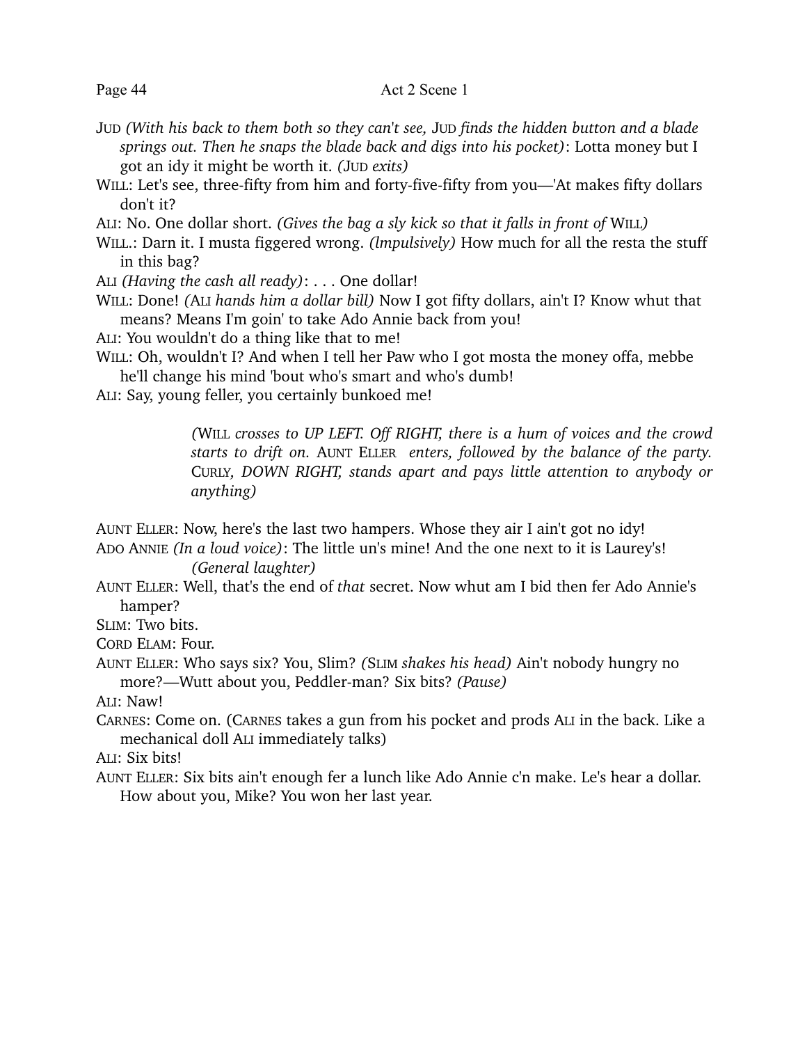JUD *(With his back to them both so they can't see,* JUD *finds the hidden button and a blade springs out. Then he snaps the blade back and digs into his pocket)*: Lotta money but I got an idy it might be worth it. *(*JUD *exits)*

WILL: Let's see, three-fifty from him and forty-five-fifty from you—'At makes fifty dollars don't it?

ALI: No. One dollar short. *(Gives the bag a sly kick so that it falls in front of* WILL*)*

WILL.: Darn it. I musta figgered wrong. *(lmpulsively)* How much for all the resta the stuff in this bag?

ALI *(Having the cash all ready)*: . . . One dollar!

WILL: Done! *(*ALI *hands him a dollar bill)* Now I got fifty dollars, ain't I? Know whut that means? Means I'm goin' to take Ado Annie back from you!

ALI: You wouldn't do a thing like that to me!

WILL: Oh, wouldn't I? And when I tell her Paw who I got mosta the money offa, mebbe he'll change his mind 'bout who's smart and who's dumb!

ALI: Say, young feller, you certainly bunkoed me!

> *(*WILL *crosses to UP LEFT. Off RIGHT, there is a hum of voices and the crowd starts to drift on.* AUNT ELLER *enters, followed by the balance of the party.* CURLY*, DOWN RIGHT, stands apart and pays little attention to anybody or anything)*

AUNT ELLER: Now, here's the last two hampers. Whose they air I ain't got no idy!

ADO ANNIE *(In a loud voice)*: The little un's mine! And the one next to it is Laurey's!

> *(General laughter)*

AUNT ELLER: Well, that's the end of *that* secret. Now whut am I bid then fer Ado Annie's hamper?

SLIM: Two bits.

CORD ELAM: Four.

AUNT ELLER: Who says six? You, Slim? *(*SLIM *shakes his head)* Ain't nobody hungry no more?—Wutt about you, Peddler-man? Six bits? *(Pause)*

ALI: Naw!

CARNES: Come on. (CARNES takes a gun from his pocket and prods ALI in the back. Like a mechanical doll ALI immediately talks)

ALI: Six bits!

AUNT ELLER: Six bits ain't enough fer a lunch like Ado Annie c'n make. Le's hear a dollar. How about you, Mike? You won her last year.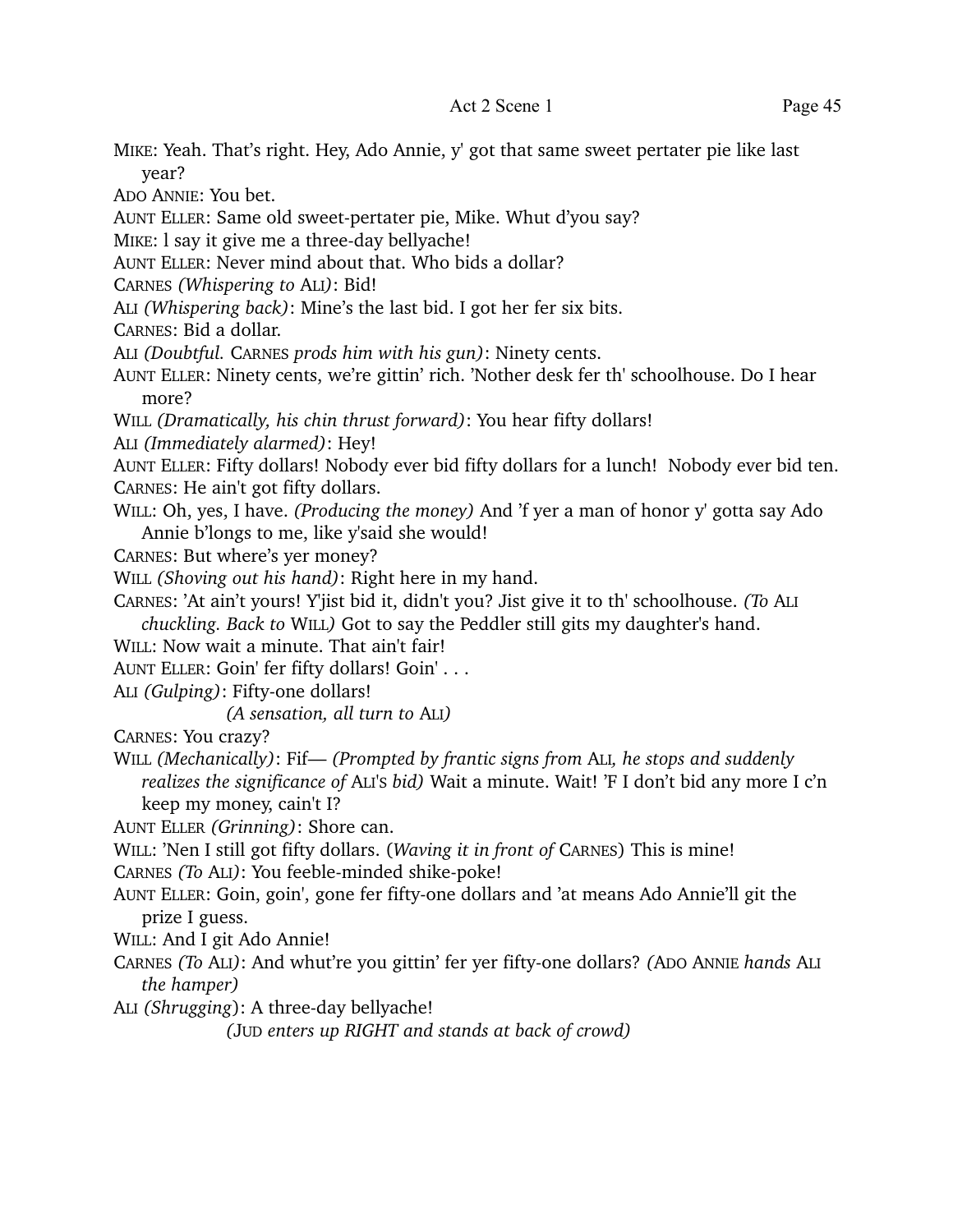MIKE: Yeah. That's right. Hey, Ado Annie, y' got that same sweet pertater pie like last year?

ADO ANNIE: You bet.

AUNT ELLER: Same old sweet-pertater pie, Mike. Whut d'you say?

MIKE: l say it give me a three-day bellyache!

AUNT ELLER: Never mind about that. Who bids a dollar?

CARNES *(Whispering to* ALI*)*: Bid!

ALI *(Whispering back)*: Mine's the last bid. I got her fer six bits.

CARNES: Bid a dollar.

ALI *(Doubtful.* CARNES *prods him with his gun)*: Ninety cents.

AUNT ELLER: Ninety cents, we're gittin' rich. 'Nother desk fer th' schoolhouse. Do I hear more?

WILL *(Dramatically, his chin thrust forward)*: You hear fifty dollars!

ALI *(Immediately alarmed)*: Hey!

AUNT ELLER: Fifty dollars! Nobody ever bid fifty dollars for a lunch! Nobody ever bid ten.

CARNES: He ain't got fifty dollars.

WILL: Oh, yes, I have. *(Producing the money)* And 'f yer a man of honor y' gotta say Ado Annie b'longs to me, like y'said she would!

CARNES: But where's yer money?

WILL *(Shoving out his hand)*: Right here in my hand.

CARNES: 'At ain't yours! Y'jist bid it, didn't you? Jist give it to th' schoolhouse. *(To* ALI *chuckling. Back to* WILL*)* Got to say the Peddler still gits my daughter's hand.

WILL: Now wait a minute. That ain't fair!

AUNT ELLER: Goin' fer fifty dollars! Goin' . . .

ALI *(Gulping)*: Fifty-one dollars!

*(A sensation, all turn to* ALI*)*

CARNES: You crazy?

WILL *(Mechanically)*: Fif— *(Prompted by frantic signs from* ALI*, he stops and suddenly realizes the significance of* ALI'S *bid)* Wait a minute. Wait! 'F I don't bid any more I c'n keep my money, cain't I?

AUNT ELLER *(Grinning)*: Shore can.

WILL: 'Nen I still got fifty dollars. (*Waving it in front of* CARNES) This is mine!

CARNES *(To* ALI*)*: You feeble-minded shike-poke!

AUNT ELLER: Goin, goin', gone fer fifty-one dollars and 'at means Ado Annie'll git the prize I guess.

WILL: And I git Ado Annie!

CARNES *(To* ALI*)*: And whut're you gittin' fer yer fifty-one dollars? *(*ADO ANNIE *hands* ALI *the hamper)*

ALI *(Shrugging)*: A three-day bellyache!

*(*JUD *enters up RIGHT and stands at back of crowd)*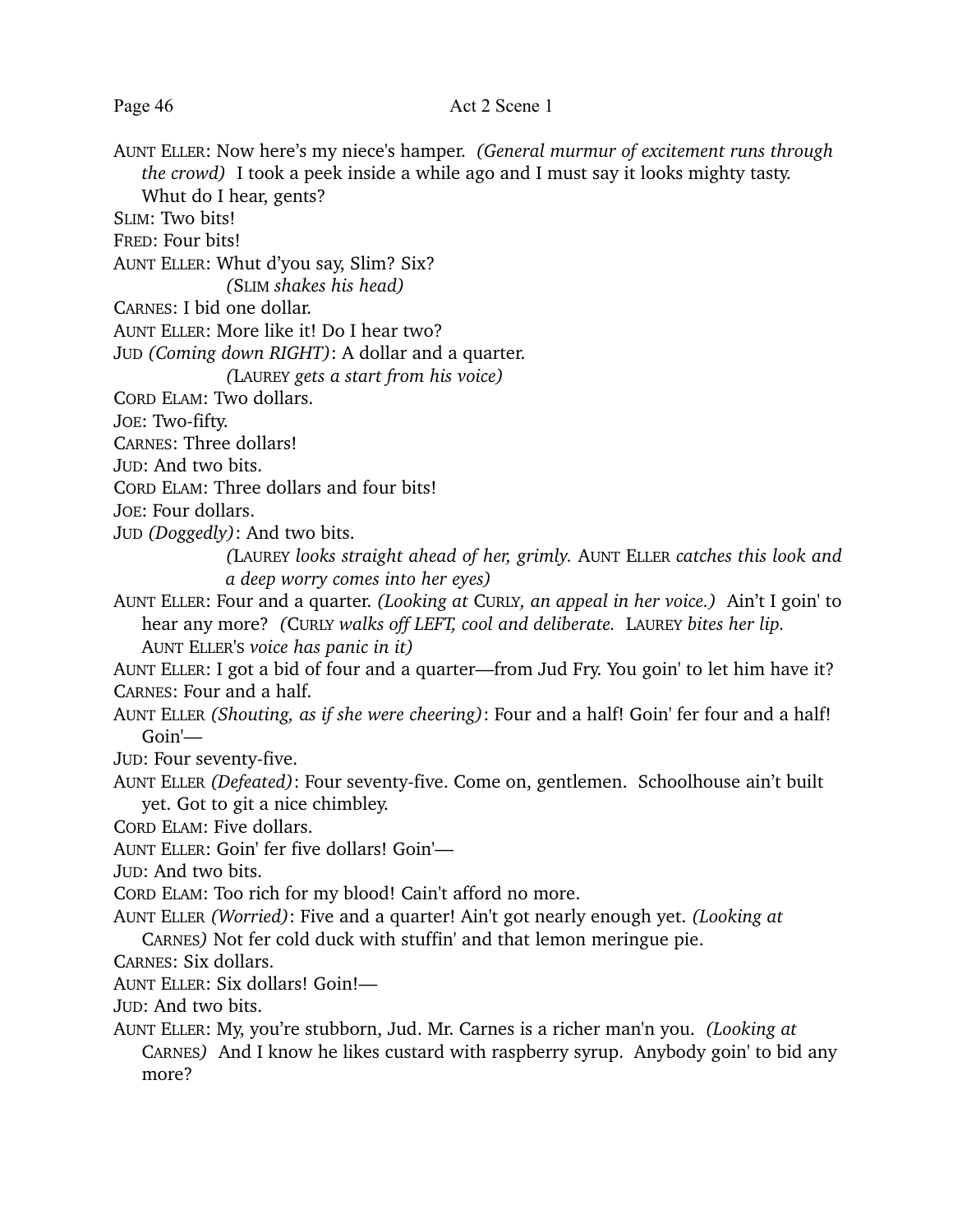AUNT ELLER: Now here's my niece's hamper. *(General murmur of excitement runs through the crowd)* I took a peek inside a while ago and I must say it looks mighty tasty. Whut do I hear, gents?

SLIM: Two bits!

FRED: Four bits!

AUNT ELLER: Whut d'you say, Slim? Six?

*(SLIM shakes his head)*

CARNES: I bid one dollar.

AUNT ELLER: More like it! Do I hear two?

JUD *(Coming down RIGHT)*: A dollar and a quarter.

*(LAUREY gets a start from his voice)*

CORD ELAM: Two dollars.

JOE: Two-fifty.

CARNES: Three dollars!

JUD: And two bits.

CORD ELAM: Three dollars and four bits!

JOE: Four dollars.

JUD *(Doggedly)*: And two bits.

*(LAUREY looks straight ahead of her, grimly. AUNT ELLER catches this look and a deep worry comes into her eyes)*

AUNT ELLER: Four and a quarter. *(Looking at CURLY, an appeal in her voice.)* Ain't I goin' to hear any more? *(CURLY walks off LEFT, cool and deliberate. LAUREY bites her lip. AUNT ELLER'S voice has panic in it)*

AUNT ELLER: I got a bid of four and a quarter—from Jud Fry. You goin' to let him have it?

CARNES: Four and a half.

AUNT ELLER *(Shouting, as if she were cheering)*: Four and a half! Goin' fer four and a half! Goin'—

JUD: Four seventy-five.

AUNT ELLER *(Defeated)*: Four seventy-five. Come on, gentlemen. Schoolhouse ain't built yet. Got to git a nice chimbley.

CORD ELAM: Five dollars.

AUNT ELLER: Goin' fer five dollars! Goin'—

JUD: And two bits.

CORD ELAM: Too rich for my blood! Cain't afford no more.

AUNT ELLER *(Worried)*: Five and a quarter! Ain't got nearly enough yet. *(Looking at CARNES)* Not fer cold duck with stuffin' and that lemon meringue pie.

CARNES: Six dollars.

AUNT ELLER: Six dollars! Goin!—

JUD: And two bits.

AUNT ELLER: My, you're stubborn, Jud. Mr. Carnes is a richer man'n you. *(Looking at CARNES)* And I know he likes custard with raspberry syrup. Anybody goin' to bid any more?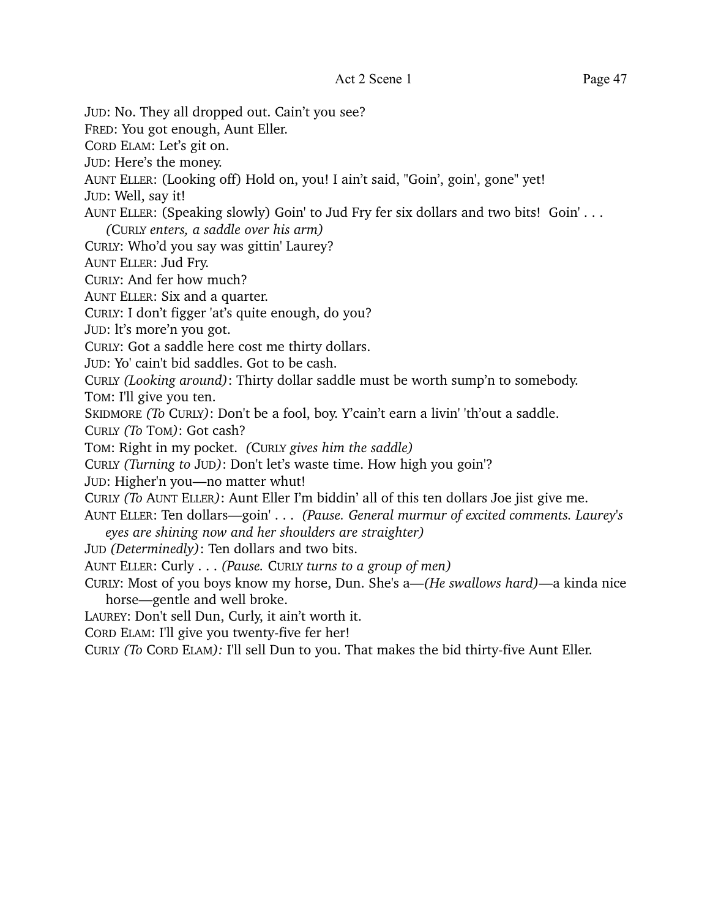JUD: No. They all dropped out. Cain't you see?
FRED: You got enough, Aunt Eller.
CORD ELAM: Let's git on.
JUD: Here's the money.
AUNT ELLER: (Looking off) Hold on, you! I ain't said, "Goin', goin', gone" yet!
JUD: Well, say it!
AUNT ELLER: (Speaking slowly) Goin' to Jud Fry fer six dollars and two bits! Goin' . . .
*(CURLY enters, a saddle over his arm)*
CURLY: Who'd you say was gittin' Laurey?
AUNT ELLER: Jud Fry.
CURLY: And fer how much?
AUNT ELLER: Six and a quarter.
CURLY: I don't figger 'at's quite enough, do you?
JUD: lt's more'n you got.
CURLY: Got a saddle here cost me thirty dollars.
JUD: Yo' cain't bid saddles. Got to be cash.
CURLY *(Looking around)*: Thirty dollar saddle must be worth sump'n to somebody.
TOM: I'll give you ten.
SKIDMORE *(To CURLY)*: Don't be a fool, boy. Y'cain't earn a livin' 'th'out a saddle.
CURLY *(To TOM)*: Got cash?
TOM: Right in my pocket. *(CURLY gives him the saddle)*
CURLY *(Turning to JUD)*: Don't let's waste time. How high you goin'?
JUD: Higher'n you—no matter whut!
CURLY *(To AUNT ELLER)*: Aunt Eller I'm biddin' all of this ten dollars Joe jist give me.
AUNT ELLER: Ten dollars—goin' . . . *(Pause. General murmur of excited comments. Laurey's eyes are shining now and her shoulders are straighter)*
JUD *(Determinedly)*: Ten dollars and two bits.
AUNT ELLER: Curly . . . *(Pause. CURLY turns to a group of men)*
CURLY: Most of you boys know my horse, Dun. She's a—*(He swallows hard)*—a kinda nice horse—gentle and well broke.
LAUREY: Don't sell Dun, Curly, it ain't worth it.
CORD ELAM: I'll give you twenty-five fer her!
CURLY *(To CORD ELAM):* I'll sell Dun to you. That makes the bid thirty-five Aunt Eller.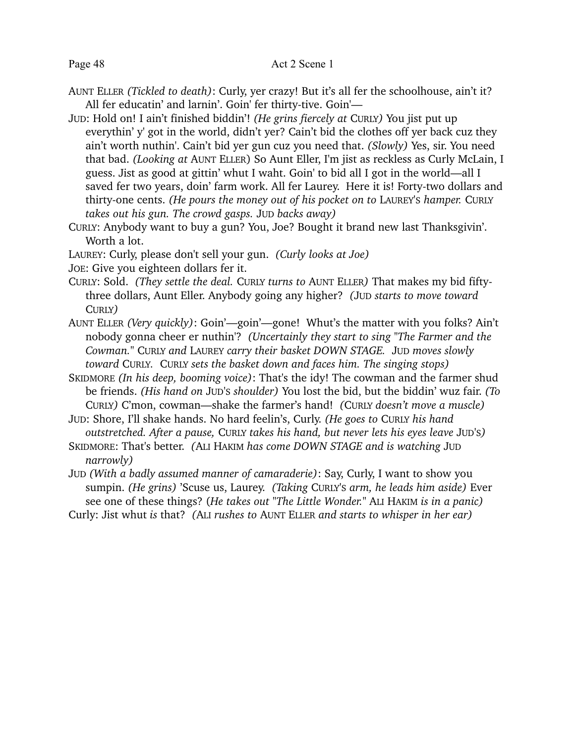AUNT ELLER *(Tickled to death)*: Curly, yer crazy! But it's all fer the schoolhouse, ain't it? All fer educatin' and larnin'. Goin' fer thirty-tive. Goin'—

JUD: Hold on! I ain't finished biddin'! *(He grins fiercely at* CURLY*)* You jist put up everythin' y' got in the world, didn't yer? Cain't bid the clothes off yer back cuz they ain't worth nuthin'. Cain't bid yer gun cuz you need that. *(Slowly)* Yes, sir. You need that bad. *(Looking at* AUNT ELLER) So Aunt Eller, I'm jist as reckless as Curly McLain, I guess. Jist as good at gittin' whut I waht. Goin' to bid all I got in the world—all I saved fer two years, doin' farm work. All fer Laurey. Here it is! Forty-two dollars and thirty-one cents. *(He pours the money out of his pocket on to* LAUREY'S *hamper.* CURLY *takes out his gun. The crowd gasps.* JUD *backs away)*

CURLY: Anybody want to buy a gun? You, Joe? Bought it brand new last Thanksgivin'. Worth a lot.

LAUREY: Curly, please don't sell your gun. *(Curly looks at Joe)*

JOE: Give you eighteen dollars fer it.

CURLY: Sold. *(They settle the deal.* CURLY *turns to* AUNT ELLER*)* That makes my bid fifty-three dollars, Aunt Eller. Anybody going any higher? *(*JUD *starts to move toward* CURLY*)*

AUNT ELLER *(Very quickly)*: Goin'—goin'—gone! Whut's the matter with you folks? Ain't nobody gonna cheer er nuthin'? *(Uncertainly they start to sing "The Farmer and the Cowman."* CURLY *and* LAUREY *carry their basket DOWN STAGE.* JUD *moves slowly toward* CURLY*.* CURLY *sets the basket down and faces him. The singing stops)*

SKIDMORE *(In his deep, booming voice)*: That's the idy! The cowman and the farmer shud be friends. *(His hand on* JUD'S *shoulder)* You lost the bid, but the biddin' wuz fair. *(To* CURLY*)* C'mon, cowman—shake the farmer's hand! *(*CURLY *doesn't move a muscle)*

JUD: Shore, I'll shake hands. No hard feelin's, Curly. *(He goes to* CURLY *his hand outstretched. After a pause,* CURLY *takes his hand, but never lets his eyes leave* JUD'S*)*

SKIDMORE: That's better. *(*ALI HAKIM *has come DOWN STAGE and is watching* JUD *narrowly)*

JUD *(With a badly assumed manner of camaraderie)*: Say, Curly, I want to show you sumpin. *(He grins)* 'Scuse us, Laurey. *(Taking* CURLY'S *arm, he leads him aside)* Ever see one of these things? (*He takes out "The Little Wonder."* ALI HAKIM *is in a panic)*

Curly: Jist whut *is* that? *(*ALI *rushes to* AUNT ELLER *and starts to whisper in her ear)*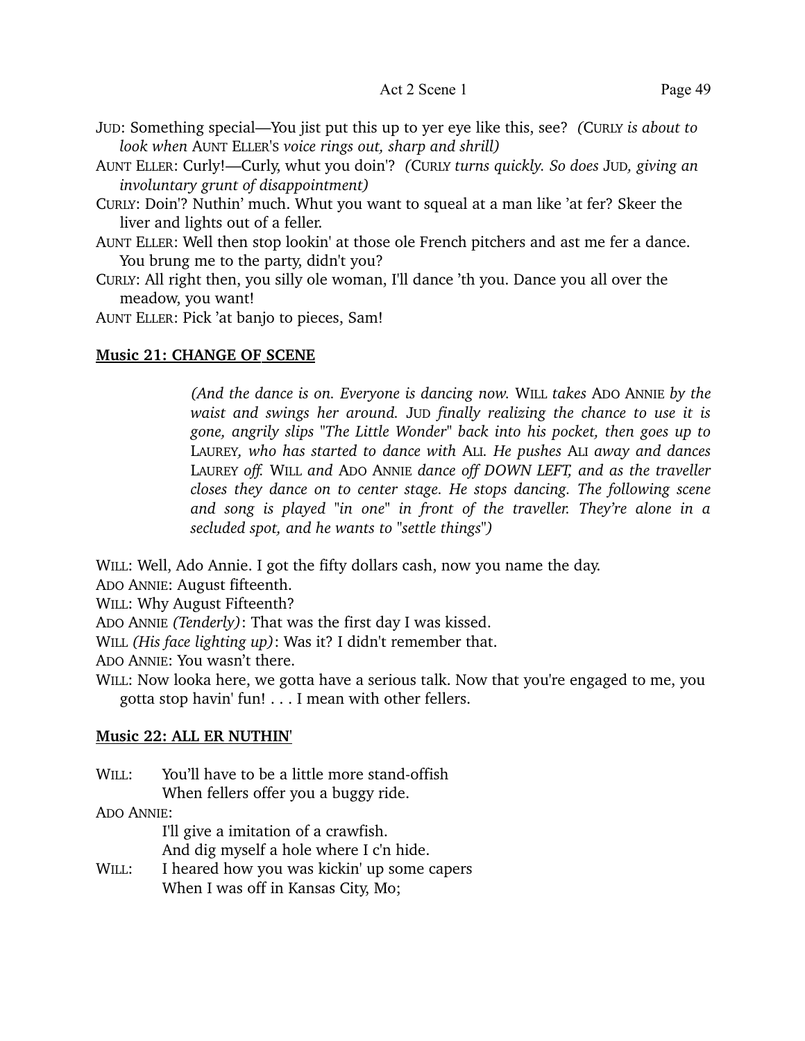JUD: Something special—You jist put this up to yer eye like this, see? *(CURLY is about to look when AUNT ELLER'S voice rings out, sharp and shrill)*

AUNT ELLER: Curly!—Curly, whut you doin'? *(CURLY turns quickly. So does JUD, giving an involuntary grunt of disappointment)*

CURLY: Doin'? Nuthin' much. Whut you want to squeal at a man like 'at fer? Skeer the liver and lights out of a feller.

AUNT ELLER: Well then stop lookin' at those ole French pitchers and ast me fer a dance. You brung me to the party, didn't you?

CURLY: All right then, you silly ole woman, I'll dance 'th you. Dance you all over the meadow, you want!

AUNT ELLER: Pick 'at banjo to pieces, Sam!

**Music 21: CHANGE OF SCENE**

*(And the dance is on. Everyone is dancing now. WILL takes ADO ANNIE by the waist and swings her around. JUD finally realizing the chance to use it is gone, angrily slips "The Little Wonder" back into his pocket, then goes up to LAUREY, who has started to dance with ALI. He pushes ALI away and dances LAUREY off. WILL and ADO ANNIE dance off DOWN LEFT, and as the traveller closes they dance on to center stage. He stops dancing. The following scene and song is played "in one" in front of the traveller. They're alone in a secluded spot, and he wants to "settle things")*

WILL: Well, Ado Annie. I got the fifty dollars cash, now you name the day.

ADO ANNIE: August fifteenth.

WILL: Why August Fifteenth?

ADO ANNIE *(Tenderly)*: That was the first day I was kissed.

WILL *(His face lighting up)*: Was it? I didn't remember that.

ADO ANNIE: You wasn't there.

WILL: Now looka here, we gotta have a serious talk. Now that you're engaged to me, you gotta stop havin' fun! . . . I mean with other fellers.

**Music 22: ALL ER NUTHIN'**

WILL: You'll have to be a little more stand-offish
When fellers offer you a buggy ride.

ADO ANNIE:
I'll give a imitation of a crawfish.
And dig myself a hole where I c'n hide.

WILL: I heared how you was kickin' up some capers
When I was off in Kansas City, Mo;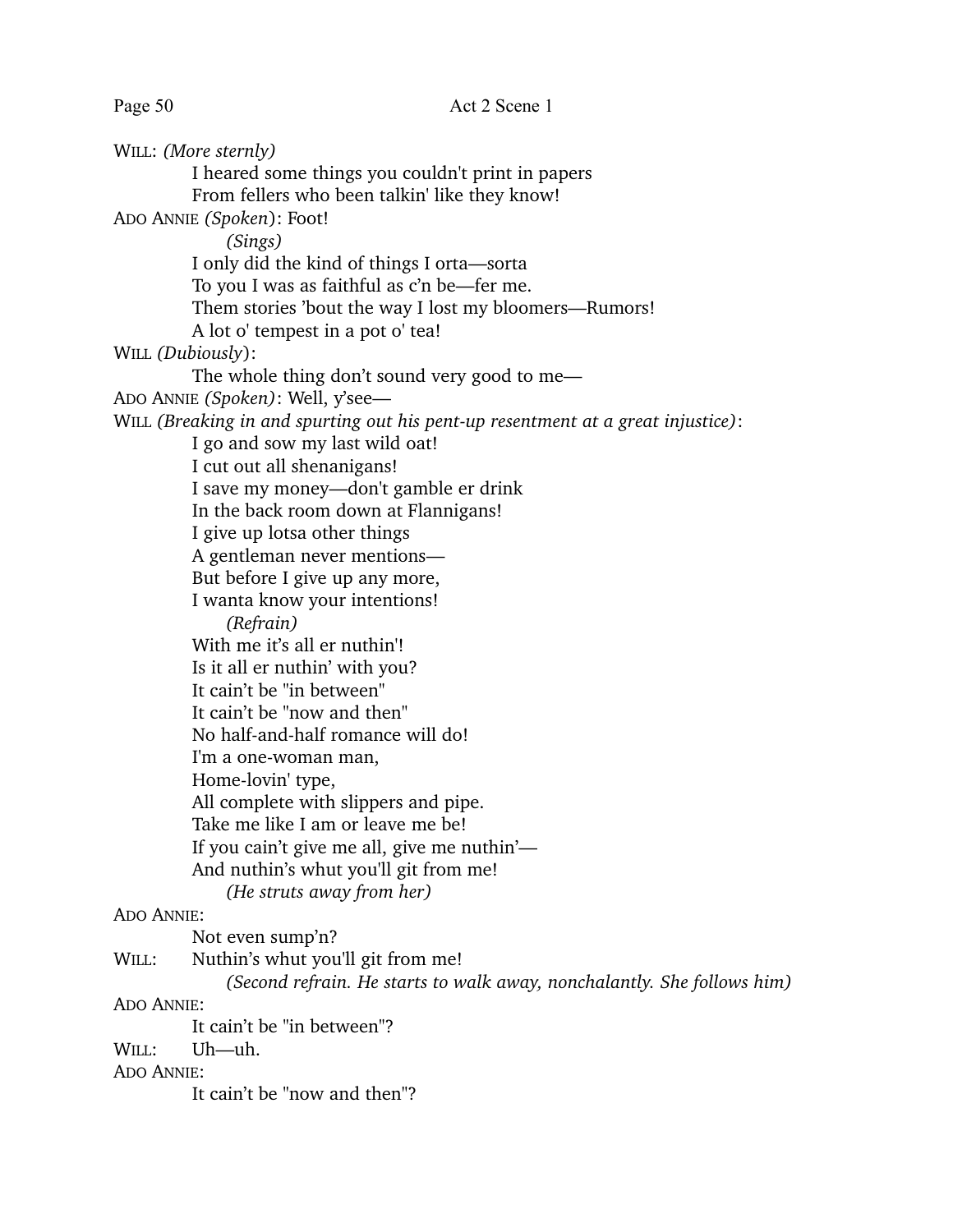WILL: *(More sternly)*

I heared some things you couldn't print in papers
From fellers who been talkin' like they know!

ADO ANNIE *(Spoken)*: Foot!

*(Sings)*

I only did the kind of things I orta—sorta
To you I was as faithful as c'n be—fer me.
Them stories 'bout the way I lost my bloomers—Rumors!
A lot o' tempest in a pot o' tea!

WILL *(Dubiously)*:

The whole thing don't sound very good to me—

ADO ANNIE *(Spoken)*: Well, y'see—

WILL *(Breaking in and spurting out his pent-up resentment at a great injustice)*:

I go and sow my last wild oat!
I cut out all shenanigans!
I save my money—don't gamble er drink
In the back room down at Flannigans!
I give up lotsa other things
A gentleman never mentions—
But before I give up any more,
I wanta know your intentions!

*(Refrain)*

With me it's all er nuthin'!
Is it all er nuthin' with you?
It cain't be "in between"
It cain't be "now and then"
No half-and-half romance will do!
I'm a one-woman man,
Home-lovin' type,
All complete with slippers and pipe.
Take me like I am or leave me be!
If you cain't give me all, give me nuthin'—
And nuthin's whut you'll git from me!

*(He struts away from her)*

ADO ANNIE:

Not even sump'n?

WILL: Nuthin's whut you'll git from me!

*(Second refrain. He starts to walk away, nonchalantly. She follows him)*

ADO ANNIE:

It cain't be "in between"?

WILL: Uh—uh.

ADO ANNIE:

It cain't be "now and then"?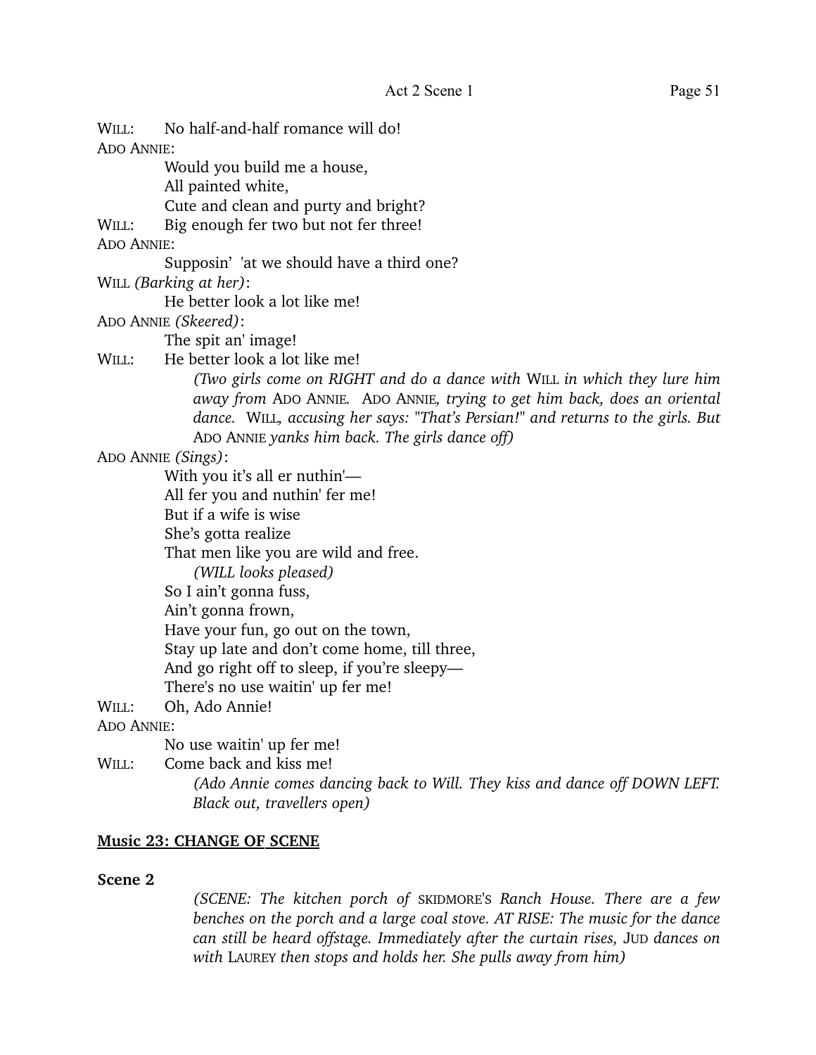WILL: No half-and-half romance will do!

ADO ANNIE:

Would you build me a house,
All painted white,
Cute and clean and purty and bright?

WILL: Big enough fer two but not fer three!

ADO ANNIE:

Supposin' 'at we should have a third one?

WILL *(Barking at her)*:

He better look a lot like me!

ADO ANNIE *(Skeered)*:

The spit an' image!

WILL: He better look a lot like me!

*(Two girls come on RIGHT and do a dance with* WILL *in which they lure him away from* ADO ANNIE*.* ADO ANNIE*, trying to get him back, does an oriental dance.* WILL*, accusing her says: "That's Persian!" and returns to the girls. But* ADO ANNIE *yanks him back. The girls dance off)*

ADO ANNIE *(Sings)*:

With you it's all er nuthin'—
All fer you and nuthin' fer me!
But if a wife is wise
She's gotta realize
That men like you are wild and free.
*(WILL looks pleased)*
So I ain't gonna fuss,
Ain't gonna frown,
Have your fun, go out on the town,
Stay up late and don't come home, till three,
And go right off to sleep, if you're sleepy—
There's no use waitin' up fer me!

WILL: Oh, Ado Annie!

ADO ANNIE:

No use waitin' up fer me!

WILL: Come back and kiss me!

*(Ado Annie comes dancing back to Will. They kiss and dance off DOWN LEFT. Black out, travellers open)*

**Music 23: CHANGE OF SCENE**

**Scene 2**

*(SCENE: The kitchen porch of* SKIDMORE'S *Ranch House. There are a few benches on the porch and a large coal stove. AT RISE: The music for the dance can still be heard offstage. Immediately after the curtain rises,* JUD *dances on with* LAUREY *then stops and holds her. She pulls away from him)*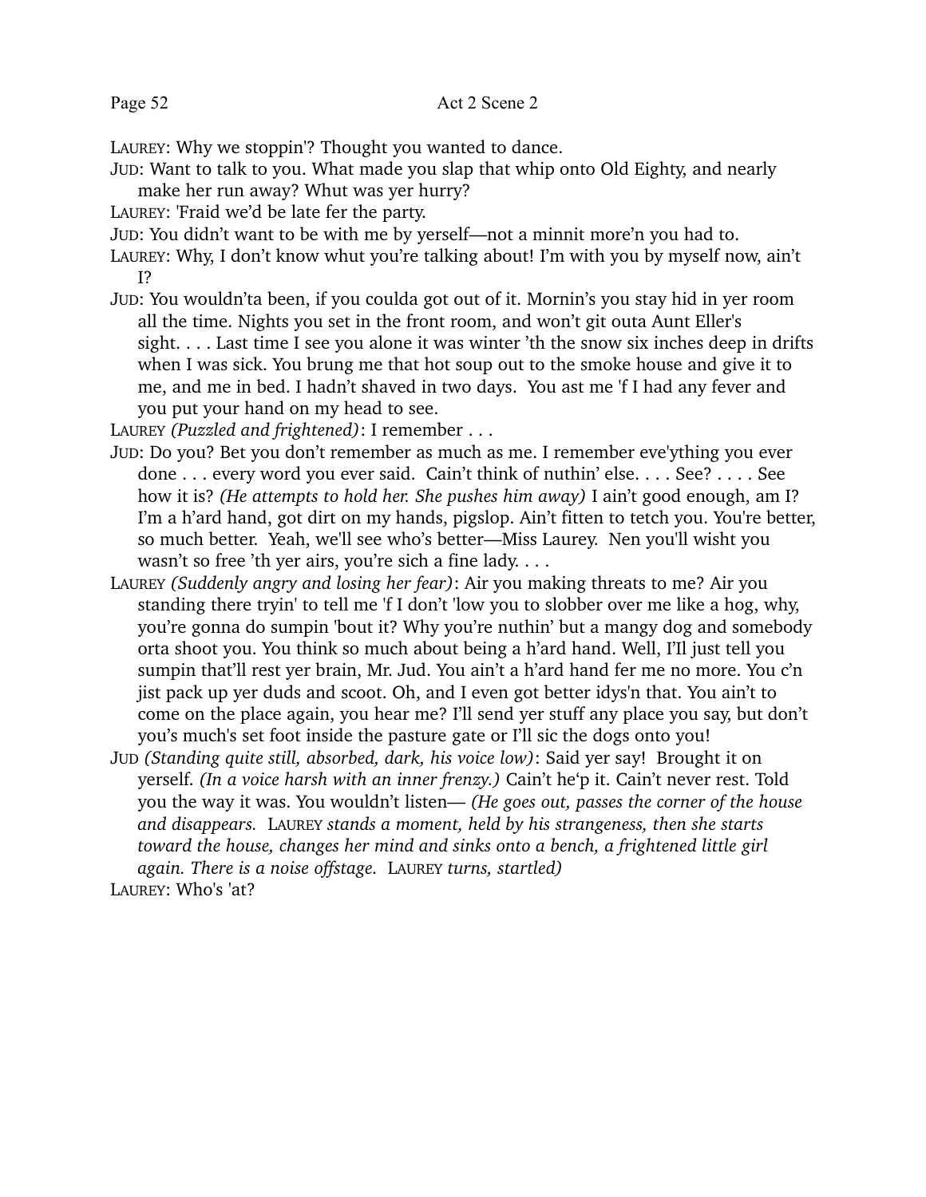LAUREY: Why we stoppin'? Thought you wanted to dance.

JUD: Want to talk to you. What made you slap that whip onto Old Eighty, and nearly make her run away? Whut was yer hurry?

LAUREY: 'Fraid we'd be late fer the party.

JUD: You didn't want to be with me by yerself—not a minnit more'n you had to.

LAUREY: Why, I don't know whut you're talking about! I'm with you by myself now, ain't I?

JUD: You wouldn'ta been, if you coulda got out of it. Mornin's you stay hid in yer room all the time. Nights you set in the front room, and won't git outa Aunt Eller's sight. . . . Last time I see you alone it was winter 'th the snow six inches deep in drifts when I was sick. You brung me that hot soup out to the smoke house and give it to me, and me in bed. I hadn't shaved in two days. You ast me 'f I had any fever and you put your hand on my head to see.

LAUREY *(Puzzled and frightened)*: I remember . . .

JUD: Do you? Bet you don't remember as much as me. I remember eve'ything you ever done . . . every word you ever said. Cain't think of nuthin' else. . . . See? . . . . See how it is? *(He attempts to hold her. She pushes him away)* I ain't good enough, am I? I'm a h'ard hand, got dirt on my hands, pigslop. Ain't fitten to tetch you. You're better, so much better. Yeah, we'll see who's better—Miss Laurey. Nen you'll wisht you wasn't so free 'th yer airs, you're sich a fine lady. . . .

LAUREY *(Suddenly angry and losing her fear)*: Air you making threats to me? Air you standing there tryin' to tell me 'f I don't 'low you to slobber over me like a hog, why, you're gonna do sumpin 'bout it? Why you're nuthin' but a mangy dog and somebody orta shoot you. You think so much about being a h'ard hand. Well, I'll just tell you sumpin that'll rest yer brain, Mr. Jud. You ain't a h'ard hand fer me no more. You c'n jist pack up yer duds and scoot. Oh, and I even got better idys'n that. You ain't to come on the place again, you hear me? I'll send yer stuff any place you say, but don't you's much's set foot inside the pasture gate or I'll sic the dogs onto you!

JUD *(Standing quite still, absorbed, dark, his voice low)*: Said yer say! Brought it on yerself. *(In a voice harsh with an inner frenzy.)* Cain't he'p it. Cain't never rest. Told you the way it was. You wouldn't listen— *(He goes out, passes the corner of the house and disappears. LAUREY stands a moment, held by his strangeness, then she starts toward the house, changes her mind and sinks onto a bench, a frightened little girl again. There is a noise offstage. LAUREY turns, startled)*

LAUREY: Who's 'at?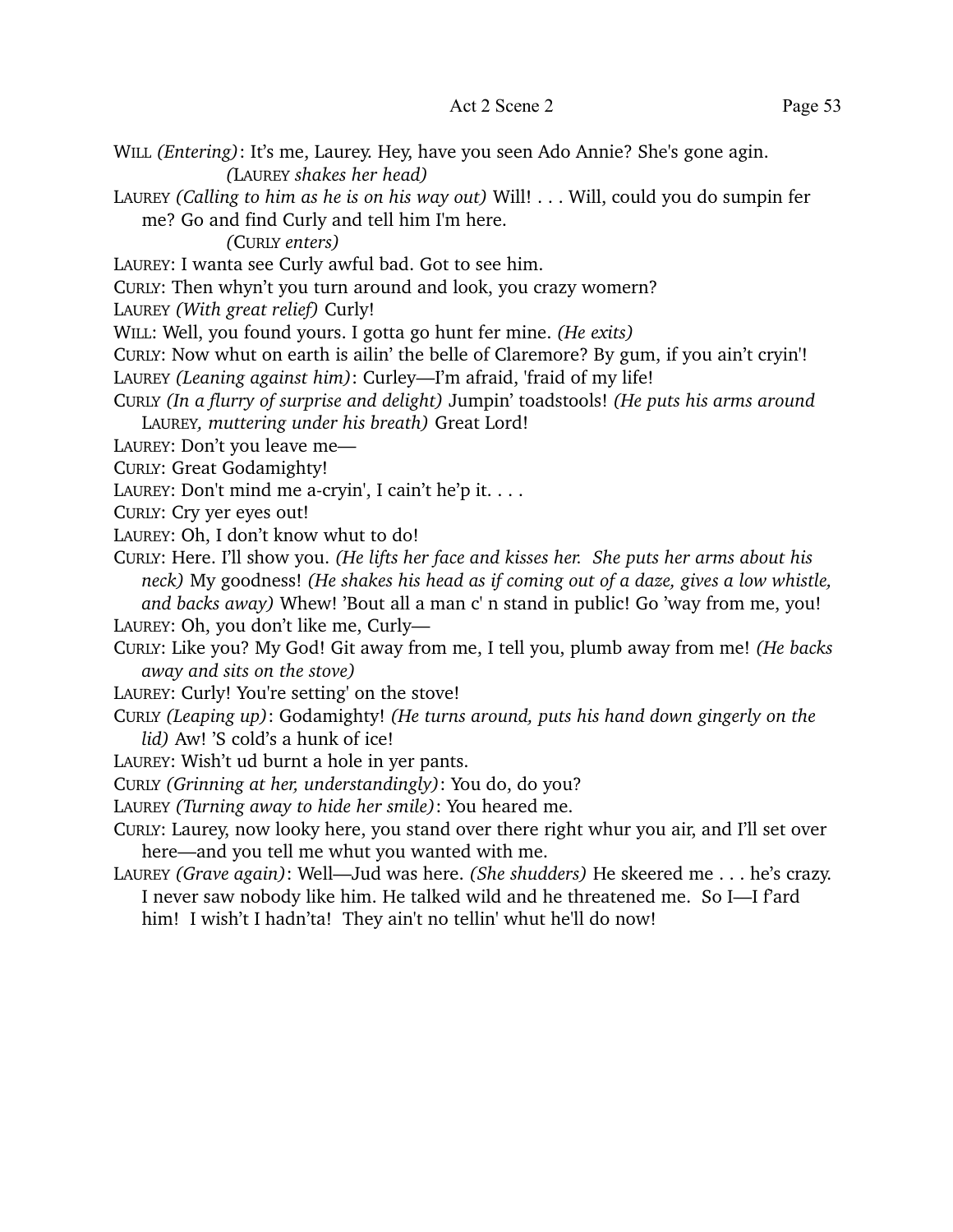WILL *(Entering)*: It's me, Laurey. Hey, have you seen Ado Annie? She's gone agin.

*(LAUREY shakes her head)*

LAUREY *(Calling to him as he is on his way out)* Will! . . . Will, could you do sumpin fer me? Go and find Curly and tell him I'm here.

*(CURLY enters)*

LAUREY: I wanta see Curly awful bad. Got to see him.

CURLY: Then whyn't you turn around and look, you crazy womern?

LAUREY *(With great relief)* Curly!

WILL: Well, you found yours. I gotta go hunt fer mine. *(He exits)*

CURLY: Now whut on earth is ailin' the belle of Claremore? By gum, if you ain't cryin'!

LAUREY *(Leaning against him)*: Curley—I'm afraid, 'fraid of my life!

CURLY *(In a flurry of surprise and delight)* Jumpin' toadstools! *(He puts his arms around LAUREY, muttering under his breath)* Great Lord!

LAUREY: Don't you leave me—

CURLY: Great Godamighty!

LAUREY: Don't mind me a-cryin', I cain't he'p it. . . .

CURLY: Cry yer eyes out!

LAUREY: Oh, I don't know whut to do!

CURLY: Here. I'll show you. *(He lifts her face and kisses her. She puts her arms about his neck)* My goodness! *(He shakes his head as if coming out of a daze, gives a low whistle, and backs away)* Whew! 'Bout all a man c' n stand in public! Go 'way from me, you!

LAUREY: Oh, you don't like me, Curly—

CURLY: Like you? My God! Git away from me, I tell you, plumb away from me! *(He backs away and sits on the stove)*

LAUREY: Curly! You're setting' on the stove!

CURLY *(Leaping up)*: Godamighty! *(He turns around, puts his hand down gingerly on the lid)* Aw! 'S cold's a hunk of ice!

LAUREY: Wish't ud burnt a hole in yer pants.

CURLY *(Grinning at her, understandingly)*: You do, do you?

LAUREY *(Turning away to hide her smile)*: You heared me.

CURLY: Laurey, now looky here, you stand over there right whur you air, and I'll set over here—and you tell me whut you wanted with me.

LAUREY *(Grave again)*: Well—Jud was here. *(She shudders)* He skeered me . . . he's crazy. I never saw nobody like him. He talked wild and he threatened me. So I—I f'ard him! I wish't I hadn'ta! They ain't no tellin' whut he'll do now!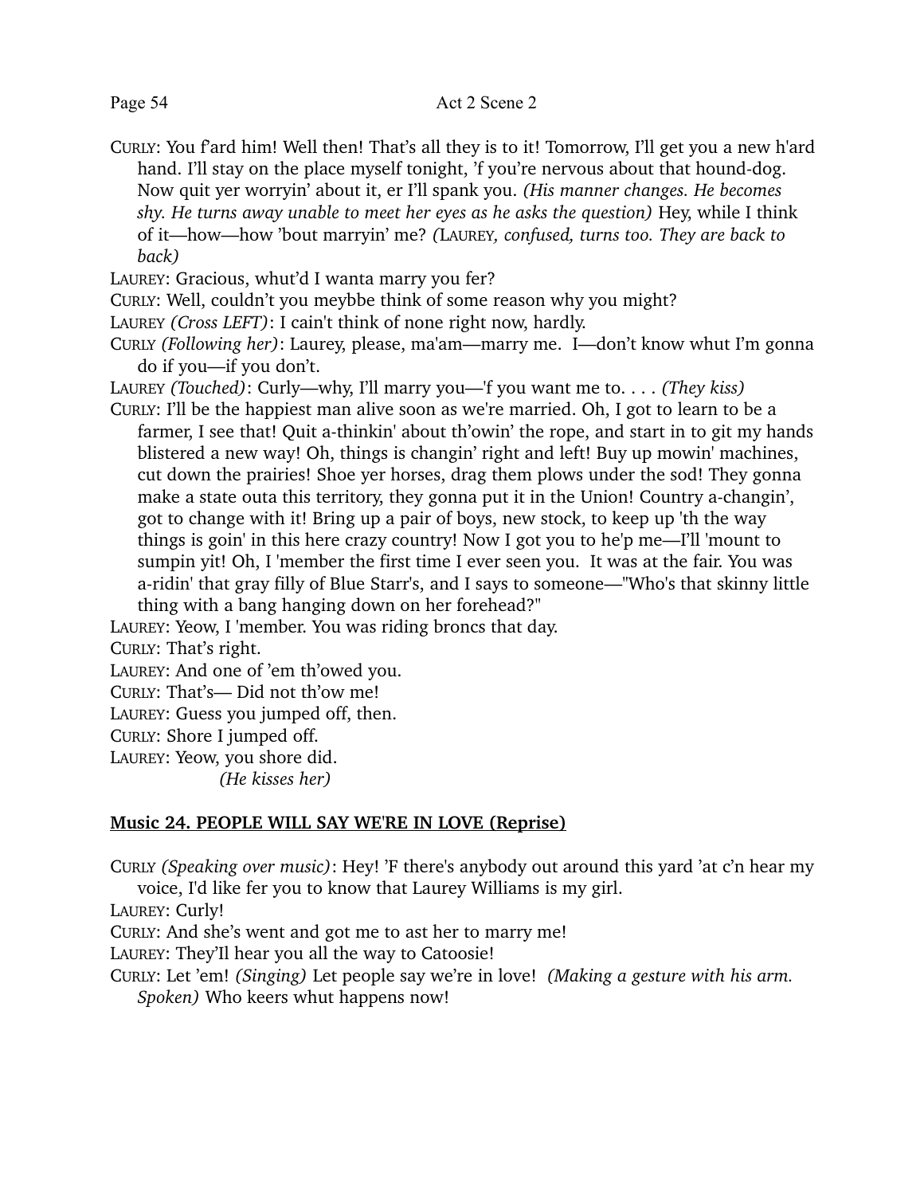CURLY: You f'ard him! Well then! That's all they is to it! Tomorrow, I'll get you a new h'ard hand. I'll stay on the place myself tonight, 'f you're nervous about that hound-dog. Now quit yer worryin' about it, er I'll spank you. *(His manner changes. He becomes shy. He turns away unable to meet her eyes as he asks the question)* Hey, while I think of it—how—how 'bout marryin' me? *(LAUREY, confused, turns too. They are back to back)*

LAUREY: Gracious, whut'd I wanta marry you fer?

CURLY: Well, couldn't you meybbe think of some reason why you might?

LAUREY *(Cross LEFT)*: I cain't think of none right now, hardly.

CURLY *(Following her)*: Laurey, please, ma'am—marry me. I—don't know whut I'm gonna do if you—if you don't.

LAUREY *(Touched)*: Curly—why, I'll marry you—'f you want me to. . . . *(They kiss)*

CURLY: I'll be the happiest man alive soon as we're married. Oh, I got to learn to be a farmer, I see that! Quit a-thinkin' about th'owin' the rope, and start in to git my hands blistered a new way! Oh, things is changin' right and left! Buy up mowin' machines, cut down the prairies! Shoe yer horses, drag them plows under the sod! They gonna make a state outa this territory, they gonna put it in the Union! Country a-changin', got to change with it! Bring up a pair of boys, new stock, to keep up 'th the way things is goin' in this here crazy country! Now I got you to he'p me—I'll 'mount to sumpin yit! Oh, I 'member the first time I ever seen you. It was at the fair. You was a-ridin' that gray filly of Blue Starr's, and I says to someone—"Who's that skinny little thing with a bang hanging down on her forehead?"

LAUREY: Yeow, I 'member. You was riding broncs that day.

CURLY: That's right.

LAUREY: And one of 'em th'owed you.

CURLY: That's— Did not th'ow me!

LAUREY: Guess you jumped off, then.

CURLY: Shore I jumped off.

LAUREY: Yeow, you shore did.

*(He kisses her)*

**Music 24. PEOPLE WILL SAY WE'RE IN LOVE (Reprise)**

CURLY *(Speaking over music)*: Hey! 'F there's anybody out around this yard 'at c'n hear my voice, I'd like fer you to know that Laurey Williams is my girl.

LAUREY: Curly!

CURLY: And she's went and got me to ast her to marry me!

LAUREY: They'll hear you all the way to Catoosie!

CURLY: Let 'em! *(Singing)* Let people say we're in love! *(Making a gesture with his arm. Spoken)* Who keers whut happens now!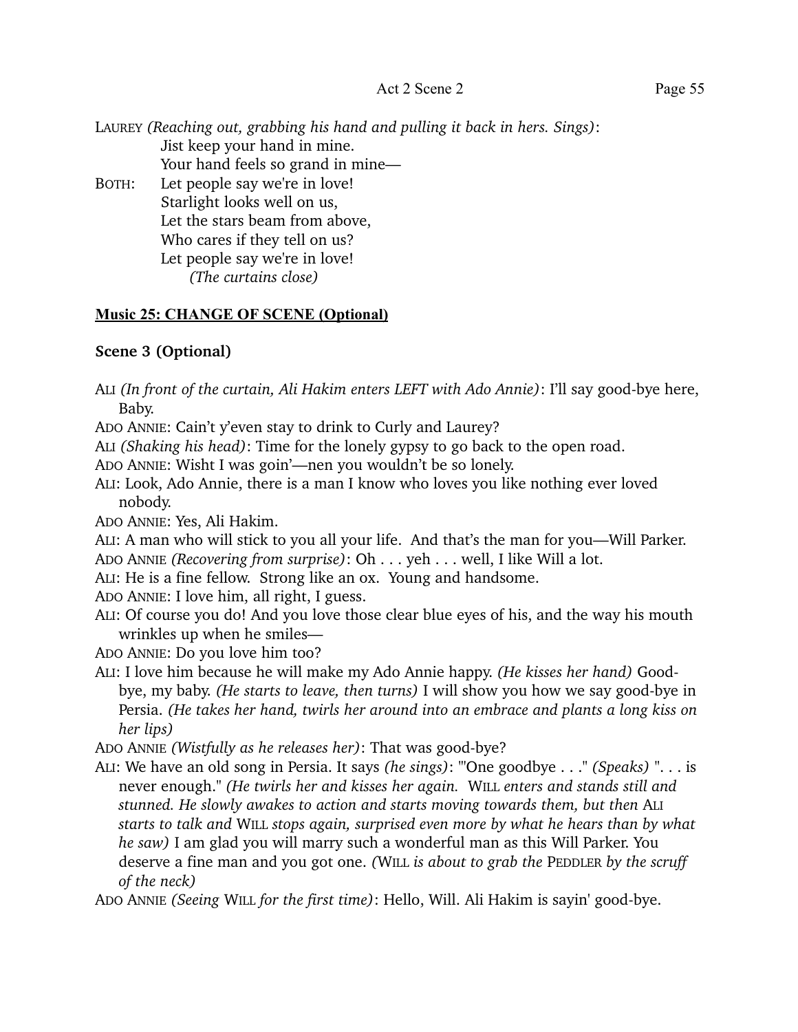LAUREY *(Reaching out, grabbing his hand and pulling it back in hers. Sings)*:

Jist keep your hand in mine.
Your hand feels so grand in mine—

BOTH: Let people say we're in love!
Starlight looks well on us,
Let the stars beam from above,
Who cares if they tell on us?
Let people say we're in love!
*(The curtains close)*

**Music 25: CHANGE OF SCENE (Optional)**

### Scene 3 (Optional)

ALI *(In front of the curtain, Ali Hakim enters LEFT with Ado Annie)*: I'll say good-bye here, Baby.

ADO ANNIE: Cain't y'even stay to drink to Curly and Laurey?

ALI *(Shaking his head)*: Time for the lonely gypsy to go back to the open road.

ADO ANNIE: Wisht I was goin'—nen you wouldn't be so lonely.

ALI: Look, Ado Annie, there is a man I know who loves you like nothing ever loved nobody.

ADO ANNIE: Yes, Ali Hakim.

ALI: A man who will stick to you all your life. And that's the man for you—Will Parker.

ADO ANNIE *(Recovering from surprise)*: Oh . . . yeh . . . well, I like Will a lot.

ALI: He is a fine fellow. Strong like an ox. Young and handsome.

ADO ANNIE: I love him, all right, I guess.

ALI: Of course you do! And you love those clear blue eyes of his, and the way his mouth wrinkles up when he smiles—

ADO ANNIE: Do you love him too?

ALI: I love him because he will make my Ado Annie happy. *(He kisses her hand)* Good-bye, my baby. *(He starts to leave, then turns)* I will show you how we say good-bye in Persia. *(He takes her hand, twirls her around into an embrace and plants a long kiss on her lips)*

ADO ANNIE *(Wistfully as he releases her)*: That was good-bye?

ALI: We have an old song in Persia. It says *(he sings)*: "'One goodbye . . ." *(Speaks)* ". . . is never enough." *(He twirls her and kisses her again.* WILL *enters and stands still and stunned. He slowly awakes to action and starts moving towards them, but then* ALI *starts to talk and* WILL *stops again, surprised even more by what he hears than by what he saw)* I am glad you will marry such a wonderful man as this Will Parker. You deserve a fine man and you got one. *(*WILL *is about to grab the* PEDDLER *by the scruff of the neck)*

ADO ANNIE *(Seeing* WILL *for the first time)*: Hello, Will. Ali Hakim is sayin' good-bye.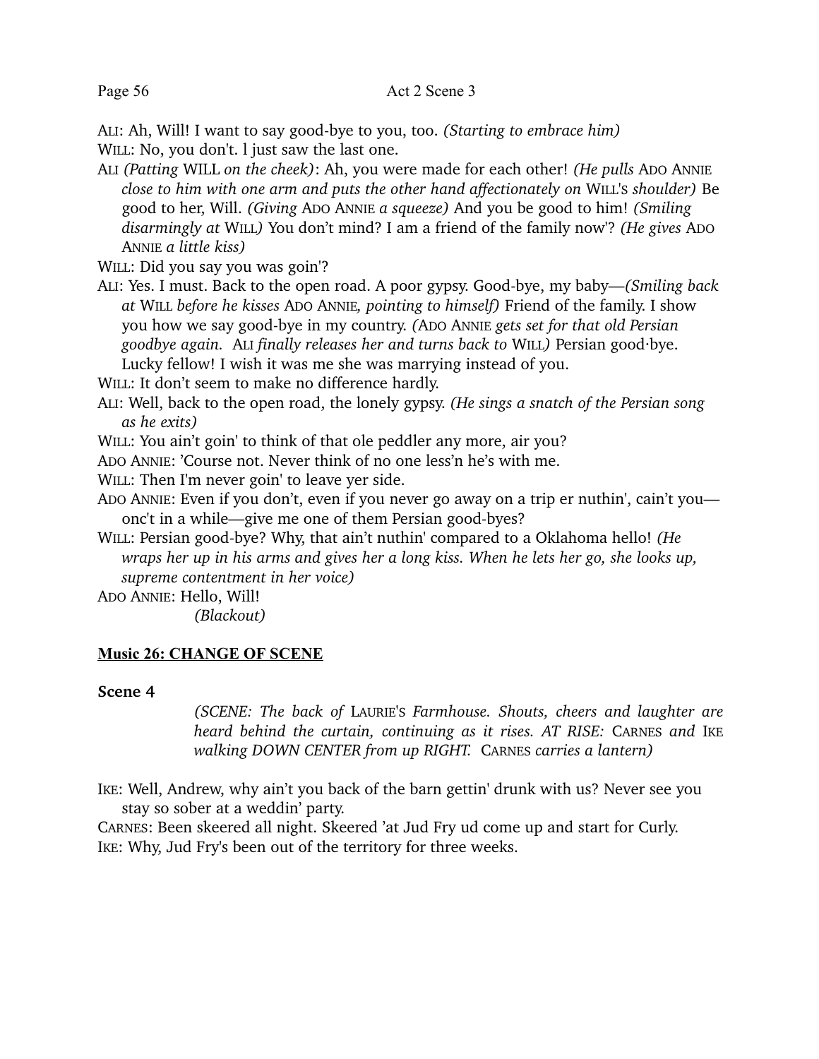ALI: Ah, Will! I want to say good-bye to you, too. *(Starting to embrace him)*

WILL: No, you don't. l just saw the last one.

ALI *(Patting* WILL *on the cheek)*: Ah, you were made for each other! *(He pulls* ADO ANNIE *close to him with one arm and puts the other hand affectionately on* WILL'S *shoulder)* Be good to her, Will. *(Giving* ADO ANNIE *a squeeze)* And you be good to him! *(Smiling disarmingly at* WILL*)* You don't mind? I am a friend of the family now'? *(He gives* ADO ANNIE *a little kiss)*

WILL: Did you say you was goin'?

ALI: Yes. I must. Back to the open road. A poor gypsy. Good-bye, my baby—*(Smiling back at* WILL *before he kisses* ADO ANNIE*, pointing to himself)* Friend of the family. I show you how we say good-bye in my country. *(*ADO ANNIE *gets set for that old Persian goodbye again.* ALI *finally releases her and turns back to* WILL*)* Persian good·bye. Lucky fellow! I wish it was me she was marrying instead of you.

WILL: It don't seem to make no difference hardly.

ALI: Well, back to the open road, the lonely gypsy. *(He sings a snatch of the Persian song as he exits)*

WILL: You ain't goin' to think of that ole peddler any more, air you?

ADO ANNIE: 'Course not. Never think of no one less'n he's with me.

WILL: Then I'm never goin' to leave yer side.

ADO ANNIE: Even if you don't, even if you never go away on a trip er nuthin', cain't you—onc't in a while—give me one of them Persian good-byes?

WILL: Persian good-bye? Why, that ain't nuthin' compared to a Oklahoma hello! *(He wraps her up in his arms and gives her a long kiss. When he lets her go, she looks up, supreme contentment in her voice)*

ADO ANNIE: Hello, Will!

*(Blackout)*

**Music 26: CHANGE OF SCENE**

**Scene 4**

*(SCENE: The back of* LAURIE'S *Farmhouse. Shouts, cheers and laughter are heard behind the curtain, continuing as it rises. AT RISE:* CARNES *and* IKE *walking DOWN CENTER from up RIGHT.* CARNES *carries a lantern)*

IKE: Well, Andrew, why ain't you back of the barn gettin' drunk with us? Never see you stay so sober at a weddin' party.

CARNES: Been skeered all night. Skeered 'at Jud Fry ud come up and start for Curly.

IKE: Why, Jud Fry's been out of the territory for three weeks.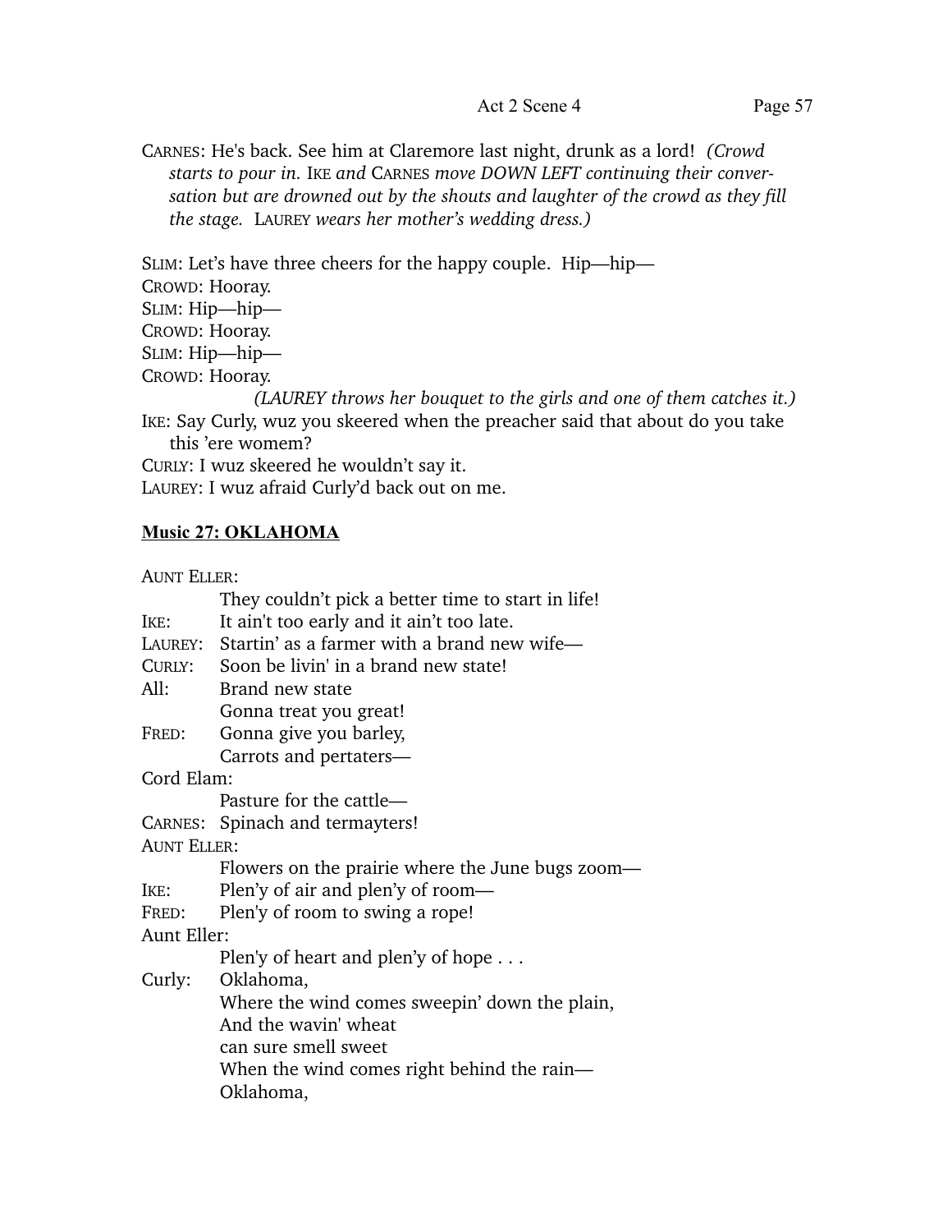CARNES: He's back. See him at Claremore last night, drunk as a lord! *(Crowd starts to pour in.* IKE *and* CARNES *move DOWN LEFT continuing their conversation but are drowned out by the shouts and laughter of the crowd as they fill the stage.* LAUREY *wears her mother's wedding dress.)*

SLIM: Let's have three cheers for the happy couple. Hip—hip—
CROWD: Hooray.
SLIM: Hip—hip—
CROWD: Hooray.
SLIM: Hip—hip—
CROWD: Hooray.

*(LAUREY throws her bouquet to the girls and one of them catches it.)*

IKE: Say Curly, wuz you skeered when the preacher said that about do you take this 'ere womem?
CURLY: I wuz skeered he wouldn't say it.
LAUREY: I wuz afraid Curly'd back out on me.

**Music 27: OKLAHOMA**

AUNT ELLER:
They couldn't pick a better time to start in life!
IKE: It ain't too early and it ain't too late.
LAUREY: Startin' as a farmer with a brand new wife—
CURLY: Soon be livin' in a brand new state!
All: Brand new state
Gonna treat you great!
FRED: Gonna give you barley,
Carrots and pertaters—
Cord Elam:
Pasture for the cattle—
CARNES: Spinach and termayters!
AUNT ELLER:
Flowers on the prairie where the June bugs zoom—
IKE: Plen'y of air and plen'y of room—
FRED: Plen'y of room to swing a rope!
Aunt Eller:
Plen'y of heart and plen'y of hope . . .
Curly: Oklahoma,
Where the wind comes sweepin' down the plain,
And the wavin' wheat
can sure smell sweet
When the wind comes right behind the rain—
Oklahoma,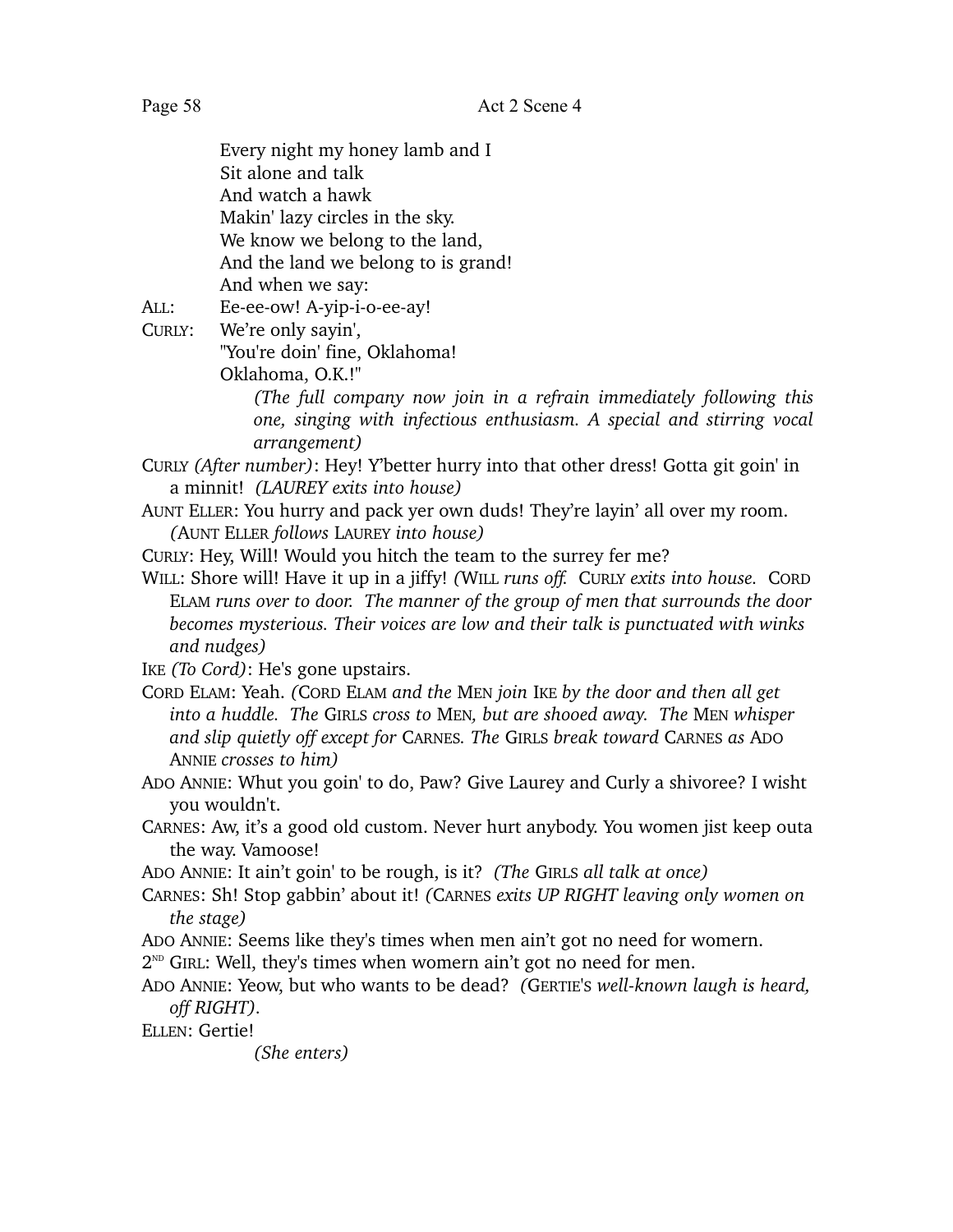Every night my honey lamb and I
Sit alone and talk
And watch a hawk
Makin' lazy circles in the sky.
We know we belong to the land,
And the land we belong to is grand!
And when we say:

ALL: Ee-ee-ow! A-yip-i-o-ee-ay!

CURLY: We're only sayin',
"You're doin' fine, Oklahoma!
Oklahoma, O.K.!"

*(The full company now join in a refrain immediately following this one, singing with infectious enthusiasm. A special and stirring vocal arrangement)*

CURLY *(After number)*: Hey! Y'better hurry into that other dress! Gotta git goin' in a minnit! *(LAUREY exits into house)*

AUNT ELLER: You hurry and pack yer own duds! They're layin' all over my room. *(AUNT ELLER follows LAUREY into house)*

CURLY: Hey, Will! Would you hitch the team to the surrey fer me?

WILL: Shore will! Have it up in a jiffy! *(WILL runs off. CURLY exits into house. CORD ELAM runs over to door. The manner of the group of men that surrounds the door becomes mysterious. Their voices are low and their talk is punctuated with winks and nudges)*

IKE *(To Cord)*: He's gone upstairs.

CORD ELAM: Yeah. *(CORD ELAM and the MEN join IKE by the door and then all get into a huddle. The GIRLS cross to MEN, but are shooed away. The MEN whisper and slip quietly off except for CARNES. The GIRLS break toward CARNES as ADO ANNIE crosses to him)*

ADO ANNIE: Whut you goin' to do, Paw? Give Laurey and Curly a shivoree? I wisht you wouldn't.

CARNES: Aw, it's a good old custom. Never hurt anybody. You women jist keep outa the way. Vamoose!

ADO ANNIE: It ain't goin' to be rough, is it? *(The GIRLS all talk at once)*

CARNES: Sh! Stop gabbin' about it! *(CARNES exits UP RIGHT leaving only women on the stage)*

ADO ANNIE: Seems like they's times when men ain't got no need for womern.

2ND GIRL: Well, they's times when womern ain't got no need for men.

ADO ANNIE: Yeow, but who wants to be dead? *(GERTIE'S well-known laugh is heard, off RIGHT)*.

ELLEN: Gertie!

*(She enters)*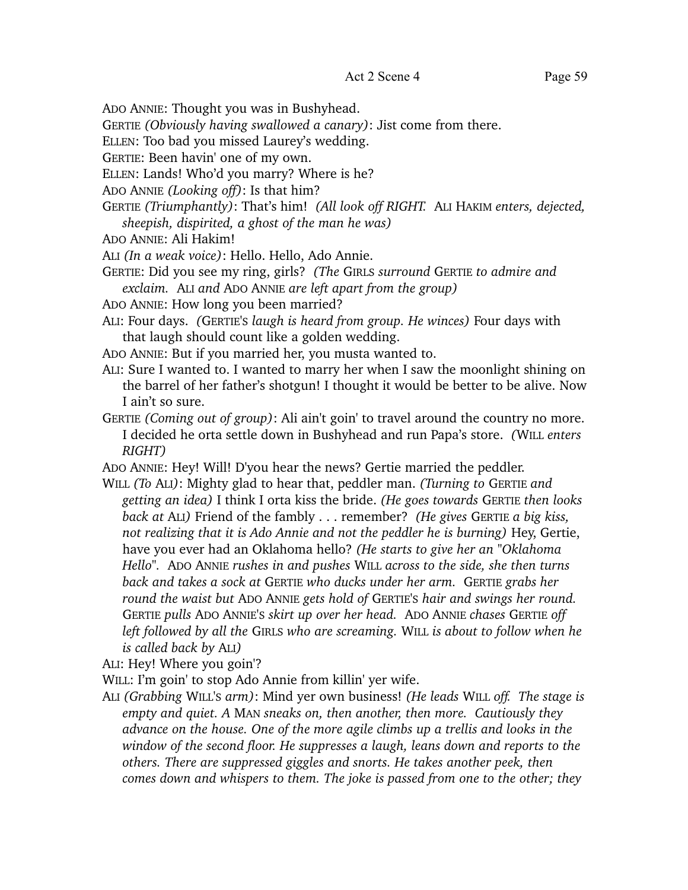ADO ANNIE: Thought you was in Bushyhead.

GERTIE *(Obviously having swallowed a canary)*: Jist come from there.

ELLEN: Too bad you missed Laurey's wedding.

GERTIE: Been havin' one of my own.

ELLEN: Lands! Who'd you marry? Where is he?

ADO ANNIE *(Looking off)*: Is that him?

GERTIE *(Triumphantly)*: That's him! *(All look off RIGHT.* ALI HAKIM *enters, dejected, sheepish, dispirited, a ghost of the man he was)*

ADO ANNIE: Ali Hakim!

ALI *(In a weak voice)*: Hello. Hello, Ado Annie.

GERTIE: Did you see my ring, girls? *(The* GIRLS *surround* GERTIE *to admire and exclaim.* ALI *and* ADO ANNIE *are left apart from the group)*

ADO ANNIE: How long you been married?

ALI: Four days. *(*GERTIE'S *laugh is heard from group. He winces)* Four days with that laugh should count like a golden wedding.

ADO ANNIE: But if you married her, you musta wanted to.

ALI: Sure I wanted to. I wanted to marry her when I saw the moonlight shining on the barrel of her father's shotgun! I thought it would be better to be alive. Now I ain't so sure.

GERTIE *(Coming out of group)*: Ali ain't goin' to travel around the country no more. I decided he orta settle down in Bushyhead and run Papa's store. *(*WILL *enters RIGHT)*

ADO ANNIE: Hey! Will! D'you hear the news? Gertie married the peddler.

WILL *(To* ALI*)*: Mighty glad to hear that, peddler man. *(Turning to* GERTIE *and getting an idea)* I think I orta kiss the bride. *(He goes towards* GERTIE *then looks back at* ALI*)* Friend of the fambly . . . remember? *(He gives* GERTIE *a big kiss, not realizing that it is Ado Annie and not the peddler he is burning)* Hey, Gertie, have you ever had an Oklahoma hello? *(He starts to give her an "Oklahoma Hello".* ADO ANNIE *rushes in and pushes* WILL *across to the side, she then turns back and takes a sock at* GERTIE *who ducks under her arm.* GERTIE *grabs her round the waist but* ADO ANNIE *gets hold of* GERTIE'S *hair and swings her round.* GERTIE *pulls* ADO ANNIE'S *skirt up over her head.* ADO ANNIE *chases* GERTIE *off left followed by all the* GIRLS *who are screaming.* WILL *is about to follow when he is called back by* ALI*)*

ALI: Hey! Where you goin'?

WILL: I'm goin' to stop Ado Annie from killin' yer wife.

ALI *(Grabbing* WILL'S *arm)*: Mind yer own business! *(He leads* WILL *off. The stage is empty and quiet. A* MAN *sneaks on, then another, then more. Cautiously they advance on the house. One of the more agile climbs up a trellis and looks in the window of the second floor. He suppresses a laugh, leans down and reports to the others. There are suppressed giggles and snorts. He takes another peek, then comes down and whispers to them. The joke is passed from one to the other; they*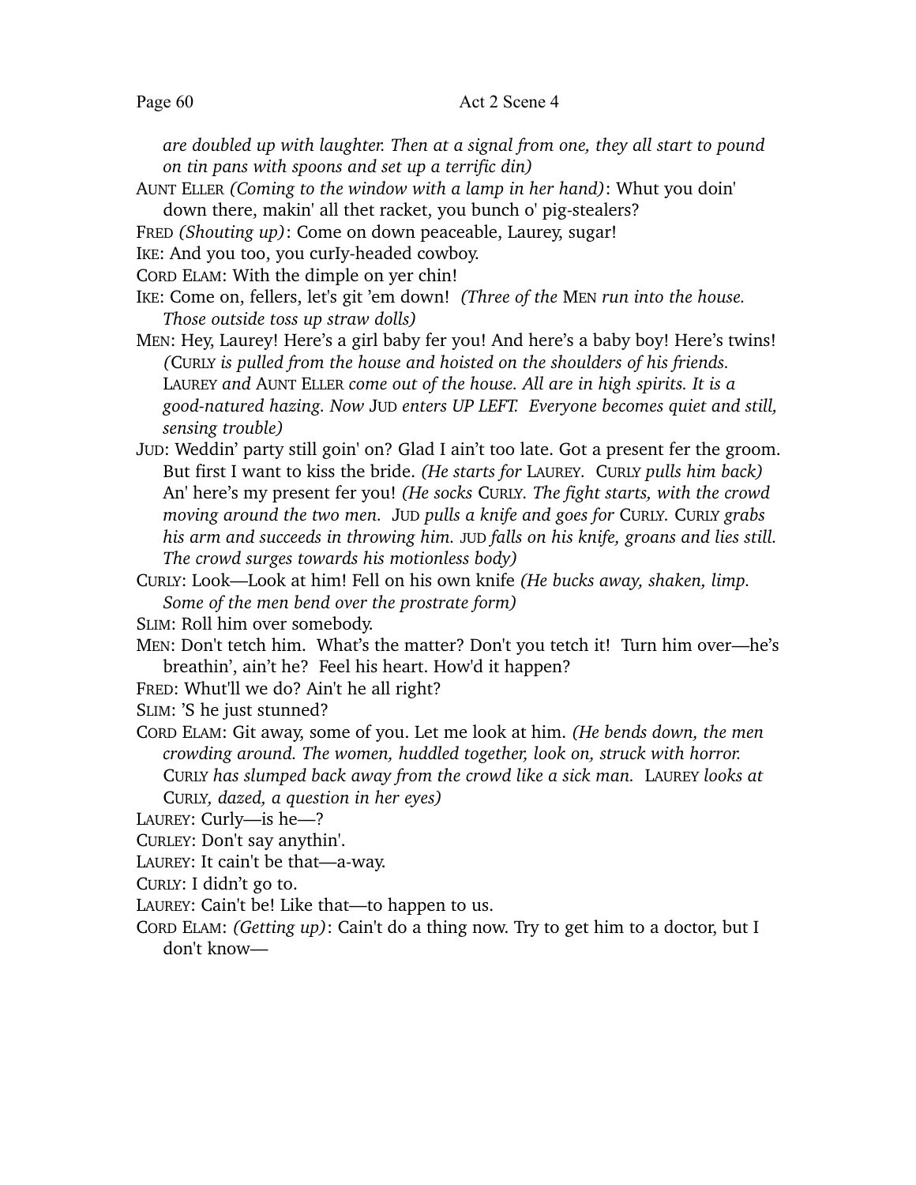*are doubled up with laughter. Then at a signal from one, they all start to pound on tin pans with spoons and set up a terrific din)*

AUNT ELLER *(Coming to the window with a lamp in her hand)*: Whut you doin' down there, makin' all thet racket, you bunch o' pig-stealers?

FRED *(Shouting up)*: Come on down peaceable, Laurey, sugar!

IKE: And you too, you curIy-headed cowboy.

CORD ELAM: With the dimple on yer chin!

IKE: Come on, fellers, let's git 'em down! *(Three of the* MEN *run into the house. Those outside toss up straw dolls)*

MEN: Hey, Laurey! Here's a girl baby fer you! And here's a baby boy! Here's twins! *(*CURLY *is pulled from the house and hoisted on the shoulders of his friends.* LAUREY *and* AUNT ELLER *come out of the house. All are in high spirits. It is a good-natured hazing. Now* JUD *enters UP LEFT. Everyone becomes quiet and still, sensing trouble)*

JUD: Weddin' party still goin' on? Glad I ain't too late. Got a present fer the groom. But first I want to kiss the bride. *(He starts for* LAUREY*.* CURLY *pulls him back)* An' here's my present fer you! *(He socks* CURLY*. The fight starts, with the crowd moving around the two men.* JUD *pulls a knife and goes for* CURLY*.* CURLY *grabs his arm and succeeds in throwing him.* JUD *falls on his knife, groans and lies still. The crowd surges towards his motionless body)*

CURLY: Look—Look at him! Fell on his own knife *(He bucks away, shaken, limp. Some of the men bend over the prostrate form)*

SLIM: Roll him over somebody.

MEN: Don't tetch him. What's the matter? Don't you tetch it! Turn him over—he's breathin', ain't he? Feel his heart. How'd it happen?

FRED: Whut'll we do? Ain't he all right?

SLIM: 'S he just stunned?

CORD ELAM: Git away, some of you. Let me look at him. *(He bends down, the men crowding around. The women, huddled together, look on, struck with horror.* CURLY *has slumped back away from the crowd like a sick man.* LAUREY *looks at* CURLY*, dazed, a question in her eyes)*

LAUREY: Curly—is he—?

CURLEY: Don't say anythin'.

LAUREY: It cain't be that—a-way.

CURLY: I didn't go to.

LAUREY: Cain't be! Like that—to happen to us.

CORD ELAM: *(Getting up)*: Cain't do a thing now. Try to get him to a doctor, but I don't know—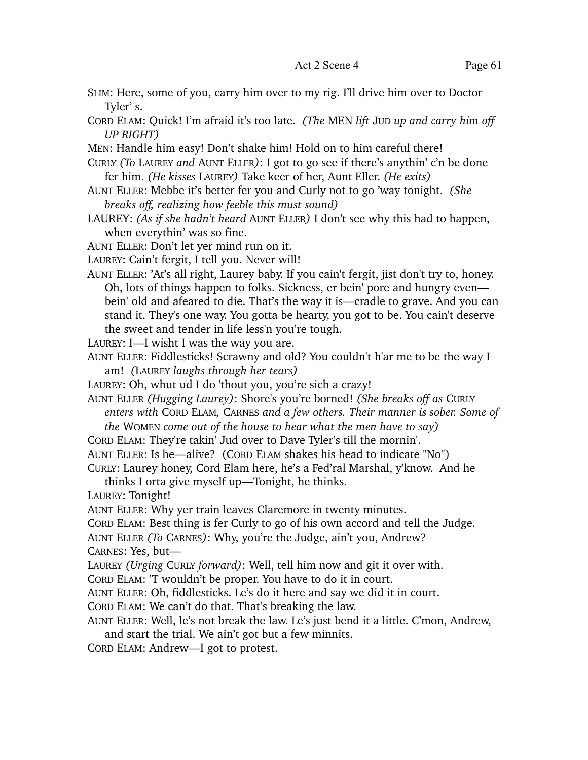SLIM: Here, some of you, carry him over to my rig. I'll drive him over to Doctor Tyler' s.

CORD ELAM: Quick! I'm afraid it's too late. *(The* MEN *lift* JUD *up and carry him off UP RIGHT)*

MEN: Handle him easy! Don't shake him! Hold on to him careful there!

CURLY *(To* LAUREY *and* AUNT ELLER*)*: I got to go see if there's anythin' c'n be done fer him. *(He kisses* LAUREY*)* Take keer of her, Aunt Eller. *(He exits)*

AUNT ELLER: Mebbe it's better fer you and Curly not to go 'way tonight. *(She breaks off, realizing how feeble this must sound)*

LAUREY: *(As if she hadn't heard* AUNT ELLER*)* I don't see why this had to happen, when everythin' was so fine.

AUNT ELLER: Don't let yer mind run on it.

LAUREY: Cain't fergit, I tell you. Never will!

AUNT ELLER: 'At's all right, Laurey baby. If you cain't fergit, jist don't try to, honey. Oh, lots of things happen to folks. Sickness, er bein' pore and hungry even—bein' old and afeared to die. That's the way it is—cradle to grave. And you can stand it. They's one way. You gotta be hearty, you got to be. You cain't deserve the sweet and tender in life less'n you're tough.

LAUREY: I—I wisht I was the way you are.

AUNT ELLER: Fiddlesticks! Scrawny and old? You couldn't h'ar me to be the way I am! *(*LAUREY *laughs through her tears)*

LAUREY: Oh, whut ud I do 'thout you, you're sich a crazy!

AUNT ELLER *(Hugging Laurey)*: Shore's you're borned! *(She breaks off as* CURLY *enters with* CORD ELAM*,* CARNES *and a few others. Their manner is sober. Some of the* WOMEN *come out of the house to hear what the men have to say)*

CORD ELAM: They're takin' Jud over to Dave Tyler's till the mornin'.

AUNT ELLER: Is he—alive? (CORD ELAM shakes his head to indicate "No")

CURLY: Laurey honey, Cord Elam here, he's a Fed'ral Marshal, y'know. And he thinks I orta give myself up—Tonight, he thinks.

LAUREY: Tonight!

AUNT ELLER: Why yer train leaves Claremore in twenty minutes.

CORD ELAM: Best thing is fer Curly to go of his own accord and tell the Judge.

AUNT ELLER *(To* CARNES*)*: Why, you're the Judge, ain't you, Andrew?

CARNES: Yes, but—

LAUREY *(Urging* CURLY *forward)*: Well, tell him now and git it over with.

CORD ELAM: 'T wouldn't be proper. You have to do it in court.

AUNT ELLER: Oh, fiddlesticks. Le's do it here and say we did it in court.

CORD ELAM: We can't do that. That's breaking the law.

AUNT ELLER: Well, le's not break the law. Le's just bend it a little. C'mon, Andrew, and start the trial. We ain't got but a few minnits.

CORD ELAM: Andrew—I got to protest.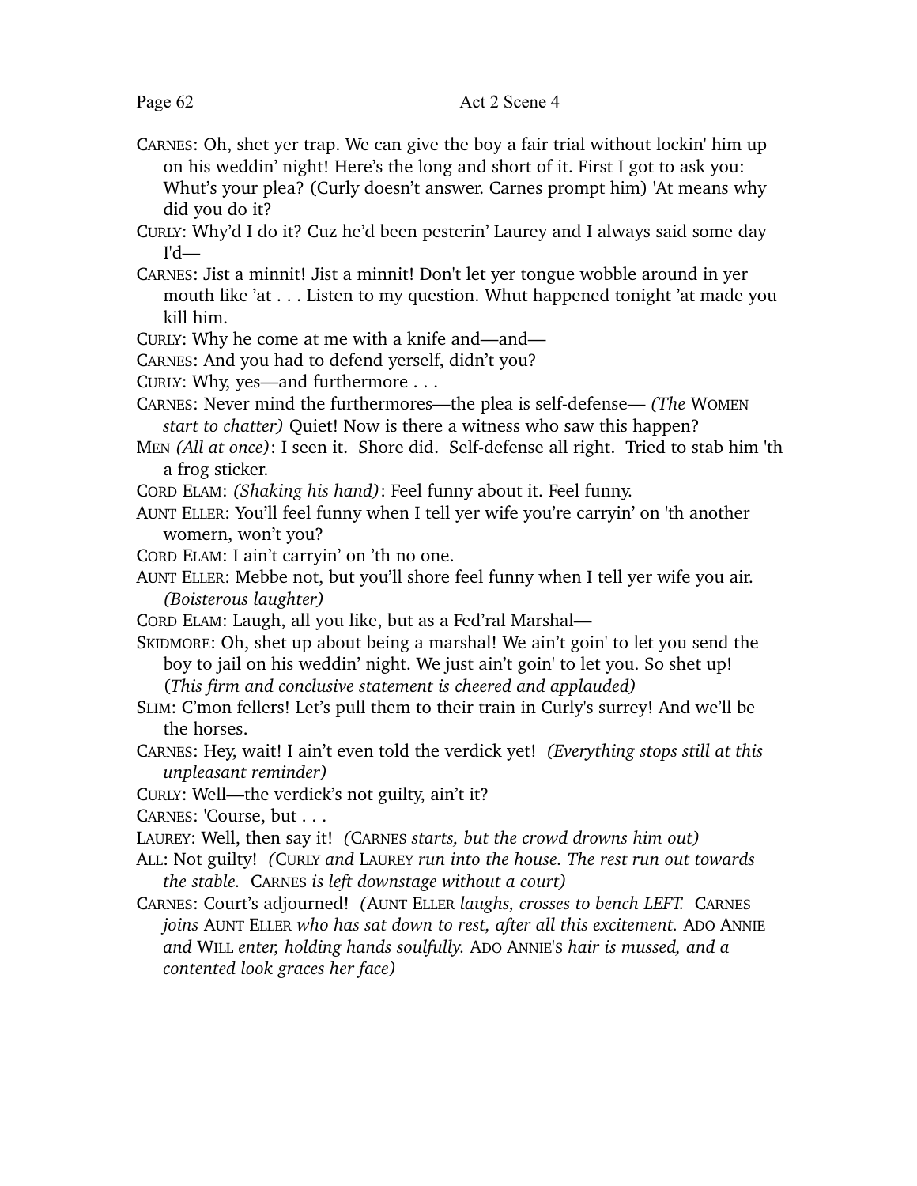CARNES: Oh, shet yer trap. We can give the boy a fair trial without lockin' him up on his weddin' night! Here's the long and short of it. First I got to ask you: Whut's your plea? (Curly doesn't answer. Carnes prompt him) 'At means why did you do it?

CURLY: Why'd I do it? Cuz he'd been pesterin' Laurey and I always said some day I'd—

CARNES: Jist a minnit! Jist a minnit! Don't let yer tongue wobble around in yer mouth like 'at . . . Listen to my question. Whut happened tonight 'at made you kill him.

CURLY: Why he come at me with a knife and—and—

CARNES: And you had to defend yerself, didn't you?

CURLY: Why, yes—and furthermore . . .

CARNES: Never mind the furthermores—the plea is self-defense— *(The* WOMEN *start to chatter)* Quiet! Now is there a witness who saw this happen?

MEN *(All at once)*: I seen it. Shore did. Self-defense all right. Tried to stab him 'th a frog sticker.

CORD ELAM: *(Shaking his hand)*: Feel funny about it. Feel funny.

AUNT ELLER: You'll feel funny when I tell yer wife you're carryin' on 'th another womern, won't you?

CORD ELAM: I ain't carryin' on 'th no one.

AUNT ELLER: Mebbe not, but you'll shore feel funny when I tell yer wife you air. *(Boisterous laughter)*

CORD ELAM: Laugh, all you like, but as a Fed'ral Marshal—

SKIDMORE: Oh, shet up about being a marshal! We ain't goin' to let you send the boy to jail on his weddin' night. We just ain't goin' to let you. So shet up! (*This firm and conclusive statement is cheered and applauded)*

SLIM: C'mon fellers! Let's pull them to their train in Curly's surrey! And we'll be the horses.

CARNES: Hey, wait! I ain't even told the verdick yet! *(Everything stops still at this unpleasant reminder)*

CURLY: Well—the verdick's not guilty, ain't it?

CARNES: 'Course, but . . .

LAUREY: Well, then say it! *(*CARNES *starts, but the crowd drowns him out)*

ALL: Not guilty! *(*CURLY *and* LAUREY *run into the house. The rest run out towards the stable.* CARNES *is left downstage without a court)*

CARNES: Court's adjourned! *(*AUNT ELLER *laughs, crosses to bench LEFT.* CARNES *joins* AUNT ELLER *who has sat down to rest, after all this excitement.* ADO ANNIE *and* WILL *enter, holding hands soulfully.* ADO ANNIE'S *hair is mussed, and a contented look graces her face)*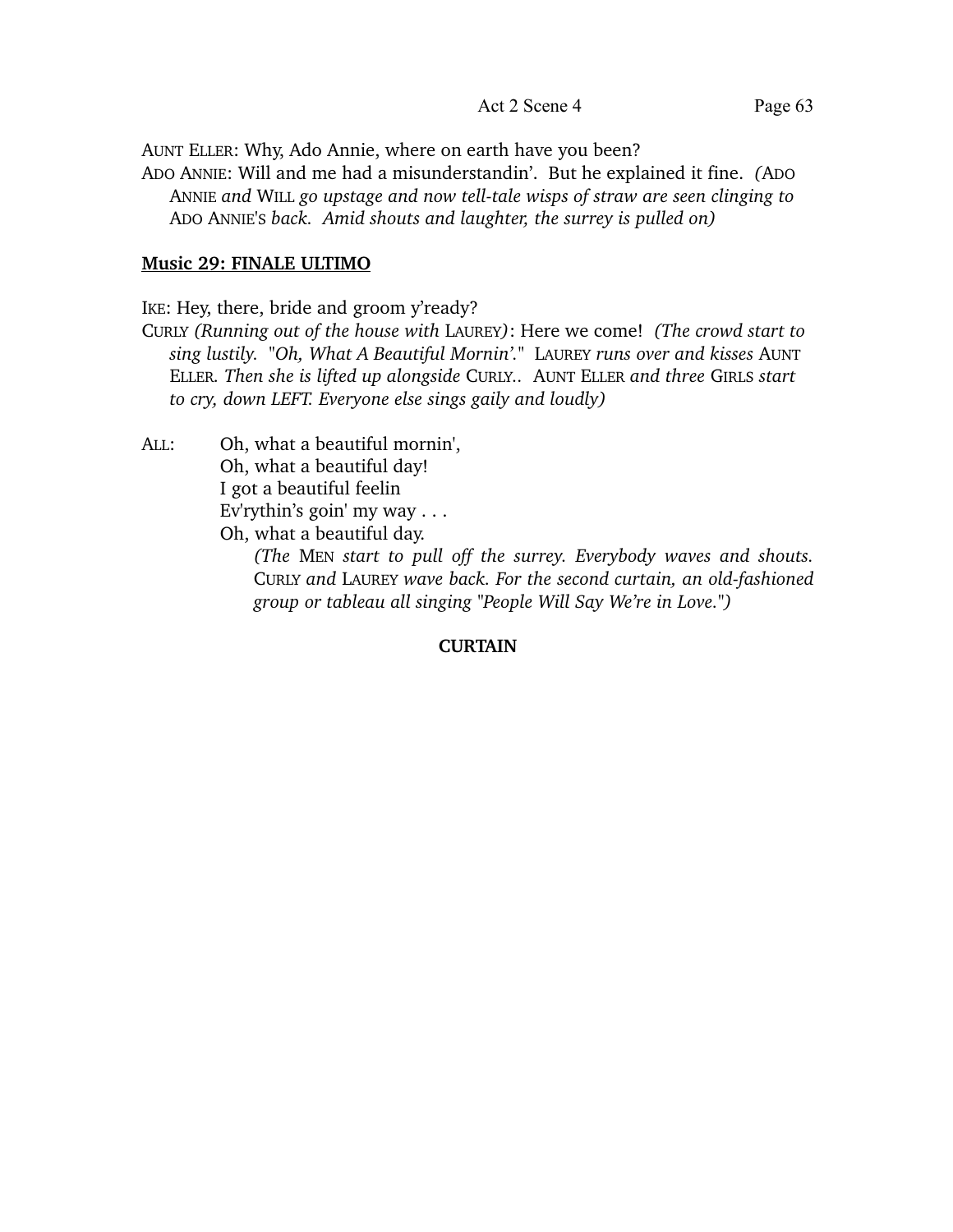AUNT ELLER: Why, Ado Annie, where on earth have you been?
ADO ANNIE: Will and me had a misunderstandin'. But he explained it fine. *(*ADO ANNIE *and* WILL *go upstage and now tell-tale wisps of straw are seen clinging to* ADO ANNIE'S *back. Amid shouts and laughter, the surrey is pulled on)*

**Music 29: FINALE ULTIMO**

IKE: Hey, there, bride and groom y'ready?
CURLY *(Running out of the house with* LAUREY*)*: Here we come! *(The crowd start to sing lustily. "Oh, What A Beautiful Mornin'."* LAUREY *runs over and kisses* AUNT ELLER*. Then she is lifted up alongside* CURLY*..* AUNT ELLER *and three* GIRLS *start to cry, down LEFT. Everyone else sings gaily and loudly)*

ALL: Oh, what a beautiful mornin',
Oh, what a beautiful day!
I got a beautiful feelin
Ev'rythin's goin' my way . . .
Oh, what a beautiful day.
*(The* MEN *start to pull off the surrey. Everybody waves and shouts.* CURLY *and* LAUREY *wave back. For the second curtain, an old-fashioned group or tableau all singing "People Will Say We're in Love.")*

**CURTAIN**